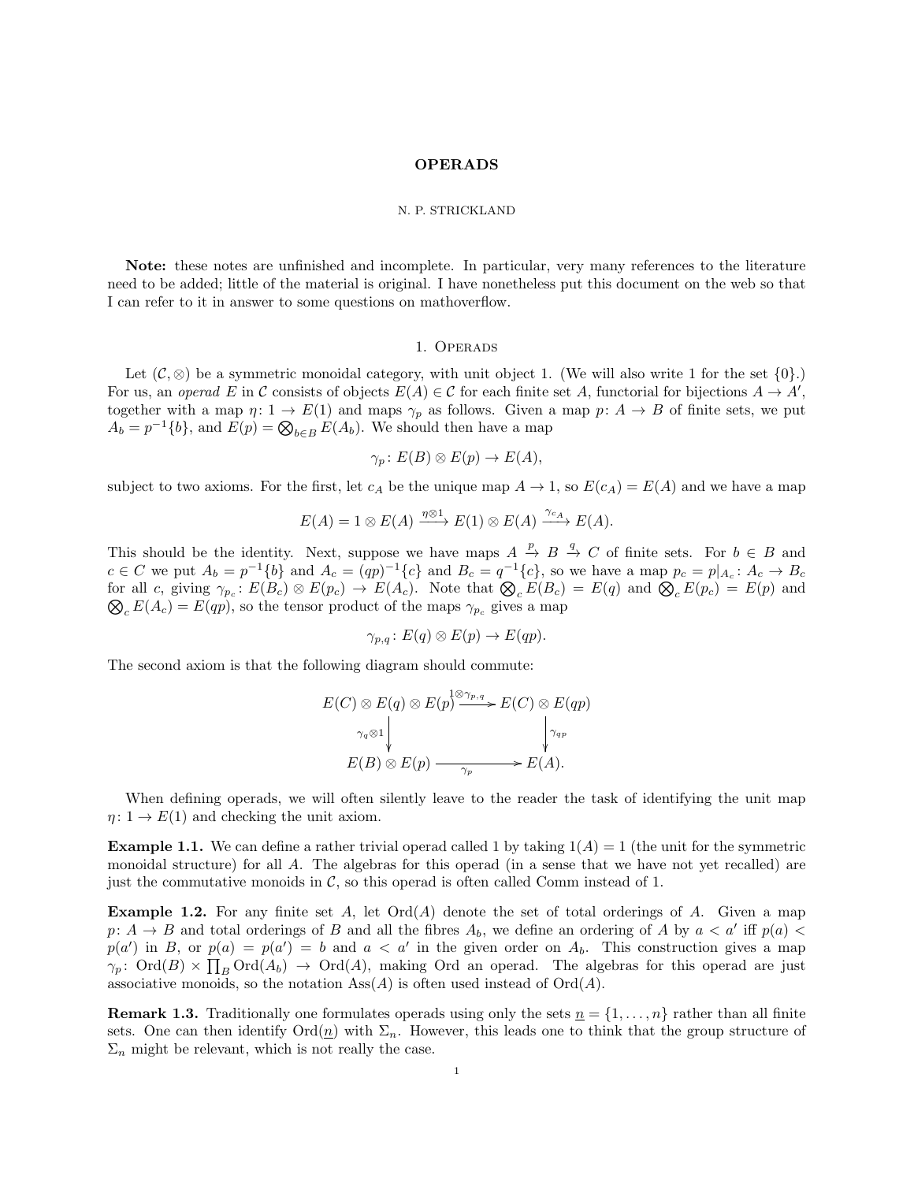# OPERADS

N. P. STRICKLAND

**Note:** these notes are unfinished and incomplete. In particular, very many references to the literature need to be added; little of the material is original. I have nonetheless put this document on the web so that I can refer to it in answer to some questions on mathoverflow.

## 1. Operads

Let $(\mathcal{C}, \otimes)$ be a symmetric monoidal category, with unit object 1. (We will also write 1 for the set $\{0\}$.) For us, an *operad* $E$ in $\mathcal{C}$ consists of objects $E(A) \in \mathcal{C}$ for each finite set $A$, functorial for bijections $A \to A'$, together with a map $\eta \colon 1 \to E(1)$ and maps $\gamma_p$ as follows. Given a map $p \colon A \to B$ of finite sets, we put $A_b = p^{-1}\{b\}$, and $E(p) = \bigotimes_{b \in B} E(A_b)$. We should then have a map

$$\gamma_p \colon E(B) \otimes E(p) \to E(A),$$

subject to two axioms. For the first, let $c_A$ be the unique map $A \to 1$, so $E(c_A) = E(A)$ and we have a map

$$E(A) = 1 \otimes E(A) \xrightarrow{\eta \otimes 1} E(1) \otimes E(A) \xrightarrow{\gamma_{c_A}} E(A).$$

This should be the identity. Next, suppose we have maps $A \xrightarrow{p} B \xrightarrow{q} C$ of finite sets. For $b \in B$ and $c \in C$ we put $A_b = p^{-1}\{b\}$ and $A_c = (qp)^{-1}\{c\}$ and $B_c = q^{-1}\{c\}$, so we have a map $p_c = p|_{A_c} \colon A_c \to B_c$ for all $c$, giving $\gamma_{p_c} \colon E(B_c) \otimes E(p_c) \to E(A_c)$. Note that $\bigotimes_c E(B_c) = E(q)$ and $\bigotimes_c E(p_c) = E(p)$ and $\bigotimes_c E(A_c) = E(qp)$, so the tensor product of the maps $\gamma_{p_c}$ gives a map

$$\gamma_{p,q} \colon E(q) \otimes E(p) \to E(qp).$$

The second axiom is that the following diagram should commute:

$$\begin{array}{ccc}
E(C) \otimes E(q) \otimes E(p) & \xrightarrow{1 \otimes \gamma_{p,q}} & E(C) \otimes E(qp) \\
\downarrow{\scriptstyle \gamma_q \otimes 1} & & \downarrow{\scriptstyle \gamma_{qp}} \\
E(B) \otimes E(p) & \xrightarrow[\gamma_p]{} & E(A).
\end{array}$$

When defining operads, we will often silently leave to the reader the task of identifying the unit map $\eta \colon 1 \to E(1)$ and checking the unit axiom.

**Example 1.1.** We can define a rather trivial operad called 1 by taking $1(A) = 1$ (the unit for the symmetric monoidal structure) for all $A$. The algebras for this operad (in a sense that we have not yet recalled) are just the commutative monoids in $\mathcal{C}$, so this operad is often called Comm instead of 1.

**Example 1.2.** For any finite set $A$, let $\mathrm{Ord}(A)$ denote the set of total orderings of $A$. Given a map $p \colon A \to B$ and total orderings of $B$ and all the fibres $A_b$, we define an ordering of $A$ by $a < a'$ iff $p(a) < p(a')$ in $B$, or $p(a) = p(a') = b$ and $a < a'$ in the given order on $A_b$. This construction gives a map $\gamma_p \colon \mathrm{Ord}(B) \times \prod_B \mathrm{Ord}(A_b) \to \mathrm{Ord}(A)$, making Ord an operad. The algebras for this operad are just associative monoids, so the notation $\mathrm{Ass}(A)$ is often used instead of $\mathrm{Ord}(A)$.

**Remark 1.3.** Traditionally one formulates operads using only the sets $\underline{n} = \{1, \ldots, n\}$ rather than all finite sets. One can then identify $\mathrm{Ord}(\underline{n})$ with $\Sigma_n$. However, this leads one to think that the group structure of $\Sigma_n$ might be relevant, which is not really the case.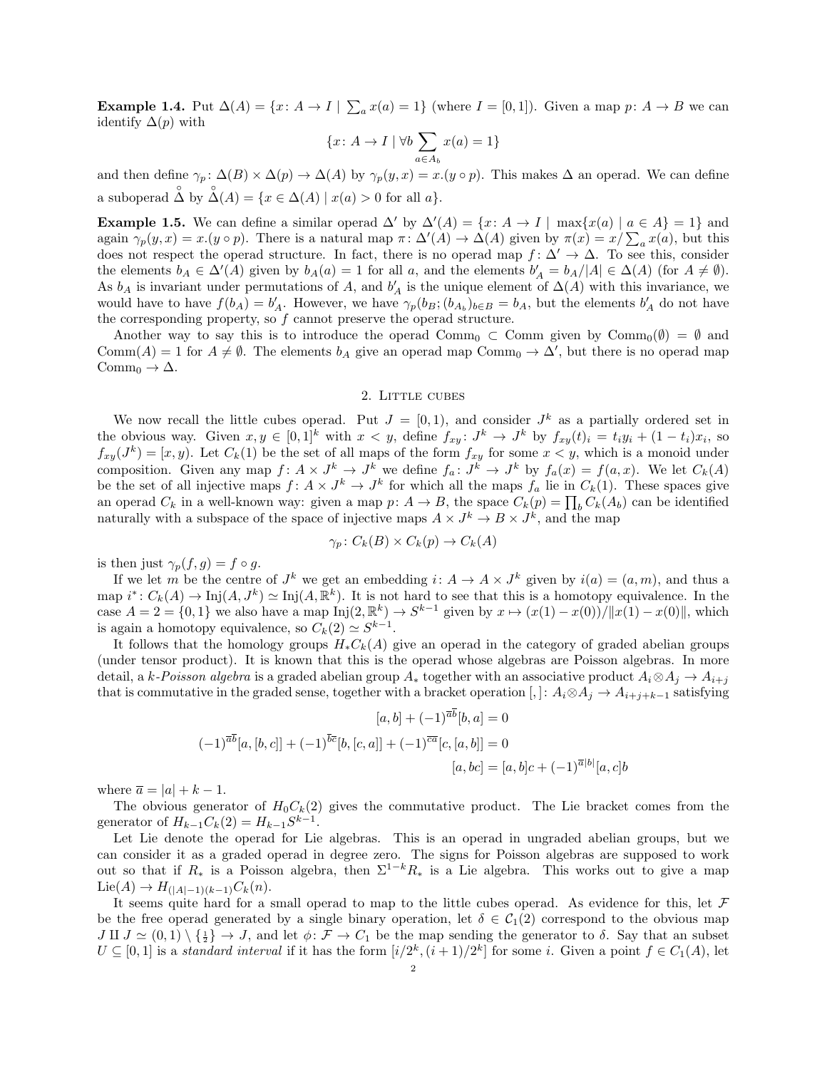**Example 1.4.** Put $\Delta(A) = \{x: A \to I \mid \sum_a x(a) = 1\}$ (where $I = [0,1]$). Given a map $p: A \to B$ we can identify $\Delta(p)$ with

$$\{x: A \to I \mid \forall b \sum_{a \in A_b} x(a) = 1\}$$

and then define $\gamma_p: \Delta(B) \times \Delta(p) \to \Delta(A)$ by $\gamma_p(y, x) = x.(y \circ p)$. This makes $\Delta$ an operad. We can define a suboperad $\mathring{\Delta}$ by $\mathring{\Delta}(A) = \{x \in \Delta(A) \mid x(a) > 0 \text{ for all } a\}$.

**Example 1.5.** We can define a similar operad $\Delta'$ by $\Delta'(A) = \{x: A \to I \mid \max\{x(a) \mid a \in A\} = 1\}$ and again $\gamma_p(y,x) = x.(y \circ p)$. There is a natural map $\pi: \Delta'(A) \to \Delta(A)$ given by $\pi(x) = x/\sum_a x(a)$, but this does not respect the operad structure. In fact, there is no operad map $f: \Delta' \to \Delta$. To see this, consider the elements $b_A \in \Delta'(A)$ given by $b_A(a) = 1$ for all $a$, and the elements $b'_A = b_A/|A| \in \Delta(A)$ (for $A \neq \emptyset$). As $b_A$ is invariant under permutations of $A$, and $b'_A$ is the unique element of $\Delta(A)$ with this invariance, we would have to have $f(b_A) = b'_A$. However, we have $\gamma_p(b_B; (b_{A_b})_{b \in B} = b_A$, but the elements $b'_A$ do not have the corresponding property, so $f$ cannot preserve the operad structure.

Another way to say this is to introduce the operad $\mathrm{Comm}_0 \subset \mathrm{Comm}$ given by $\mathrm{Comm}_0(\emptyset) = \emptyset$ and $\mathrm{Comm}(A) = 1$ for $A \neq \emptyset$. The elements $b_A$ give an operad map $\mathrm{Comm}_0 \to \Delta'$, but there is no operad map $\mathrm{Comm}_0 \to \Delta$.

## 2. Little cubes

We now recall the little cubes operad. Put $J = [0,1)$, and consider $J^k$ as a partially ordered set in the obvious way. Given $x, y \in [0,1]^k$ with $x < y$, define $f_{xy}: J^k \to J^k$ by $f_{xy}(t)_i = t_i y_i + (1 - t_i) x_i$, so $f_{xy}(J^k) = [x, y)$. Let $C_k(1)$ be the set of all maps of the form $f_{xy}$ for some $x < y$, which is a monoid under composition. Given any map $f: A \times J^k \to J^k$ we define $f_a: J^k \to J^k$ by $f_a(x) = f(a, x)$. We let $C_k(A)$ be the set of all injective maps $f: A \times J^k \to J^k$ for which all the maps $f_a$ lie in $C_k(1)$. These spaces give an operad $C_k$ in a well-known way: given a map $p: A \to B$, the space $C_k(p) = \prod_b C_k(A_b)$ can be identified naturally with a subspace of the space of injective maps $A \times J^k \to B \times J^k$, and the map

$$\gamma_p: C_k(B) \times C_k(p) \to C_k(A)$$

is then just $\gamma_p(f, g) = f \circ g$.

If we let $m$ be the centre of $J^k$ we get an embedding $i: A \to A \times J^k$ given by $i(a) = (a, m)$, and thus a map $i^*: C_k(A) \to \mathrm{Inj}(A, J^k) \simeq \mathrm{Inj}(A, \mathbb{R}^k)$. It is not hard to see that this is a homotopy equivalence. In the case $A = 2 = \{0, 1\}$ we also have a map $\mathrm{Inj}(2, \mathbb{R}^k) \to S^{k-1}$ given by $x \mapsto (x(1) - x(0))/\|x(1) - x(0)\|$, which is again a homotopy equivalence, so $C_k(2) \simeq S^{k-1}$.

It follows that the homology groups $H_* C_k(A)$ give an operad in the category of graded abelian groups (under tensor product). It is known that this is the operad whose algebras are Poisson algebras. In more detail, a *$k$-Poisson algebra* is a graded abelian group $A_*$ together with an associative product $A_i \otimes A_j \to A_{i+j}$ that is commutative in the graded sense, together with a bracket operation $[,]: A_i \otimes A_j \to A_{i+j+k-1}$ satisfying

$$[a, b] + (-1)^{\overline{a}\overline{b}}[b, a] = 0$$

$$(-1)^{\overline{a}\overline{b}}[a, [b, c]] + (-1)^{\overline{b}\overline{c}}[b, [c, a]] + (-1)^{\overline{c}\overline{a}}[c, [a, b]] = 0$$

$$[a, bc] = [a, b]c + (-1)^{\overline{a}|b|}[a, c]b$$

where $\overline{a} = |a| + k - 1$.

The obvious generator of $H_0 C_k(2)$ gives the commutative product. The Lie bracket comes from the generator of $H_{k-1} C_k(2) = H_{k-1} S^{k-1}$.

Let Lie denote the operad for Lie algebras. This is an operad in ungraded abelian groups, but we can consider it as a graded operad in degree zero. The signs for Poisson algebras are supposed to work out so that if $R_*$ is a Poisson algebra, then $\Sigma^{1-k} R_*$ is a Lie algebra. This works out to give a map $\mathrm{Lie}(A) \to H_{(|A|-1)(k-1)} C_k(n)$.

It seems quite hard for a small operad to map to the little cubes operad. As evidence for this, let $\mathcal{F}$ be the free operad generated by a single binary operation, let $\delta \in \mathcal{C}_1(2)$ correspond to the obvious map $J \amalg J \simeq (0,1) \setminus \{\frac{1}{2}\} \to J$, and let $\phi: \mathcal{F} \to C_1$ be the map sending the generator to $\delta$. Say that an subset $U \subseteq [0,1]$ is a *standard interval* if it has the form $[i/2^k, (i+1)/2^k]$ for some $i$. Given a point $f \in C_1(A)$, let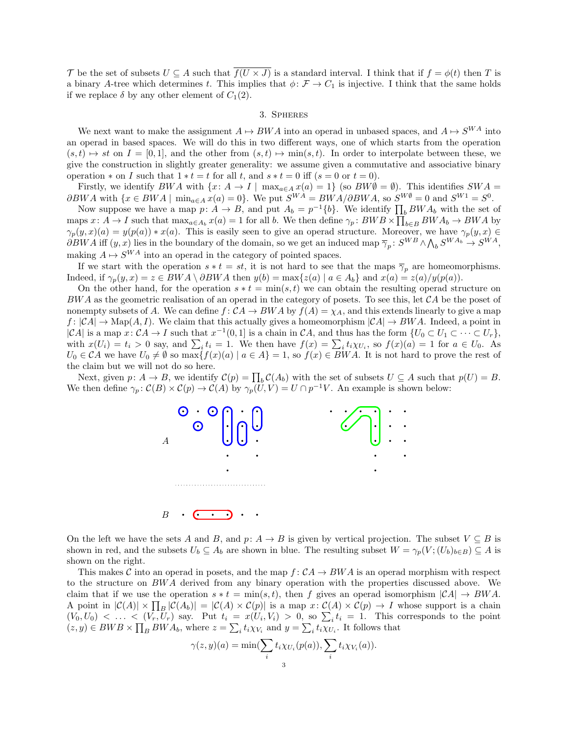$\mathcal{T}$ be the set of subsets $U \subseteq A$ such that $\overline{f(U \times J)}$ is a standard interval. I think that if $f = \phi(t)$ then $T$ is a binary $A$-tree which determines $t$. This implies that $\phi\colon \mathcal{F} \to C_1$ is injective. I think that the same holds if we replace $\delta$ by any other element of $C_1(2)$.

## 3. Spheres

We next want to make the assignment $A \mapsto BWA$ into an operad in unbased spaces, and $A \mapsto S^{WA}$ into an operad in based spaces. We will do this in two different ways, one of which starts from the operation $(s,t) \mapsto st$ on $I = [0,1]$, and the other from $(s,t) \mapsto \min(s,t)$. In order to interpolate between these, we give the construction in slightly greater generality: we assume given a commutative and associative binary operation $*$ on $I$ such that $1 * t = t$ for all $t$, and $s * t = 0$ iff ($s = 0$ or $t = 0$).

Firstly, we identify $BWA$ with $\{x\colon A \to I \mid \max_{a \in A} x(a) = 1\}$ (so $BW\emptyset = \emptyset$). This identifies $SWA = \partial BWA$ with $\{x \in BWA \mid \min_{a\in A} x(a) = 0\}$. We put $S^{WA} = BWA/\partial BWA$, so $S^{W\emptyset} = 0$ and $S^{W1} = S^0$.

Now suppose we have a map $p\colon A \to B$, and put $A_b = p^{-1}\{b\}$. We identify $\prod_b BWA_b$ with the set of maps $x\colon A \to I$ such that $\max_{a \in A_b} x(a) = 1$ for all $b$. We then define $\gamma_p\colon BWB \times \prod_{b\in B} BWA_b \to BWA$ by $\gamma_p(y,x)(a) = y(p(a)) * x(a)$. This is easily seen to give an operad structure. Moreover, we have $\gamma_p(y,x) \in \partial BWA$ iff $(y,x)$ lies in the boundary of the domain, so we get an induced map $\overline{\gamma}_p\colon S^{WB} \wedge \bigwedge_b S^{WA_b} \to S^{WA}$, making $A \mapsto S^{WA}$ into an operad in the category of pointed spaces.

If we start with the operation $s * t = st$, it is not hard to see that the maps $\overline{\gamma}_p$ are homeomorphisms. Indeed, if $\gamma_p(y,x) = z \in BWA \setminus \partial BWA$ then $y(b) = \max\{z(a) \mid a \in A_b\}$ and $x(a) = z(a)/y(p(a))$.

On the other hand, for the operation $s * t = \min(s,t)$ we can obtain the resulting operad structure on $BWA$ as the geometric realisation of an operad in the category of posets. To see this, let $\mathcal{C}A$ be the poset of nonempty subsets of $A$. We can define $f\colon \mathcal{C}A \to BWA$ by $f(A) = \chi_A$, and this extends linearly to give a map $f\colon |\mathcal{C}A| \to \mathrm{Map}(A, I)$. We claim that this actually gives a homeomorphism $|\mathcal{C}A| \to BWA$. Indeed, a point in $|\mathcal{C}A|$ is a map $x\colon \mathcal{C}A \to I$ such that $x^{-1}(0,1]$ is a chain in $\mathcal{C}A$, and thus has the form $\{U_0 \subset U_1 \subset \cdots \subset U_r\}$, with $x(U_i) = t_i > 0$ say, and $\sum_i t_i = 1$. We then have $f(x) = \sum_i t_i \chi_{U_i}$, so $f(x)(a) = 1$ for $a \in U_0$. As $U_0 \in \mathcal{C}A$ we have $U_0 \neq \emptyset$ so $\max\{f(x)(a) \mid a \in A\} = 1$, so $f(x) \in BWA$. It is not hard to prove the rest of the claim but we will not do so here.

Next, given $p\colon A \to B$, we identify $\mathcal{C}(p) = \prod_b \mathcal{C}(A_b)$ with the set of subsets $U \subseteq A$ such that $p(U) = B$. We then define $\gamma_p\colon \mathcal{C}(B) \times \mathcal{C}(p) \to \mathcal{C}(A)$ by $\gamma_p(U,V) = U \cap p^{-1}V$. An example is shown below:

On the left we have the sets $A$ and $B$, and $p\colon A \to B$ is given by vertical projection. The subset $V \subseteq B$ is shown in red, and the subsets $U_b \subseteq A_b$ are shown in blue. The resulting subset $W = \gamma_p(V; (U_b)_{b\in B}) \subseteq A$ is shown on the right.

This makes $\mathcal{C}$ into an operad in posets, and the map $f\colon \mathcal{C}A \to BWA$ is an operad morphism with respect to the structure on $BWA$ derived from any binary operation with the properties discussed above. We claim that if we use the operation $s * t = \min(s,t)$, then $f$ gives an operad isomorphism $|\mathcal{C}A| \to BWA$. A point in $|\mathcal{C}(A)| \times \prod_B |\mathcal{C}(A_b)| = |\mathcal{C}(A) \times \mathcal{C}(p)|$ is a map $x\colon \mathcal{C}(A) \times \mathcal{C}(p) \to I$ whose support is a chain $(V_0, U_0) < \ldots < (V_r, U_r)$ say. Put $t_i = x(U_i, V_i) > 0$, so $\sum_i t_i = 1$. This corresponds to the point $(z, y) \in BWB \times \prod_B BWA_b$, where $z = \sum_i t_i \chi_{V_i}$ and $y = \sum_i t_i \chi_{U_i}$. It follows that

$$\gamma(z,y)(a) = \min(\sum_i t_i \chi_{U_i}(p(a)), \sum_i t_i \chi_{V_i}(a)).$$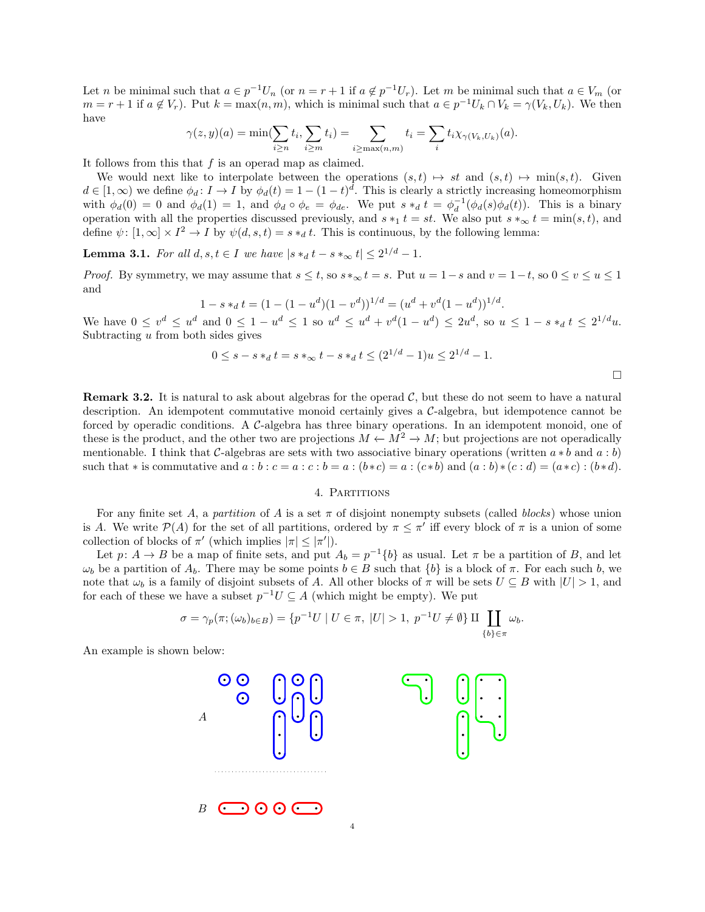Let $n$ be minimal such that $a \in p^{-1}U_n$ (or $n = r+1$ if $a \notin p^{-1}U_r$). Let $m$ be minimal such that $a \in V_m$ (or $m = r+1$ if $a \notin V_r$). Put $k = \max(n,m)$, which is minimal such that $a \in p^{-1}U_k \cap V_k = \gamma(V_k, U_k)$. We then have

$$\gamma(z,y)(a) = \min(\sum_{i \geq n} t_i, \sum_{i \geq m} t_i) = \sum_{i \geq \max(n,m)} t_i = \sum_i t_i \chi_{\gamma(V_k,U_k)}(a).$$

It follows from this that $f$ is an operad map as claimed.

We would next like to interpolate between the operations $(s,t) \mapsto st$ and $(s,t) \mapsto \min(s,t)$. Given $d \in [1,\infty)$ we define $\phi_d \colon I \to I$ by $\phi_d(t) = 1 - (1-t)^d$. This is clearly a strictly increasing homeomorphism with $\phi_d(0) = 0$ and $\phi_d(1) = 1$, and $\phi_d \circ \phi_e = \phi_{de}$. We put $s *_d t = \phi_d^{-1}(\phi_d(s)\phi_d(t))$. This is a binary operation with all the properties discussed previously, and $s *_1 t = st$. We also put $s *_\infty t = \min(s,t)$, and define $\psi \colon [1,\infty] \times I^2 \to I$ by $\psi(d,s,t) = s *_d t$. This is continuous, by the following lemma:

**Lemma 3.1.** *For all $d, s, t \in I$ we have $|s *_d t - s *_\infty t| \leq 2^{1/d} - 1$.*

*Proof.* By symmetry, we may assume that $s \leq t$, so $s *_\infty t = s$. Put $u = 1 - s$ and $v = 1 - t$, so $0 \leq v \leq u \leq 1$ and

$$1 - s *_d t = (1 - (1-u^d)(1-v^d))^{1/d} = (u^d + v^d(1-u^d))^{1/d}.$$

We have $0 \leq v^d \leq u^d$ and $0 \leq 1 - u^d \leq 1$ so $u^d \leq u^d + v^d(1-u^d) \leq 2u^d$, so $u \leq 1 - s *_d t \leq 2^{1/d}u$. Subtracting $u$ from both sides gives

$$0 \leq s - s *_d t = s *_\infty t - s *_d t \leq (2^{1/d} - 1)u \leq 2^{1/d} - 1.$$

□

**Remark 3.2.** It is natural to ask about algebras for the operad $\mathcal{C}$, but these do not seem to have a natural description. An idempotent commutative monoid certainly gives a $\mathcal{C}$-algebra, but idempotence cannot be forced by operadic conditions. A $\mathcal{C}$-algebra has three binary operations. In an idempotent monoid, one of these is the product, and the other two are projections $M \leftarrow M^2 \to M$; but projections are not operadically mentionable. I think that $\mathcal{C}$-algebras are sets with two associative binary operations (written $a * b$ and $a : b$) such that $*$ is commutative and $a : b : c = a : c : b = a : (b * c) = a : (c * b)$ and $(a : b) * (c : d) = (a * c) : (b * d)$.

## 4. Partitions

For any finite set $A$, a *partition* of $A$ is a set $\pi$ of disjoint nonempty subsets (called *blocks*) whose union is $A$. We write $\mathcal{P}(A)$ for the set of all partitions, ordered by $\pi \leq \pi'$ iff every block of $\pi$ is a union of some collection of blocks of $\pi'$ (which implies $|\pi| \leq |\pi'|$).

Let $p \colon A \to B$ be a map of finite sets, and put $A_b = p^{-1}\{b\}$ as usual. Let $\pi$ be a partition of $B$, and let $\omega_b$ be a partition of $A_b$. There may be some points $b \in B$ such that $\{b\}$ is a block of $\pi$. For each such $b$, we note that $\omega_b$ is a family of disjoint subsets of $A$. All other blocks of $\pi$ will be sets $U \subseteq B$ with $|U| > 1$, and for each of these we have a subset $p^{-1}U \subseteq A$ (which might be empty). We put

$$\sigma = \gamma_p(\pi; (\omega_b)_{b \in B}) = \{p^{-1}U \mid U \in \pi,\ |U| > 1,\ p^{-1}U \neq \emptyset\} \amalg \coprod_{\{b\} \in \pi} \omega_b.$$

An example is shown below:

A

B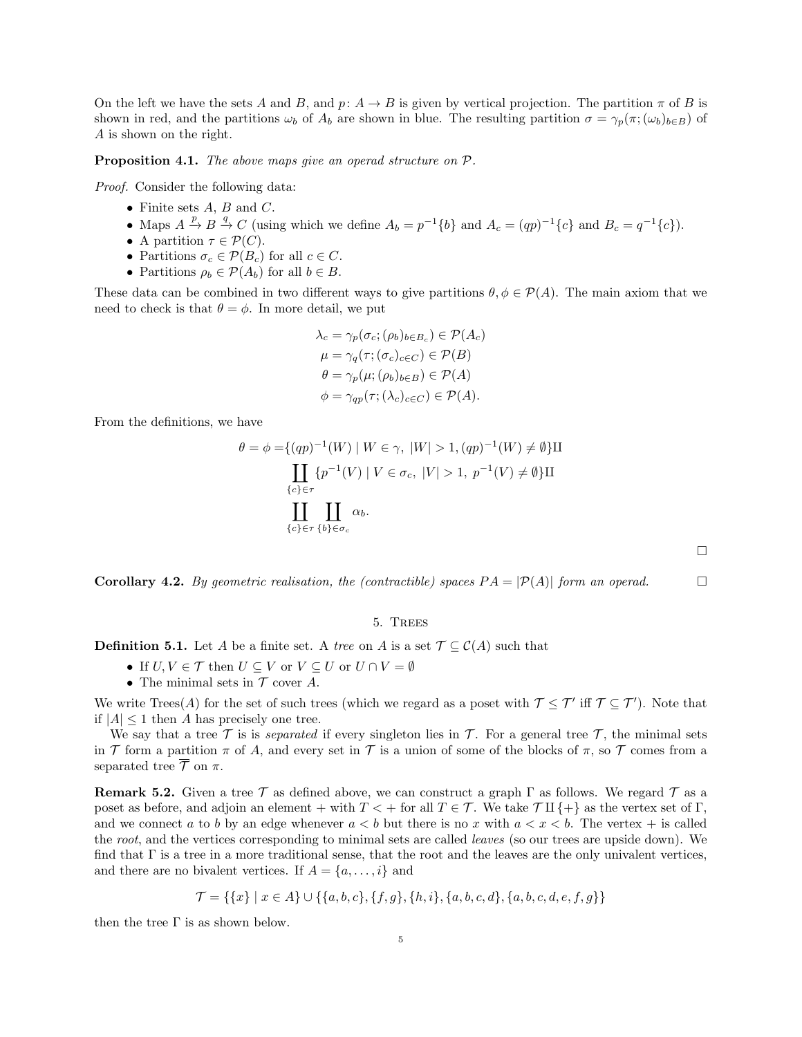On the left we have the sets $A$ and $B$, and $p\colon A \to B$ is given by vertical projection. The partition $\pi$ of $B$ is shown in red, and the partitions $\omega_b$ of $A_b$ are shown in blue. The resulting partition $\sigma = \gamma_p(\pi; (\omega_b)_{b\in B})$ of $A$ is shown on the right.

**Proposition 4.1.** *The above maps give an operad structure on $\mathcal{P}$.*

*Proof.* Consider the following data:

- Finite sets $A$, $B$ and $C$.
- Maps $A \xrightarrow{p} B \xrightarrow{q} C$ (using which we define $A_b = p^{-1}\{b\}$ and $A_c = (qp)^{-1}\{c\}$ and $B_c = q^{-1}\{c\}$).
- A partition $\tau \in \mathcal{P}(C)$.
- Partitions $\sigma_c \in \mathcal{P}(B_c)$ for all $c \in C$.
- Partitions $\rho_b \in \mathcal{P}(A_b)$ for all $b \in B$.

These data can be combined in two different ways to give partitions $\theta, \phi \in \mathcal{P}(A)$. The main axiom that we need to check is that $\theta = \phi$. In more detail, we put

$$
\begin{aligned}
\lambda_c &= \gamma_p(\sigma_c; (\rho_b)_{b\in B_c}) \in \mathcal{P}(A_c) \\
\mu &= \gamma_q(\tau; (\sigma_c)_{c\in C}) \in \mathcal{P}(B) \\
\theta &= \gamma_p(\mu; (\rho_b)_{b\in B}) \in \mathcal{P}(A) \\
\phi &= \gamma_{qp}(\tau; (\lambda_c)_{c\in C}) \in \mathcal{P}(A).
\end{aligned}
$$

From the definitions, we have

$$
\begin{aligned}
\theta = \phi = &\{(qp)^{-1}(W) \mid W \in \gamma,\ |W| > 1, (qp)^{-1}(W) \neq \emptyset\} \amalg \\
&\coprod_{\{c\}\in\tau} \{p^{-1}(V) \mid V \in \sigma_c,\ |V| > 1,\ p^{-1}(V) \neq \emptyset\} \amalg \\
&\coprod_{\{c\}\in\tau} \coprod_{\{b\}\in\sigma_c} \alpha_b.
\end{aligned}
$$

□

**Corollary 4.2.** *By geometric realisation, the (contractible) spaces $PA = |\mathcal{P}(A)|$ form an operad.* □

## 5. Trees

**Definition 5.1.** Let $A$ be a finite set. A *tree* on $A$ is a set $\mathcal{T} \subseteq \mathcal{C}(A)$ such that

- If $U, V \in \mathcal{T}$ then $U \subseteq V$ or $V \subseteq U$ or $U \cap V = \emptyset$
- The minimal sets in $\mathcal{T}$ cover $A$.

We write $\mathrm{Trees}(A)$ for the set of such trees (which we regard as a poset with $\mathcal{T} \leq \mathcal{T}'$ iff $\mathcal{T} \subseteq \mathcal{T}'$). Note that if $|A| \leq 1$ then $A$ has precisely one tree.

We say that a tree $\mathcal{T}$ is is *separated* if every singleton lies in $\mathcal{T}$. For a general tree $\mathcal{T}$, the minimal sets in $\mathcal{T}$ form a partition $\pi$ of $A$, and every set in $\mathcal{T}$ is a union of some of the blocks of $\pi$, so $\mathcal{T}$ comes from a separated tree $\overline{\mathcal{T}}$ on $\pi$.

**Remark 5.2.** Given a tree $\mathcal{T}$ as defined above, we can construct a graph $\Gamma$ as follows. We regard $\mathcal{T}$ as a poset as before, and adjoin an element $+$ with $T < +$ for all $T \in \mathcal{T}$. We take $\mathcal{T} \amalg \{+\}$ as the vertex set of $\Gamma$, and we connect $a$ to $b$ by an edge whenever $a < b$ but there is no $x$ with $a < x < b$. The vertex $+$ is called the *root*, and the vertices corresponding to minimal sets are called *leaves* (so our trees are upside down). We find that $\Gamma$ is a tree in a more traditional sense, that the root and the leaves are the only univalent vertices, and there are no bivalent vertices. If $A = \{a, \dots, i\}$ and

$$
\mathcal{T} = \{\{x\} \mid x \in A\} \cup \{\{a, b, c\}, \{f, g\}, \{h, i\}, \{a, b, c, d\}, \{a, b, c, d, e, f, g\}\}
$$

then the tree $\Gamma$ is as shown below.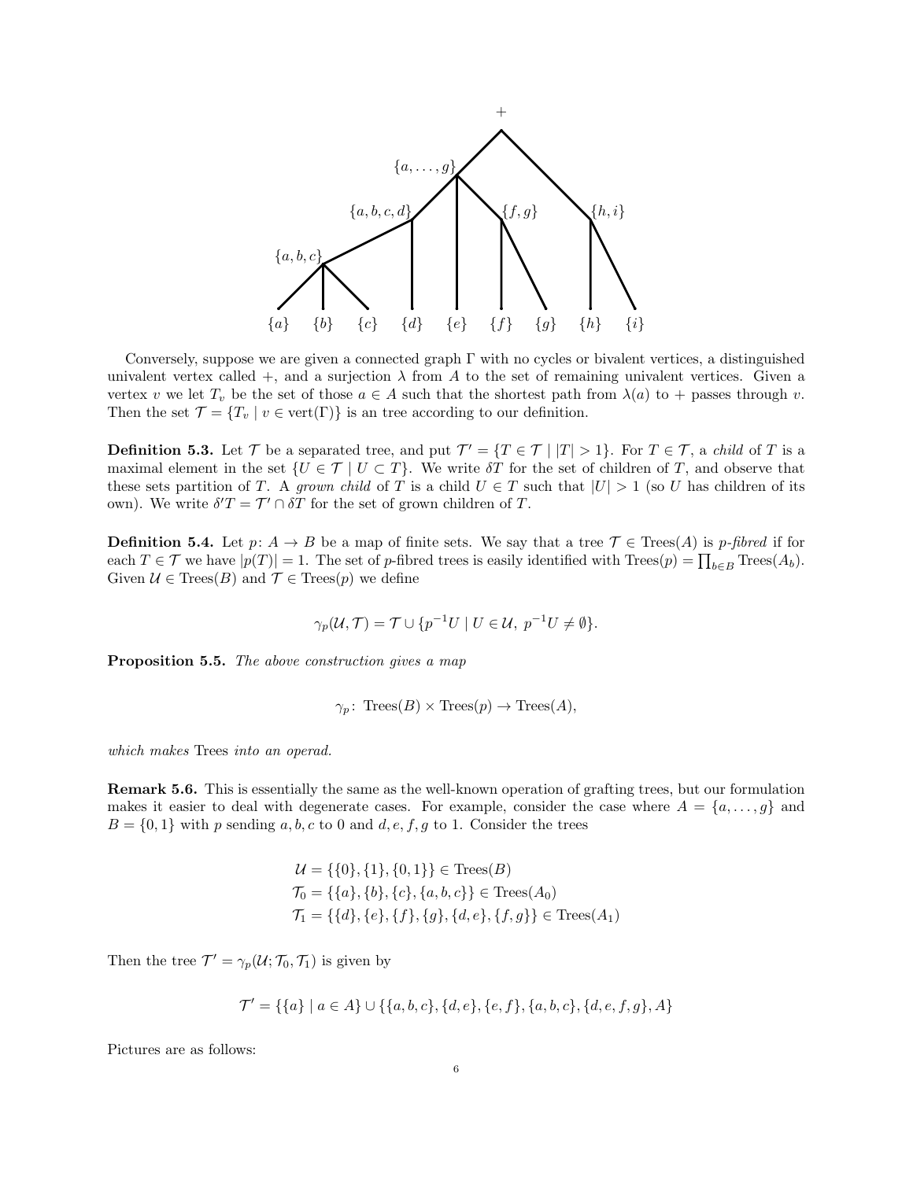Conversely, suppose we are given a connected graph $\Gamma$ with no cycles or bivalent vertices, a distinguished univalent vertex called $+$, and a surjection $\lambda$ from $A$ to the set of remaining univalent vertices. Given a vertex $v$ we let $T_v$ be the set of those $a \in A$ such that the shortest path from $\lambda(a)$ to $+$ passes through $v$. Then the set $\mathcal{T} = \{T_v \mid v \in \text{vert}(\Gamma)\}$ is an tree according to our definition.

**Definition 5.3.** Let $\mathcal{T}$ be a separated tree, and put $\mathcal{T}' = \{T \in \mathcal{T} \mid |T| > 1\}$. For $T \in \mathcal{T}$, a *child* of $T$ is a maximal element in the set $\{U \in \mathcal{T} \mid U \subset T\}$. We write $\delta T$ for the set of children of $T$, and observe that these sets partition of $T$. A *grown child* of $T$ is a child $U \in T$ such that $|U| > 1$ (so $U$ has children of its own). We write $\delta' T = \mathcal{T}' \cap \delta T$ for the set of grown children of $T$.

**Definition 5.4.** Let $p\colon A \to B$ be a map of finite sets. We say that a tree $\mathcal{T} \in \text{Trees}(A)$ is *p-fibred* if for each $T \in \mathcal{T}$ we have $|p(T)| = 1$. The set of $p$-fibred trees is easily identified with $\text{Trees}(p) = \prod_{b \in B} \text{Trees}(A_b)$. Given $\mathcal{U} \in \text{Trees}(B)$ and $\mathcal{T} \in \text{Trees}(p)$ we define

$$\gamma_p(\mathcal{U}, \mathcal{T}) = \mathcal{T} \cup \{p^{-1}U \mid U \in \mathcal{U},\ p^{-1}U \neq \emptyset\}.$$

**Proposition 5.5.** *The above construction gives a map*

$$\gamma_p\colon \text{Trees}(B) \times \text{Trees}(p) \to \text{Trees}(A),$$

*which makes* Trees *into an operad.*

**Remark 5.6.** This is essentially the same as the well-known operation of grafting trees, but our formulation makes it easier to deal with degenerate cases. For example, consider the case where $A = \{a, \ldots, g\}$ and $B = \{0, 1\}$ with $p$ sending $a, b, c$ to $0$ and $d, e, f, g$ to $1$. Consider the trees

$$\begin{aligned}
\mathcal{U} &= \{\{0\}, \{1\}, \{0, 1\}\} \in \text{Trees}(B) \\
\mathcal{T}_0 &= \{\{a\}, \{b\}, \{c\}, \{a, b, c\}\} \in \text{Trees}(A_0) \\
\mathcal{T}_1 &= \{\{d\}, \{e\}, \{f\}, \{g\}, \{d, e\}, \{f, g\}\} \in \text{Trees}(A_1)
\end{aligned}$$

Then the tree $\mathcal{T}' = \gamma_p(\mathcal{U}; \mathcal{T}_0, \mathcal{T}_1)$ is given by

$$\mathcal{T}' = \{\{a\} \mid a \in A\} \cup \{\{a, b, c\}, \{d, e\}, \{e, f\}, \{a, b, c\}, \{d, e, f, g\}, A\}$$

Pictures are as follows: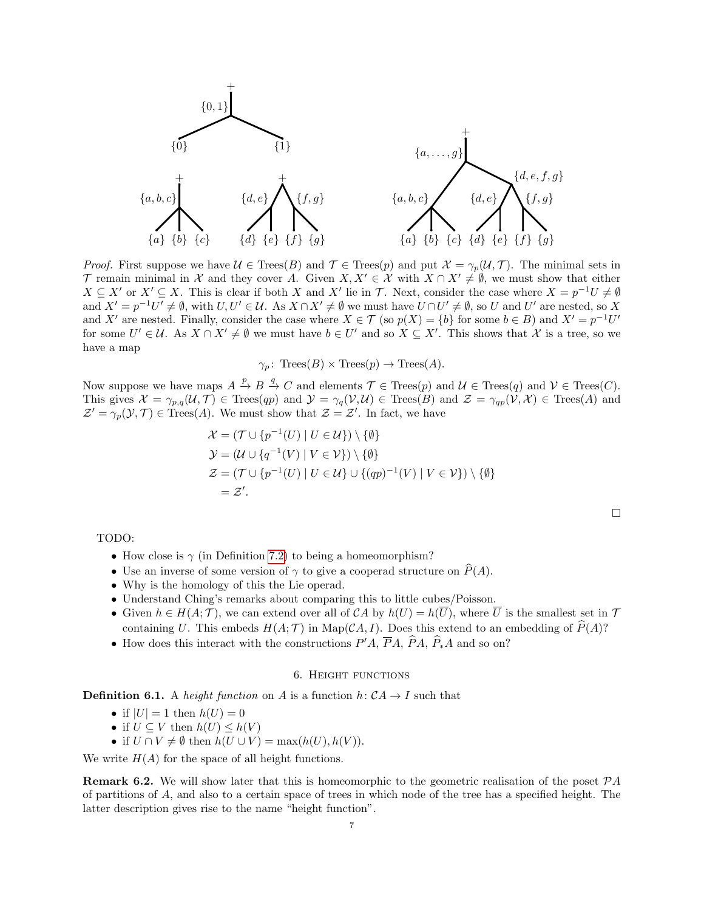*Proof.* First suppose we have $\mathcal{U} \in \mathrm{Trees}(B)$ and $\mathcal{T} \in \mathrm{Trees}(p)$ and put $\mathcal{X} = \gamma_p(\mathcal{U}, \mathcal{T})$. The minimal sets in $\mathcal{T}$ remain minimal in $\mathcal{X}$ and they cover $A$. Given $X, X' \in \mathcal{X}$ with $X \cap X' \neq \emptyset$, we must show that either $X \subseteq X'$ or $X' \subseteq X$. This is clear if both $X$ and $X'$ lie in $\mathcal{T}$. Next, consider the case where $X = p^{-1}U \neq \emptyset$ and $X' = p^{-1}U' \neq \emptyset$, with $U, U' \in \mathcal{U}$. As $X \cap X' \neq \emptyset$ we must have $U \cap U' \neq \emptyset$, so $U$ and $U'$ are nested, so $X$ and $X'$ are nested. Finally, consider the case where $X \in \mathcal{T}$ (so $p(X) = \{b\}$ for some $b \in B$) and $X' = p^{-1}U'$ for some $U' \in \mathcal{U}$. As $X \cap X' \neq \emptyset$ we must have $b \in U'$ and so $X \subseteq X'$. This shows that $\mathcal{X}$ is a tree, so we have a map

$$\gamma_p \colon \mathrm{Trees}(B) \times \mathrm{Trees}(p) \to \mathrm{Trees}(A).$$

Now suppose we have maps $A \xrightarrow{p} B \xrightarrow{q} C$ and elements $\mathcal{T} \in \mathrm{Trees}(p)$ and $\mathcal{U} \in \mathrm{Trees}(q)$ and $\mathcal{V} \in \mathrm{Trees}(C)$. This gives $\mathcal{X} = \gamma_{p,q}(\mathcal{U}, \mathcal{T}) \in \mathrm{Trees}(qp)$ and $\mathcal{Y} = \gamma_q(\mathcal{V}, \mathcal{U}) \in \mathrm{Trees}(B)$ and $\mathcal{Z} = \gamma_{qp}(\mathcal{V}, \mathcal{X}) \in \mathrm{Trees}(A)$ and $\mathcal{Z}' = \gamma_p(\mathcal{Y}, \mathcal{T}) \in \mathrm{Trees}(A)$. We must show that $\mathcal{Z} = \mathcal{Z}'$. In fact, we have

$$\begin{aligned}
\mathcal{X} &= (\mathcal{T} \cup \{p^{-1}(U) \mid U \in \mathcal{U}\}) \setminus \{\emptyset\} \\
\mathcal{Y} &= (\mathcal{U} \cup \{q^{-1}(V) \mid V \in \mathcal{V}\}) \setminus \{\emptyset\} \\
\mathcal{Z} &= (\mathcal{T} \cup \{p^{-1}(U) \mid U \in \mathcal{U}\} \cup \{(qp)^{-1}(V) \mid V \in \mathcal{V}\}) \setminus \{\emptyset\} \\
&= \mathcal{Z}'.
\end{aligned}$$

□

TODO:

- How close is $\gamma$ (in Definition 7.2) to being a homeomorphism?
- Use an inverse of some version of $\gamma$ to give a cooperad structure on $\widehat{P}(A)$.
- Why is the homology of this the Lie operad.
- Understand Ching's remarks about comparing this to little cubes/Poisson.
- Given $h \in H(A; \mathcal{T})$, we can extend over all of $\mathcal{C}A$ by $h(U) = h(\overline{U})$, where $\overline{U}$ is the smallest set in $\mathcal{T}$ containing $U$. This embeds $H(A; \mathcal{T})$ in $\mathrm{Map}(\mathcal{C}A, I)$. Does this extend to an embedding of $\widehat{P}(A)$?
- How does this interact with the constructions $P'A$, $\overline{P}A$, $\widehat{P}A$, $\widehat{P}_*A$ and so on?

## 6. Height functions

**Definition 6.1.** A *height function* on $A$ is a function $h \colon \mathcal{C}A \to I$ such that

- if $|U| = 1$ then $h(U) = 0$
- if $U \subseteq V$ then $h(U) \leq h(V)$
- if $U \cap V \neq \emptyset$ then $h(U \cup V) = \max(h(U), h(V))$.

We write $H(A)$ for the space of all height functions.

**Remark 6.2.** We will show later that this is homeomorphic to the geometric realisation of the poset $\mathcal{P}A$ of partitions of $A$, and also to a certain space of trees in which node of the tree has a specified height. The latter description gives rise to the name "height function".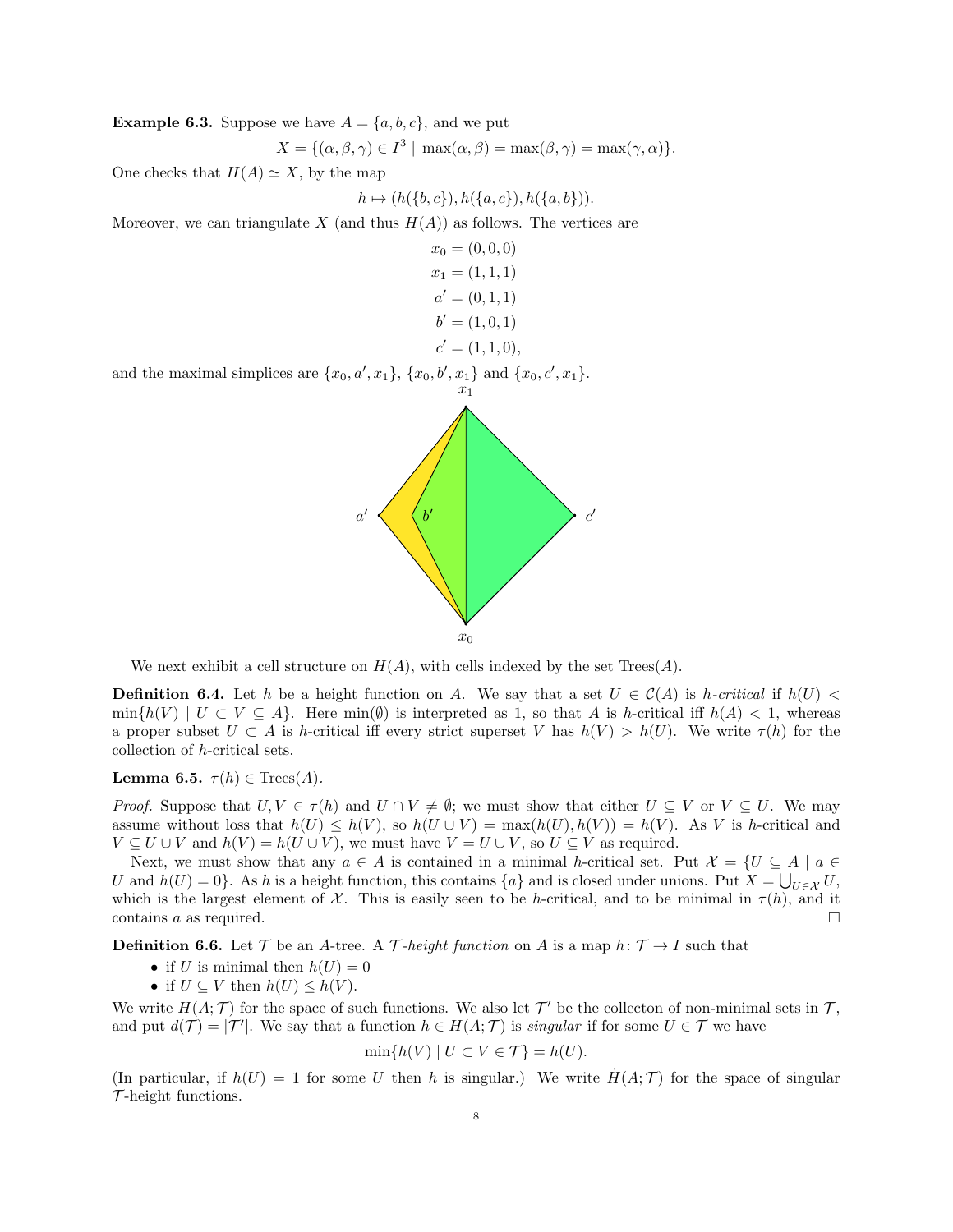**Example 6.3.** Suppose we have $A = \{a, b, c\}$, and we put

$$X = \{(\alpha, \beta, \gamma) \in I^3 \mid \max(\alpha, \beta) = \max(\beta, \gamma) = \max(\gamma, \alpha)\}.$$

One checks that $H(A) \simeq X$, by the map

$$h \mapsto (h(\{b, c\}), h(\{a, c\}), h(\{a, b\})).$$

Moreover, we can triangulate $X$ (and thus $H(A)$) as follows. The vertices are

$$x_0 = (0, 0, 0)$$
$$x_1 = (1, 1, 1)$$
$$a' = (0, 1, 1)$$
$$b' = (1, 0, 1)$$
$$c' = (1, 1, 0),$$

and the maximal simplices are $\{x_0, a', x_1\}$, $\{x_0, b', x_1\}$ and $\{x_0, c', x_1\}$.

We next exhibit a cell structure on $H(A)$, with cells indexed by the set $\mathrm{Trees}(A)$.

**Definition 6.4.** Let $h$ be a height function on $A$. We say that a set $U \in \mathcal{C}(A)$ is *$h$-critical* if $h(U) < \min\{h(V) \mid U \subset V \subseteq A\}$. Here $\min(\emptyset)$ is interpreted as 1, so that $A$ is $h$-critical iff $h(A) < 1$, whereas a proper subset $U \subset A$ is $h$-critical iff every strict superset $V$ has $h(V) > h(U)$. We write $\tau(h)$ for the collection of $h$-critical sets.

**Lemma 6.5.** $\tau(h) \in \mathrm{Trees}(A)$.

*Proof.* Suppose that $U, V \in \tau(h)$ and $U \cap V \neq \emptyset$; we must show that either $U \subseteq V$ or $V \subseteq U$. We may assume without loss that $h(U) \leq h(V)$, so $h(U \cup V) = \max(h(U), h(V)) = h(V)$. As $V$ is $h$-critical and $V \subseteq U \cup V$ and $h(V) = h(U \cup V)$, we must have $V = U \cup V$, so $U \subseteq V$ as required.

Next, we must show that any $a \in A$ is contained in a minimal $h$-critical set. Put $\mathcal{X} = \{U \subseteq A \mid a \in U \text{ and } h(U) = 0\}$. As $h$ is a height function, this contains $\{a\}$ and is closed under unions. Put $X = \bigcup_{U \in \mathcal{X}} U$, which is the largest element of $\mathcal{X}$. This is easily seen to be $h$-critical, and to be minimal in $\tau(h)$, and it contains $a$ as required. □

**Definition 6.6.** Let $\mathcal{T}$ be an $A$-tree. A *$\mathcal{T}$-height function* on $A$ is a map $h \colon \mathcal{T} \to I$ such that

- if $U$ is minimal then $h(U) = 0$
- if $U \subseteq V$ then $h(U) \leq h(V)$.

We write $H(A; \mathcal{T})$ for the space of such functions. We also let $\mathcal{T}'$ be the collecton of non-minimal sets in $\mathcal{T}$, and put $d(\mathcal{T}) = |\mathcal{T}'|$. We say that a function $h \in H(A; \mathcal{T})$ is *singular* if for some $U \in \mathcal{T}$ we have

$$\min\{h(V) \mid U \subset V \in \mathcal{T}\} = h(U).$$

(In particular, if $h(U) = 1$ for some $U$ then $h$ is singular.) We write $\dot{H}(A; \mathcal{T})$ for the space of singular $\mathcal{T}$-height functions.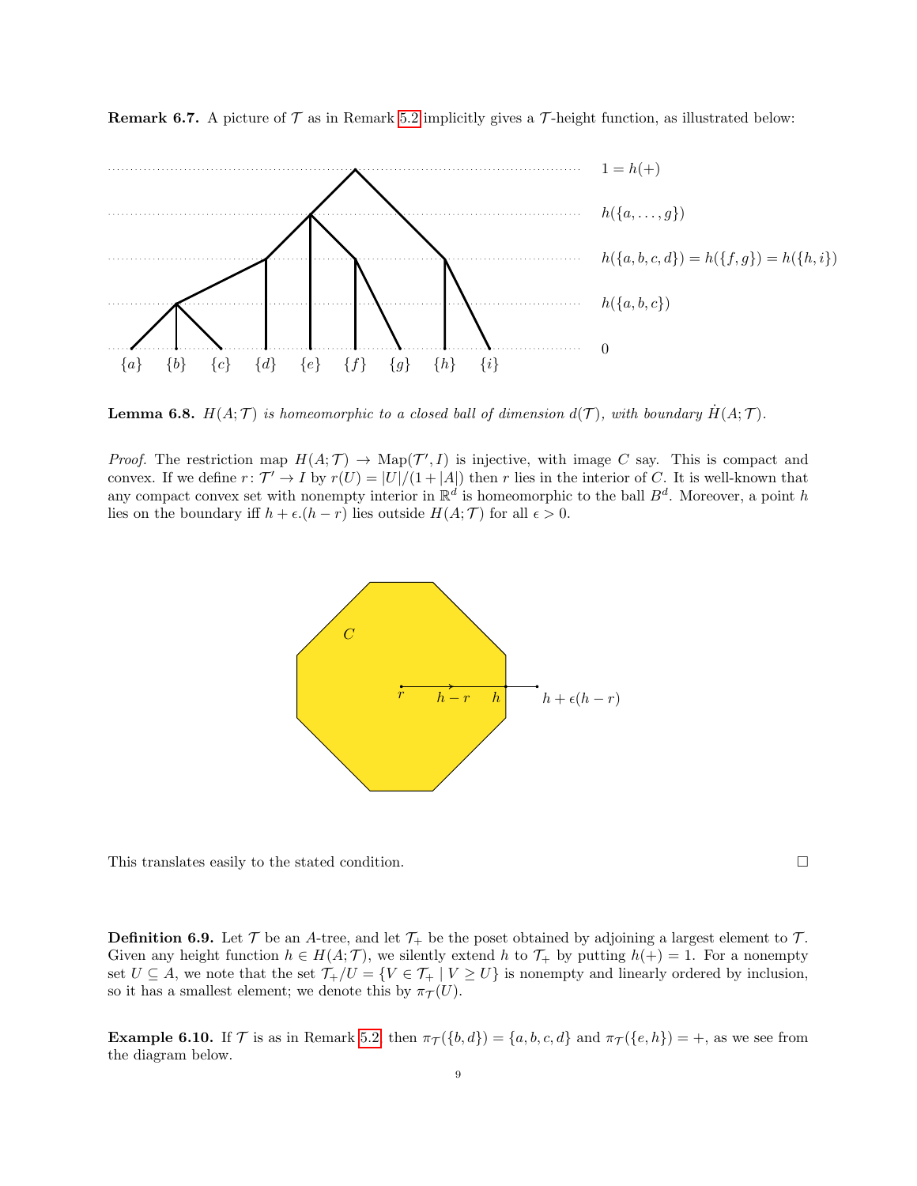**Remark 6.7.** A picture of $\mathcal{T}$ as in Remark 5.2 implicitly gives a $\mathcal{T}$-height function, as illustrated below:

$1 = h(+)$

$h(\{a, \dots, g\})$

$h(\{a,b,c,d\}) = h(\{f,g\}) = h(\{h,i\})$

$h(\{a,b,c\})$

$0$

$\{a\}$ $\{b\}$ $\{c\}$ $\{d\}$ $\{e\}$ $\{f\}$ $\{g\}$ $\{h\}$ $\{i\}$

**Lemma 6.8.** *$H(A;\mathcal{T})$ is homeomorphic to a closed ball of dimension $d(\mathcal{T})$, with boundary $\dot{H}(A;\mathcal{T})$.*

*Proof.* The restriction map $H(A;\mathcal{T}) \to \mathrm{Map}(\mathcal{T}', I)$ is injective, with image $C$ say. This is compact and convex. If we define $r\colon \mathcal{T}' \to I$ by $r(U) = |U|/(1+|A|)$ then $r$ lies in the interior of $C$. It is well-known that any compact convex set with nonempty interior in $\mathbb{R}^d$ is homeomorphic to the ball $B^d$. Moreover, a point $h$ lies on the boundary iff $h + \epsilon.(h-r)$ lies outside $H(A;\mathcal{T})$ for all $\epsilon > 0$.

$C$

$r$ $\quad h-r \quad h \quad h+\epsilon(h-r)$

This translates easily to the stated condition. □

**Definition 6.9.** Let $\mathcal{T}$ be an $A$-tree, and let $\mathcal{T}_+$ be the poset obtained by adjoining a largest element to $\mathcal{T}$. Given any height function $h \in H(A;\mathcal{T})$, we silently extend $h$ to $\mathcal{T}_+$ by putting $h(+) = 1$. For a nonempty set $U \subseteq A$, we note that the set $\mathcal{T}_+/U = \{V \in \mathcal{T}_+ \mid V \geq U\}$ is nonempty and linearly ordered by inclusion, so it has a smallest element; we denote this by $\pi_{\mathcal{T}}(U)$.

**Example 6.10.** If $\mathcal{T}$ is as in Remark 5.2 then $\pi_{\mathcal{T}}(\{b,d\}) = \{a,b,c,d\}$ and $\pi_{\mathcal{T}}(\{e,h\}) = +$, as we see from the diagram below.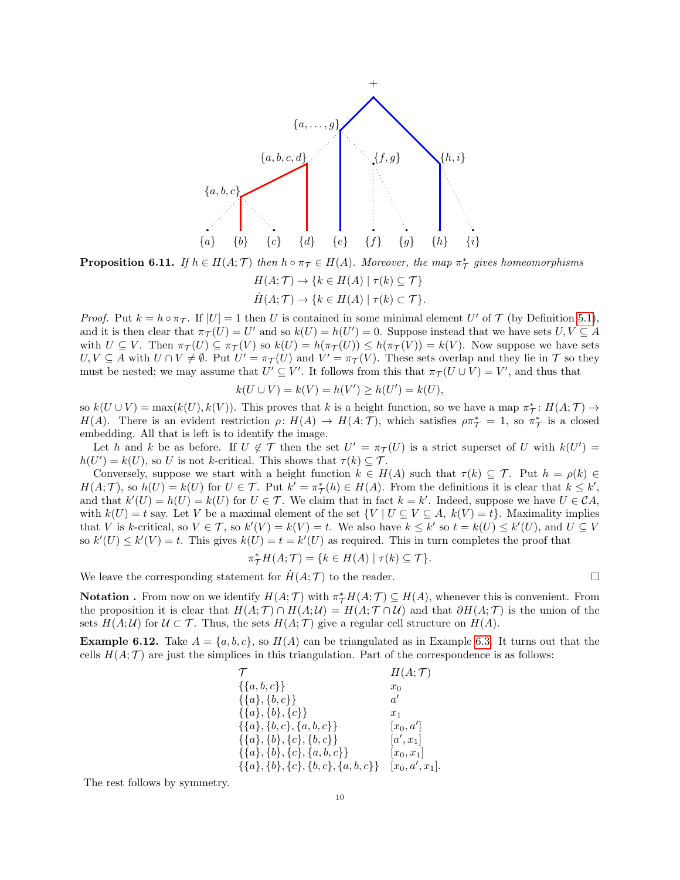**Proposition 6.11.** *If $h \in H(A;\mathcal{T})$ then $h \circ \pi_{\mathcal{T}} \in H(A)$. Moreover, the map $\pi_{\mathcal{T}}^*$ gives homeomorphisms*

$$H(A;\mathcal{T}) \to \{k \in H(A) \mid \tau(k) \subseteq \mathcal{T}\}$$

$$\dot{H}(A;\mathcal{T}) \to \{k \in H(A) \mid \tau(k) \subset \mathcal{T}\}.$$

*Proof.* Put $k = h \circ \pi_{\mathcal{T}}$. If $|U| = 1$ then $U$ is contained in some minimal element $U'$ of $\mathcal{T}$ (by Definition 5.1), and it is then clear that $\pi_{\mathcal{T}}(U) = U'$ and so $k(U) = h(U') = 0$. Suppose instead that we have sets $U, V \subseteq A$ with $U \subseteq V$. Then $\pi_{\mathcal{T}}(U) \subseteq \pi_{\mathcal{T}}(V)$ so $k(U) = h(\pi_{\mathcal{T}}(U)) \leq h(\pi_{\mathcal{T}}(V)) = k(V)$. Now suppose we have sets $U, V \subseteq A$ with $U \cap V \neq \emptyset$. Put $U' = \pi_{\mathcal{T}}(U)$ and $V' = \pi_{\mathcal{T}}(V)$. These sets overlap and they lie in $\mathcal{T}$ so they must be nested; we may assume that $U' \subseteq V'$. It follows from this that $\pi_{\mathcal{T}}(U \cup V) = V'$, and thus that

$$k(U \cup V) = k(V) = h(V') \geq h(U') = k(U),$$

so $k(U \cup V) = \max(k(U), k(V))$. This proves that $k$ is a height function, so we have a map $\pi_{\mathcal{T}}^* : H(A;\mathcal{T}) \to H(A)$. There is an evident restriction $\rho : H(A) \to H(A;\mathcal{T})$, which satisfies $\rho\pi_{\mathcal{T}}^* = 1$, so $\pi_{\mathcal{T}}^*$ is a closed embedding. All that is left is to identify the image.

Let $h$ and $k$ be as before. If $U \notin \mathcal{T}$ then the set $U' = \pi_{\mathcal{T}}(U)$ is a strict superset of $U$ with $k(U') = h(U') = k(U)$, so $U$ is not $k$-critical. This shows that $\tau(k) \subseteq \mathcal{T}$.

Conversely, suppose we start with a height function $k \in H(A)$ such that $\tau(k) \subseteq \mathcal{T}$. Put $h = \rho(k) \in H(A;\mathcal{T})$, so $h(U) = k(U)$ for $U \in \mathcal{T}$. Put $k' = \pi_{\mathcal{T}}^*(h) \in H(A)$. From the definitions it is clear that $k \leq k'$, and that $k'(U) = h(U) = k(U)$ for $U \in \mathcal{T}$. We claim that in fact $k = k'$. Indeed, suppose we have $U \in \mathcal{C}A$, with $k(U) = t$ say. Let $V$ be a maximal element of the set $\{V \mid U \subseteq V \subseteq A,\ k(V) = t\}$. Maximality implies that $V$ is $k$-critical, so $V \in \mathcal{T}$, so $k'(V) = k(V) = t$. We also have $k \leq k'$ so $t = k(U) \leq k'(U)$, and $U \subseteq V$ so $k'(U) \leq k'(V) = t$. This gives $k(U) = t = k'(U)$ as required. This in turn completes the proof that

$$\pi_{\mathcal{T}}^* H(A;\mathcal{T}) = \{k \in H(A) \mid \tau(k) \subseteq \mathcal{T}\}.$$

We leave the corresponding statement for $\dot{H}(A;\mathcal{T})$ to the reader. □

**Notation .** From now on we identify $H(A;\mathcal{T})$ with $\pi_{\mathcal{T}}^* H(A;\mathcal{T}) \subseteq H(A)$, whenever this is convenient. From the proposition it is clear that $H(A;\mathcal{T}) \cap H(A;\mathcal{U}) = H(A;\mathcal{T} \cap \mathcal{U})$ and that $\partial H(A;\mathcal{T})$ is the union of the sets $H(A;\mathcal{U})$ for $\mathcal{U} \subset \mathcal{T}$. Thus, the sets $H(A;\mathcal{T})$ give a regular cell structure on $H(A)$.

**Example 6.12.** Take $A = \{a, b, c\}$, so $H(A)$ can be triangulated as in Example 6.3. It turns out that the cells $H(A;\mathcal{T})$ are just the simplices in this triangulation. Part of the correspondence is as follows:

| $\mathcal{T}$ | $H(A;\mathcal{T})$ |
|---|---|
| $\{\{a,b,c\}\}$ | $x_0$ |
| $\{\{a\},\{b,c\}\}$ | $a'$ |
| $\{\{a\},\{b\},\{c\}\}$ | $x_1$ |
| $\{\{a\},\{b,c\},\{a,b,c\}\}$ | $[x_0, a']$ |
| $\{\{a\},\{b\},\{c\},\{b,c\}\}$ | $[a', x_1]$ |
| $\{\{a\},\{b\},\{c\},\{a,b,c\}\}$ | $[x_0, x_1]$ |
| $\{\{a\},\{b\},\{c\},\{b,c\},\{a,b,c\}\}$ | $[x_0, a', x_1]$. |

The rest follows by symmetry.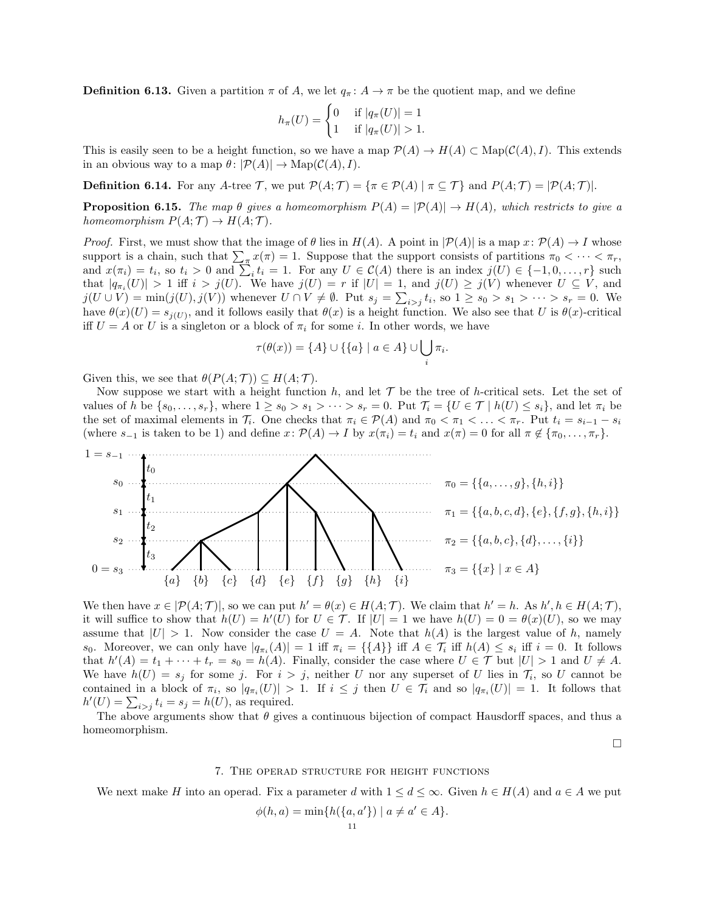**Definition 6.13.** Given a partition $\pi$ of $A$, we let $q_\pi \colon A \to \pi$ be the quotient map, and we define

$$h_\pi(U) = \begin{cases} 0 & \text{if } |q_\pi(U)| = 1 \\ 1 & \text{if } |q_\pi(U)| > 1. \end{cases}$$

This is easily seen to be a height function, so we have a map $\mathcal{P}(A) \to H(A) \subset \mathrm{Map}(\mathcal{C}(A), I)$. This extends in an obvious way to a map $\theta \colon |\mathcal{P}(A)| \to \mathrm{Map}(\mathcal{C}(A), I)$.

**Definition 6.14.** For any $A$-tree $\mathcal{T}$, we put $\mathcal{P}(A;\mathcal{T}) = \{\pi \in \mathcal{P}(A) \mid \pi \subseteq \mathcal{T}\}$ and $P(A;\mathcal{T}) = |\mathcal{P}(A;\mathcal{T})|$.

**Proposition 6.15.** *The map $\theta$ gives a homeomorphism $P(A) = |\mathcal{P}(A)| \to H(A)$, which restricts to give a homeomorphism $P(A;\mathcal{T}) \to H(A;\mathcal{T})$.*

*Proof.* First, we must show that the image of $\theta$ lies in $H(A)$. A point in $|\mathcal{P}(A)|$ is a map $x \colon \mathcal{P}(A) \to I$ whose support is a chain, such that $\sum_\pi x(\pi) = 1$. Suppose that the support consists of partitions $\pi_0 < \cdots < \pi_r$, and $x(\pi_i) = t_i$, so $t_i > 0$ and $\sum_i t_i = 1$. For any $U \in \mathcal{C}(A)$ there is an index $j(U) \in \{-1, 0, \dots, r\}$ such that $|q_{\pi_i}(U)| > 1$ iff $i > j(U)$. We have $j(U) = r$ if $|U| = 1$, and $j(U) \geq j(V)$ whenever $U \subseteq V$, and $j(U \cup V) = \min(j(U), j(V))$ whenever $U \cap V \neq \emptyset$. Put $s_j = \sum_{i>j} t_i$, so $1 \geq s_0 > s_1 > \cdots > s_r = 0$. We have $\theta(x)(U) = s_{j(U)}$, and it follows easily that $\theta(x)$ is a height function. We also see that $U$ is $\theta(x)$-critical iff $U = A$ or $U$ is a singleton or a block of $\pi_i$ for some $i$. In other words, we have

$$\tau(\theta(x)) = \{A\} \cup \{\{a\} \mid a \in A\} \cup \bigcup_i \pi_i.$$

Given this, we see that $\theta(P(A;\mathcal{T})) \subseteq H(A;\mathcal{T})$.

Now suppose we start with a height function $h$, and let $\mathcal{T}$ be the tree of $h$-critical sets. Let the set of values of $h$ be $\{s_0, \dots, s_r\}$, where $1 \geq s_0 > s_1 > \cdots > s_r = 0$. Put $\mathcal{T}_i = \{U \in \mathcal{T} \mid h(U) \leq s_i\}$, and let $\pi_i$ be the set of maximal elements in $\mathcal{T}_i$. One checks that $\pi_i \in \mathcal{P}(A)$ and $\pi_0 < \pi_1 < \ldots < \pi_r$. Put $t_i = s_{i-1} - s_i$ (where $s_{-1}$ is taken to be 1) and define $x \colon \mathcal{P}(A) \to I$ by $x(\pi_i) = t_i$ and $x(\pi) = 0$ for all $\pi \notin \{\pi_0, \dots, \pi_r\}$.

$1 = s_{-1}$, $s_0$, $s_1$, $s_2$, $0 = s_3$; $t_0, t_1, t_2, t_3$; leaves $\{a\}\ \{b\}\ \{c\}\ \{d\}\ \{e\}\ \{f\}\ \{g\}\ \{h\}\ \{i\}$

$\pi_0 = \{\{a, \dots, g\}, \{h, i\}\}$

$\pi_1 = \{\{a, b, c, d\}, \{e\}, \{f, g\}, \{h, i\}\}$

$\pi_2 = \{\{a, b, c\}, \{d\}, \dots, \{i\}\}$

$\pi_3 = \{\{x\} \mid x \in A\}$

We then have $x \in |\mathcal{P}(A;\mathcal{T})|$, so we can put $h' = \theta(x) \in H(A;\mathcal{T})$. We claim that $h' = h$. As $h', h \in H(A;\mathcal{T})$, it will suffice to show that $h(U) = h'(U)$ for $U \in \mathcal{T}$. If $|U| = 1$ we have $h(U) = 0 = \theta(x)(U)$, so we may assume that $|U| > 1$. Now consider the case $U = A$. Note that $h(A)$ is the largest value of $h$, namely $s_0$. Moreover, we can only have $|q_{\pi_i}(A)| = 1$ iff $\pi_i = \{\{A\}\}$ iff $A \in \mathcal{T}_i$ iff $h(A) \leq s_i$ iff $i = 0$. It follows that $h'(A) = t_1 + \cdots + t_r = s_0 = h(A)$. Finally, consider the case where $U \in \mathcal{T}$ but $|U| > 1$ and $U \neq A$. We have $h(U) = s_j$ for some $j$. For $i > j$, neither $U$ nor any superset of $U$ lies in $\mathcal{T}_i$, so $U$ cannot be contained in a block of $\pi_i$, so $|q_{\pi_i}(U)| > 1$. If $i \leq j$ then $U \in \mathcal{T}_i$ and so $|q_{\pi_i}(U)| = 1$. It follows that $h'(U) = \sum_{i>j} t_i = s_j = h(U)$, as required.

The above arguments show that $\theta$ gives a continuous bijection of compact Hausdorff spaces, and thus a homeomorphism.

∎

## 7. The operad structure for height functions

We next make $H$ into an operad. Fix a parameter $d$ with $1 \leq d \leq \infty$. Given $h \in H(A)$ and $a \in A$ we put

$$\phi(h, a) = \min\{h(\{a, a'\}) \mid a \neq a' \in A\}.$$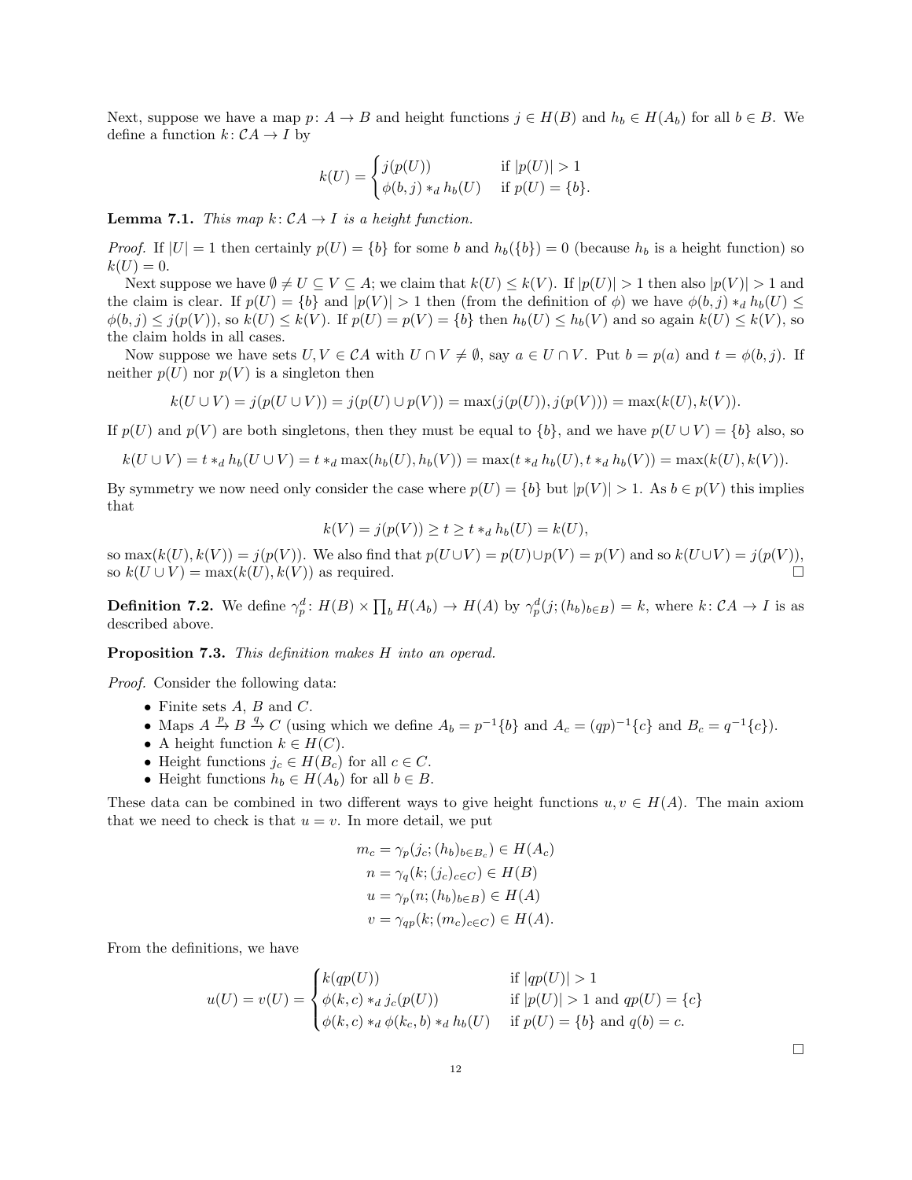Next, suppose we have a map $p\colon A \to B$ and height functions $j \in H(B)$ and $h_b \in H(A_b)$ for all $b \in B$. We define a function $k\colon \mathcal{C}A \to I$ by

$$k(U) = \begin{cases} j(p(U)) & \text{if } |p(U)| > 1 \\ \phi(b, j) *_d h_b(U) & \text{if } p(U) = \{b\}. \end{cases}$$

**Lemma 7.1.** *This map $k\colon \mathcal{C}A \to I$ is a height function.*

*Proof.* If $|U| = 1$ then certainly $p(U) = \{b\}$ for some $b$ and $h_b(\{b\}) = 0$ (because $h_b$ is a height function) so $k(U) = 0$.

Next suppose we have $\emptyset \neq U \subseteq V \subseteq A$; we claim that $k(U) \leq k(V)$. If $|p(U)| > 1$ then also $|p(V)| > 1$ and the claim is clear. If $p(U) = \{b\}$ and $|p(V)| > 1$ then (from the definition of $\phi$) we have $\phi(b, j) *_d h_b(U) \leq \phi(b, j) \leq j(p(V))$, so $k(U) \leq k(V)$. If $p(U) = p(V) = \{b\}$ then $h_b(U) \leq h_b(V)$ and so again $k(U) \leq k(V)$, so the claim holds in all cases.

Now suppose we have sets $U, V \in \mathcal{C}A$ with $U \cap V \neq \emptyset$, say $a \in U \cap V$. Put $b = p(a)$ and $t = \phi(b, j)$. If neither $p(U)$ nor $p(V)$ is a singleton then

$$k(U \cup V) = j(p(U \cup V)) = j(p(U) \cup p(V)) = \max(j(p(U)), j(p(V))) = \max(k(U), k(V)).$$

If $p(U)$ and $p(V)$ are both singletons, then they must be equal to $\{b\}$, and we have $p(U \cup V) = \{b\}$ also, so

$$k(U \cup V) = t *_d h_b(U \cup V) = t *_d \max(h_b(U), h_b(V)) = \max(t *_d h_b(U), t *_d h_b(V)) = \max(k(U), k(V)).$$

By symmetry we now need only consider the case where $p(U) = \{b\}$ but $|p(V)| > 1$. As $b \in p(V)$ this implies that

$$k(V) = j(p(V)) \geq t \geq t *_d h_b(U) = k(U),$$

so $\max(k(U), k(V)) = j(p(V))$. We also find that $p(U \cup V) = p(U) \cup p(V) = p(V)$ and so $k(U \cup V) = j(p(V))$, so $k(U \cup V) = \max(k(U), k(V))$ as required. □

**Definition 7.2.** We define $\gamma_p^d\colon H(B) \times \prod_b H(A_b) \to H(A)$ by $\gamma_p^d(j; (h_b)_{b \in B}) = k$, where $k\colon \mathcal{C}A \to I$ is as described above.

**Proposition 7.3.** *This definition makes $H$ into an operad.*

*Proof.* Consider the following data:

- Finite sets $A$, $B$ and $C$.
- Maps $A \xrightarrow{p} B \xrightarrow{q} C$ (using which we define $A_b = p^{-1}\{b\}$ and $A_c = (qp)^{-1}\{c\}$ and $B_c = q^{-1}\{c\}$).
- A height function $k \in H(C)$.
- Height functions $j_c \in H(B_c)$ for all $c \in C$.
- Height functions $h_b \in H(A_b)$ for all $b \in B$.

These data can be combined in two different ways to give height functions $u, v \in H(A)$. The main axiom that we need to check is that $u = v$. In more detail, we put

$$\begin{aligned} m_c &= \gamma_p(j_c; (h_b)_{b \in B_c}) \in H(A_c) \\ n &= \gamma_q(k; (j_c)_{c \in C}) \in H(B) \\ u &= \gamma_p(n; (h_b)_{b \in B}) \in H(A) \\ v &= \gamma_{qp}(k; (m_c)_{c \in C}) \in H(A). \end{aligned}$$

From the definitions, we have

$$u(U) = v(U) = \begin{cases} k(qp(U)) & \text{if } |qp(U)| > 1 \\ \phi(k, c) *_d j_c(p(U)) & \text{if } |p(U)| > 1 \text{ and } qp(U) = \{c\} \\ \phi(k, c) *_d \phi(k_c, b) *_d h_b(U) & \text{if } p(U) = \{b\} \text{ and } q(b) = c. \end{cases}$$

□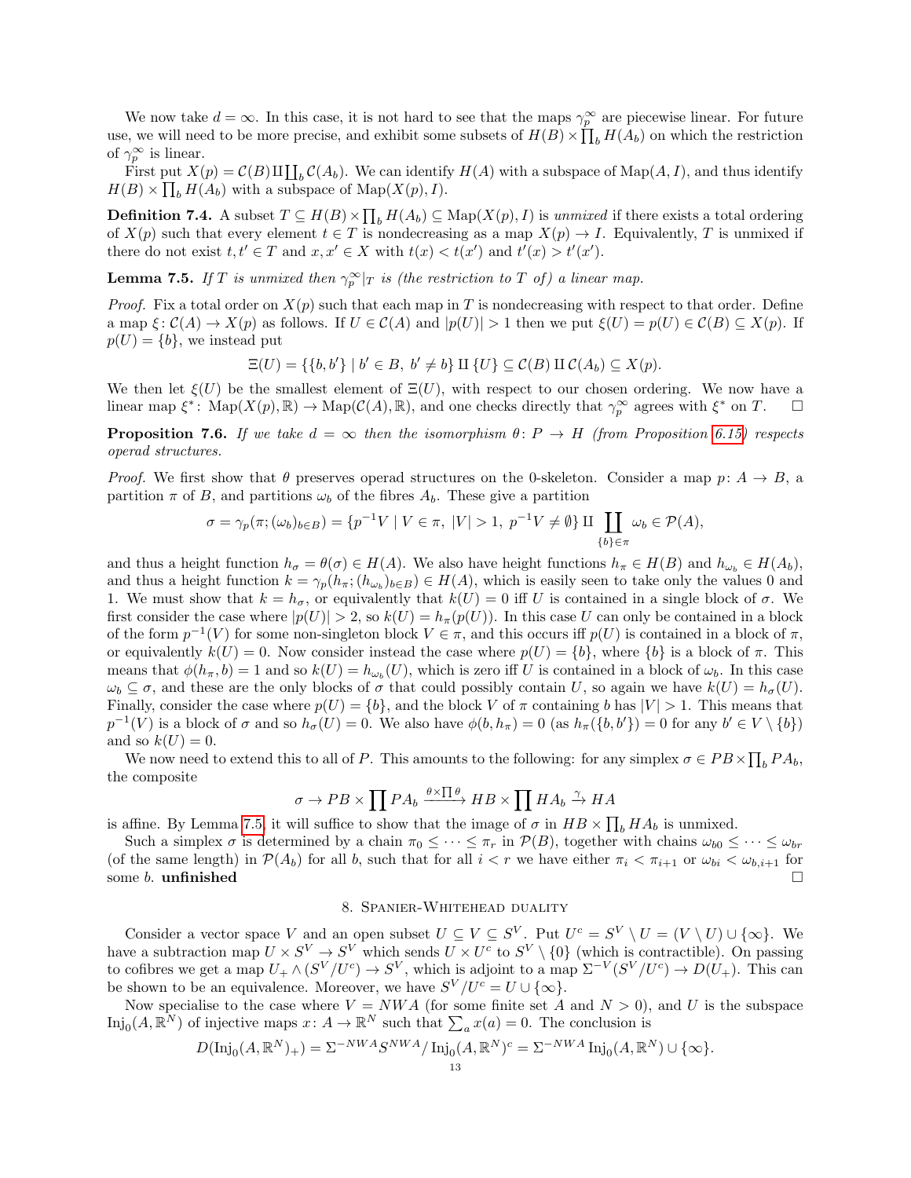We now take $d = \infty$. In this case, it is not hard to see that the maps $\gamma_p^\infty$ are piecewise linear. For future use, we will need to be more precise, and exhibit some subsets of $H(B) \times \prod_b H(A_b)$ on which the restriction of $\gamma_p^\infty$ is linear.

First put $X(p) = \mathcal{C}(B) \amalg \coprod_b \mathcal{C}(A_b)$. We can identify $H(A)$ with a subspace of $\mathrm{Map}(A, I)$, and thus identify $H(B) \times \prod_b H(A_b)$ with a subspace of $\mathrm{Map}(X(p), I)$.

**Definition 7.4.** A subset $T \subseteq H(B) \times \prod_b H(A_b) \subseteq \mathrm{Map}(X(p), I)$ is *unmixed* if there exists a total ordering of $X(p)$ such that every element $t \in T$ is nondecreasing as a map $X(p) \to I$. Equivalently, $T$ is unmixed if there do not exist $t, t' \in T$ and $x, x' \in X$ with $t(x) < t(x')$ and $t'(x) > t'(x')$.

**Lemma 7.5.** *If $T$ is unmixed then $\gamma_p^\infty|_T$ is (the restriction to $T$ of) a linear map.*

*Proof.* Fix a total order on $X(p)$ such that each map in $T$ is nondecreasing with respect to that order. Define a map $\xi\colon \mathcal{C}(A) \to X(p)$ as follows. If $U \in \mathcal{C}(A)$ and $|p(U)| > 1$ then we put $\xi(U) = p(U) \in \mathcal{C}(B) \subseteq X(p)$. If $p(U) = \{b\}$, we instead put

$$\Xi(U) = \{\{b, b'\} \mid b' \in B,\ b' \neq b\} \amalg \{U\} \subseteq \mathcal{C}(B) \amalg \mathcal{C}(A_b) \subseteq X(p).$$

We then let $\xi(U)$ be the smallest element of $\Xi(U)$, with respect to our chosen ordering. We now have a linear map $\xi^*\colon \mathrm{Map}(X(p), \mathbb{R}) \to \mathrm{Map}(\mathcal{C}(A), \mathbb{R})$, and one checks directly that $\gamma_p^\infty$ agrees with $\xi^*$ on $T$. $\square$

**Proposition 7.6.** *If we take $d = \infty$ then the isomorphism $\theta\colon P \to H$ (from Proposition 6.15) respects operad structures.*

*Proof.* We first show that $\theta$ preserves operad structures on the 0-skeleton. Consider a map $p\colon A \to B$, a partition $\pi$ of $B$, and partitions $\omega_b$ of the fibres $A_b$. These give a partition

$$\sigma = \gamma_p(\pi; (\omega_b)_{b \in B}) = \{p^{-1}V \mid V \in \pi,\ |V| > 1,\ p^{-1}V \neq \emptyset\} \amalg \coprod_{\{b\} \in \pi} \omega_b \in \mathcal{P}(A),$$

and thus a height function $h_\sigma = \theta(\sigma) \in H(A)$. We also have height functions $h_\pi \in H(B)$ and $h_{\omega_b} \in H(A_b)$, and thus a height function $k = \gamma_p(h_\pi; (h_{\omega_b})_{b \in B}) \in H(A)$, which is easily seen to take only the values 0 and 1. We must show that $k = h_\sigma$, or equivalently that $k(U) = 0$ iff $U$ is contained in a single block of $\sigma$. We first consider the case where $|p(U)| > 2$, so $k(U) = h_\pi(p(U))$. In this case $U$ can only be contained in a block of the form $p^{-1}(V)$ for some non-singleton block $V \in \pi$, and this occurs iff $p(U)$ is contained in a block of $\pi$, or equivalently $k(U) = 0$. Now consider instead the case where $p(U) = \{b\}$, where $\{b\}$ is a block of $\pi$. This means that $\phi(h_\pi, b) = 1$ and so $k(U) = h_{\omega_b}(U)$, which is zero iff $U$ is contained in a block of $\omega_b$. In this case $\omega_b \subseteq \sigma$, and these are the only blocks of $\sigma$ that could possibly contain $U$, so again we have $k(U) = h_\sigma(U)$. Finally, consider the case where $p(U) = \{b\}$, and the block $V$ of $\pi$ containing $b$ has $|V| > 1$. This means that $p^{-1}(V)$ is a block of $\sigma$ and so $h_\sigma(U) = 0$. We also have $\phi(b, h_\pi) = 0$ (as $h_\pi(\{b, b'\}) = 0$ for any $b' \in V \setminus \{b\}$) and so $k(U) = 0$.

We now need to extend this to all of $P$. This amounts to the following: for any simplex $\sigma \in PB \times \prod_b PA_b$, the composite

$$\sigma \to PB \times \prod PA_b \xrightarrow{\theta \times \prod \theta} HB \times \prod HA_b \xrightarrow{\gamma} HA$$

is affine. By Lemma 7.5, it will suffice to show that the image of $\sigma$ in $HB \times \prod_b HA_b$ is unmixed.

Such a simplex $\sigma$ is determined by a chain $\pi_0 \leq \cdots \leq \pi_r$ in $\mathcal{P}(B)$, together with chains $\omega_{b0} \leq \cdots \leq \omega_{br}$ (of the same length) in $\mathcal{P}(A_b)$ for all $b$, such that for all $i < r$ we have either $\pi_i < \pi_{i+1}$ or $\omega_{bi} < \omega_{b,i+1}$ for some $b$. **unfinished** $\square$

## 8. Spanier-Whitehead duality

Consider a vector space $V$ and an open subset $U \subseteq V \subseteq S^V$. Put $U^c = S^V \setminus U = (V \setminus U) \cup \{\infty\}$. We have a subtraction map $U \times S^V \to S^V$ which sends $U \times U^c$ to $S^V \setminus \{0\}$ (which is contractible). On passing to cofibres we get a map $U_+ \wedge (S^V/U^c) \to S^V$, which is adjoint to a map $\Sigma^{-V}(S^V/U^c) \to D(U_+)$. This can be shown to be an equivalence. Moreover, we have $S^V/U^c = U \cup \{\infty\}$.

Now specialise to the case where $V = NWA$ (for some finite set $A$ and $N > 0$), and $U$ is the subspace $\mathrm{Inj}_0(A, \mathbb{R}^N)$ of injective maps $x\colon A \to \mathbb{R}^N$ such that $\sum_a x(a) = 0$. The conclusion is

$$D(\mathrm{Inj}_0(A, \mathbb{R}^N)_+) = \Sigma^{-NWA} S^{NWA} / \mathrm{Inj}_0(A, \mathbb{R}^N)^c = \Sigma^{-NWA}\, \mathrm{Inj}_0(A, \mathbb{R}^N) \cup \{\infty\}.$$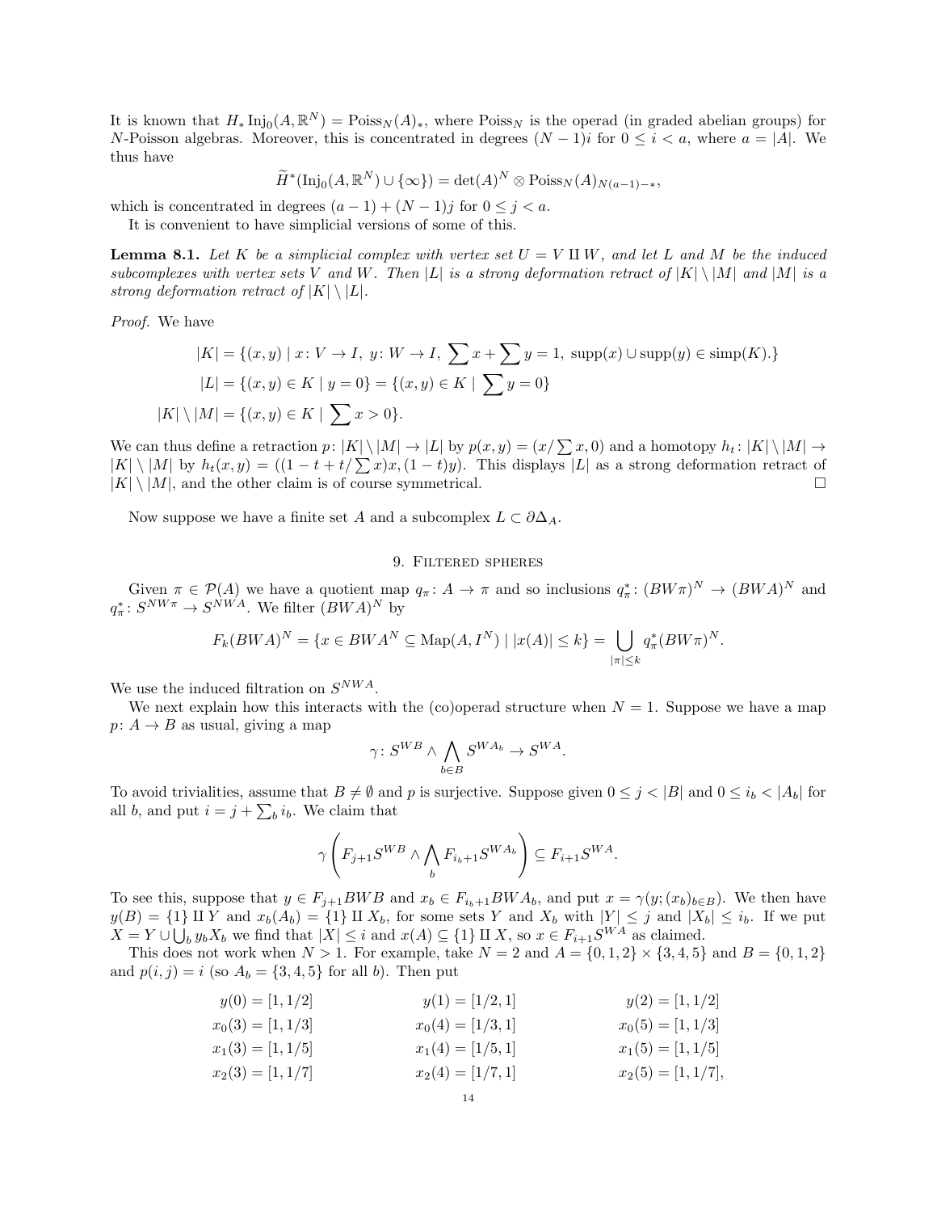It is known that $H_* \operatorname{Inj}_0(A, \mathbb{R}^N) = \operatorname{Poiss}_N(A)_*$, where $\operatorname{Poiss}_N$ is the operad (in graded abelian groups) for $N$-Poisson algebras. Moreover, this is concentrated in degrees $(N-1)i$ for $0 \leq i < a$, where $a = |A|$. We thus have

$$\widetilde{H}^*(\operatorname{Inj}_0(A, \mathbb{R}^N) \cup \{\infty\}) = \det(A)^N \otimes \operatorname{Poiss}_N(A)_{N(a-1)-*},$$

which is concentrated in degrees $(a-1) + (N-1)j$ for $0 \leq j < a$.

It is convenient to have simplicial versions of some of this.

**Lemma 8.1.** *Let $K$ be a simplicial complex with vertex set $U = V \amalg W$, and let $L$ and $M$ be the induced subcomplexes with vertex sets $V$ and $W$. Then $|L|$ is a strong deformation retract of $|K| \setminus |M|$ and $|M|$ is a strong deformation retract of $|K| \setminus |L|$.*

*Proof.* We have

$$\begin{aligned}
|K| &= \{(x,y) \mid x\colon V \to I,\ y\colon W \to I,\ \textstyle\sum x + \sum y = 1,\ \operatorname{supp}(x) \cup \operatorname{supp}(y) \in \operatorname{simp}(K).\} \\
|L| &= \{(x,y) \in K \mid y = 0\} = \{(x,y) \in K \mid \textstyle\sum y = 0\} \\
|K| \setminus |M| &= \{(x,y) \in K \mid \textstyle\sum x > 0\}.
\end{aligned}$$

We can thus define a retraction $p\colon |K| \setminus |M| \to |L|$ by $p(x,y) = (x/\sum x, 0)$ and a homotopy $h_t\colon |K| \setminus |M| \to |K| \setminus |M|$ by $h_t(x,y) = ((1 - t + t/\sum x)x, (1-t)y)$. This displays $|L|$ as a strong deformation retract of $|K| \setminus |M|$, and the other claim is of course symmetrical. $\square$

Now suppose we have a finite set $A$ and a subcomplex $L \subset \partial\Delta_A$.

## 9. Filtered spheres

Given $\pi \in \mathcal{P}(A)$ we have a quotient map $q_\pi\colon A \to \pi$ and so inclusions $q_\pi^*\colon (BW\pi)^N \to (BWA)^N$ and $q_\pi^*\colon S^{NW\pi} \to S^{NWA}$. We filter $(BWA)^N$ by

$$F_k(BWA)^N = \{x \in BWA^N \subseteq \operatorname{Map}(A, I^N) \mid |x(A)| \leq k\} = \bigcup_{|\pi| \leq k} q_\pi^*(BW\pi)^N.$$

We use the induced filtration on $S^{NWA}$.

We next explain how this interacts with the (co)operad structure when $N = 1$. Suppose we have a map $p\colon A \to B$ as usual, giving a map

$$\gamma\colon S^{WB} \wedge \bigwedge_{b \in B} S^{WA_b} \to S^{WA}.$$

To avoid trivialities, assume that $B \neq \emptyset$ and $p$ is surjective. Suppose given $0 \leq j < |B|$ and $0 \leq i_b < |A_b|$ for all $b$, and put $i = j + \sum_b i_b$. We claim that

$$\gamma\left(F_{j+1}S^{WB} \wedge \bigwedge_b F_{i_b+1}S^{WA_b}\right) \subseteq F_{i+1}S^{WA}.$$

To see this, suppose that $y \in F_{j+1}BWB$ and $x_b \in F_{i_b+1}BWA_b$, and put $x = \gamma(y; (x_b)_{b \in B})$. We then have $y(B) = \{1\} \amalg Y$ and $x_b(A_b) = \{1\} \amalg X_b$, for some sets $Y$ and $X_b$ with $|Y| \leq j$ and $|X_b| \leq i_b$. If we put $X = Y \cup \bigcup_b y_b X_b$ we find that $|X| \leq i$ and $x(A) \subseteq \{1\} \amalg X$, so $x \in F_{i+1}S^{WA}$ as claimed.

This does not work when $N > 1$. For example, take $N = 2$ and $A = \{0,1,2\} \times \{3,4,5\}$ and $B = \{0,1,2\}$ and $p(i,j) = i$ (so $A_b = \{3,4,5\}$ for all $b$). Then put

$$\begin{array}{lll}
y(0) = [1, 1/2] & y(1) = [1/2, 1] & y(2) = [1, 1/2] \\
x_0(3) = [1, 1/3] & x_0(4) = [1/3, 1] & x_0(5) = [1, 1/3] \\
x_1(3) = [1, 1/5] & x_1(4) = [1/5, 1] & x_1(5) = [1, 1/5] \\
x_2(3) = [1, 1/7] & x_2(4) = [1/7, 1] & x_2(5) = [1, 1/7],
\end{array}$$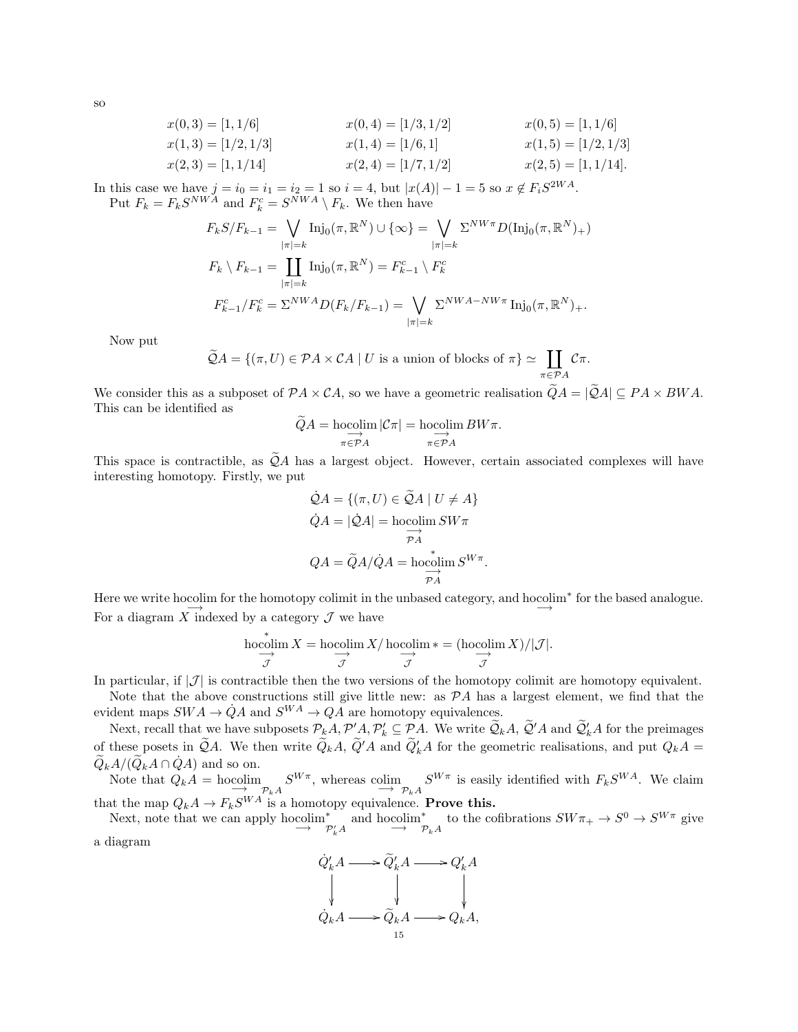so

$$
\begin{aligned}
x(0,3) &= [1, 1/6] & x(0,4) &= [1/3, 1/2] & x(0,5) &= [1, 1/6] \\
x(1,3) &= [1/2, 1/3] & x(1,4) &= [1/6, 1] & x(1,5) &= [1/2, 1/3] \\
x(2,3) &= [1, 1/14] & x(2,4) &= [1/7, 1/2] & x(2,5) &= [1, 1/14].
\end{aligned}
$$

In this case we have $j = i_0 = i_1 = i_2 = 1$ so $i = 4$, but $|x(A)| - 1 = 5$ so $x \notin F_i S^{2WA}$.

Put $F_k = F_k S^{NWA}$ and $F_k^c = S^{NWA} \setminus F_k$. We then have

$$
\begin{aligned}
F_k S / F_{k-1} &= \bigvee_{|\pi| = k} \mathrm{Inj}_0(\pi, \mathbb{R}^N) \cup \{\infty\} = \bigvee_{|\pi|=k} \Sigma^{NW\pi} D(\mathrm{Inj}_0(\pi, \mathbb{R}^N)_+) \\
F_k \setminus F_{k-1} &= \coprod_{|\pi|=k} \mathrm{Inj}_0(\pi, \mathbb{R}^N) = F_{k-1}^c \setminus F_k^c \\
F_{k-1}^c / F_k^c &= \Sigma^{NWA} D(F_k/F_{k-1}) = \bigvee_{|\pi|=k} \Sigma^{NWA - NW\pi} \mathrm{Inj}_0(\pi, \mathbb{R}^N)_+.
\end{aligned}
$$

Now put

$$
\widetilde{\mathcal{Q}}A = \{(\pi, U) \in \mathcal{P}A \times \mathcal{C}A \mid U \text{ is a union of blocks of } \pi\} \simeq \coprod_{\pi \in \mathcal{P}A} \mathcal{C}\pi.
$$

We consider this as a subposet of $\mathcal{P}A \times \mathcal{C}A$, so we have a geometric realisation $\widetilde{Q}A = |\widetilde{\mathcal{Q}}A| \subseteq PA \times BWA$. This can be identified as

$$
\widetilde{Q}A = \underset{\pi \in \mathcal{P}A}{\underrightarrow{\mathrm{hocolim}}}\, |\mathcal{C}\pi| = \underset{\pi \in \mathcal{P}A}{\underrightarrow{\mathrm{hocolim}}}\, BW\pi.
$$

This space is contractible, as $\widetilde{\mathcal{Q}}A$ has a largest object. However, certain associated complexes will have interesting homotopy. Firstly, we put

$$
\begin{aligned}
\dot{\mathcal{Q}}A &= \{(\pi, U) \in \widetilde{\mathcal{Q}}A \mid U \neq A\} \\
\dot{Q}A &= |\dot{\mathcal{Q}}A| = \underset{\mathcal{P}A}{\underrightarrow{\mathrm{hocolim}}}\, SW\pi \\
QA &= \widetilde{Q}A / \dot{Q}A = \underset{\mathcal{P}A}{\underrightarrow{\mathrm{hocolim}}}^{*}\, S^{W\pi}.
\end{aligned}
$$

Here we write $\underrightarrow{\mathrm{hocolim}}$ for the homotopy colimit in the unbased category, and $\underrightarrow{\mathrm{hocolim}}^*$ for the based analogue. For a diagram $X$ indexed by a category $\mathcal{J}$ we have

$$
\underset{\mathcal{J}}{\underrightarrow{\mathrm{hocolim}}}^{*}\, X = \underset{\mathcal{J}}{\underrightarrow{\mathrm{hocolim}}}\, X / \underset{\mathcal{J}}{\underrightarrow{\mathrm{hocolim}}}\, * = (\underset{\mathcal{J}}{\underrightarrow{\mathrm{hocolim}}}\, X)/|\mathcal{J}|.
$$

In particular, if $|\mathcal{J}|$ is contractible then the two versions of the homotopy colimit are homotopy equivalent.

Note that the above constructions still give little new: as $\mathcal{P}A$ has a largest element, we find that the evident maps $SWA \to \dot{Q}A$ and $S^{WA} \to QA$ are homotopy equivalences.

Next, recall that we have subposets $\mathcal{P}_k A, \mathcal{P}'A, \mathcal{P}'_k \subseteq \mathcal{P}A$. We write $\widetilde{\mathcal{Q}}_k A$, $\widetilde{\mathcal{Q}}'A$ and $\widetilde{\mathcal{Q}}'_k A$ for the preimages of these posets in $\widetilde{\mathcal{Q}}A$. We then write $\widetilde{Q}_k A$, $\widetilde{Q}'A$ and $\widetilde{Q}'_k A$ for the geometric realisations, and put $Q_k A = \widetilde{Q}_k A / (\widetilde{Q}_k A \cap \dot{Q}A)$ and so on.

Note that $Q_k A = \underrightarrow{\mathrm{hocolim}}_{\mathcal{P}_k A}\, S^{W\pi}$, whereas $\underrightarrow{\mathrm{colim}}_{\mathcal{P}_k A}\, S^{W\pi}$ is easily identified with $F_k S^{WA}$. We claim that the map $Q_k A \to F_k S^{WA}$ is a homotopy equivalence. **Prove this.**

Next, note that we can apply $\underrightarrow{\mathrm{hocolim}}^*_{\mathcal{P}'_k A}$ and $\underrightarrow{\mathrm{hocolim}}^*_{\mathcal{P}_k A}$ to the cofibrations $SW\pi_+ \to S^0 \to S^{W\pi}$ give a diagram

$$
\begin{array}{ccccc}
\dot{Q}'_k A & \longrightarrow & \widetilde{Q}'_k A & \longrightarrow & Q'_k A \\
\downarrow & & \downarrow & & \downarrow \\
\dot{Q}_k A & \longrightarrow & \widetilde{Q}_k A & \longrightarrow & Q_k A,
\end{array}
$$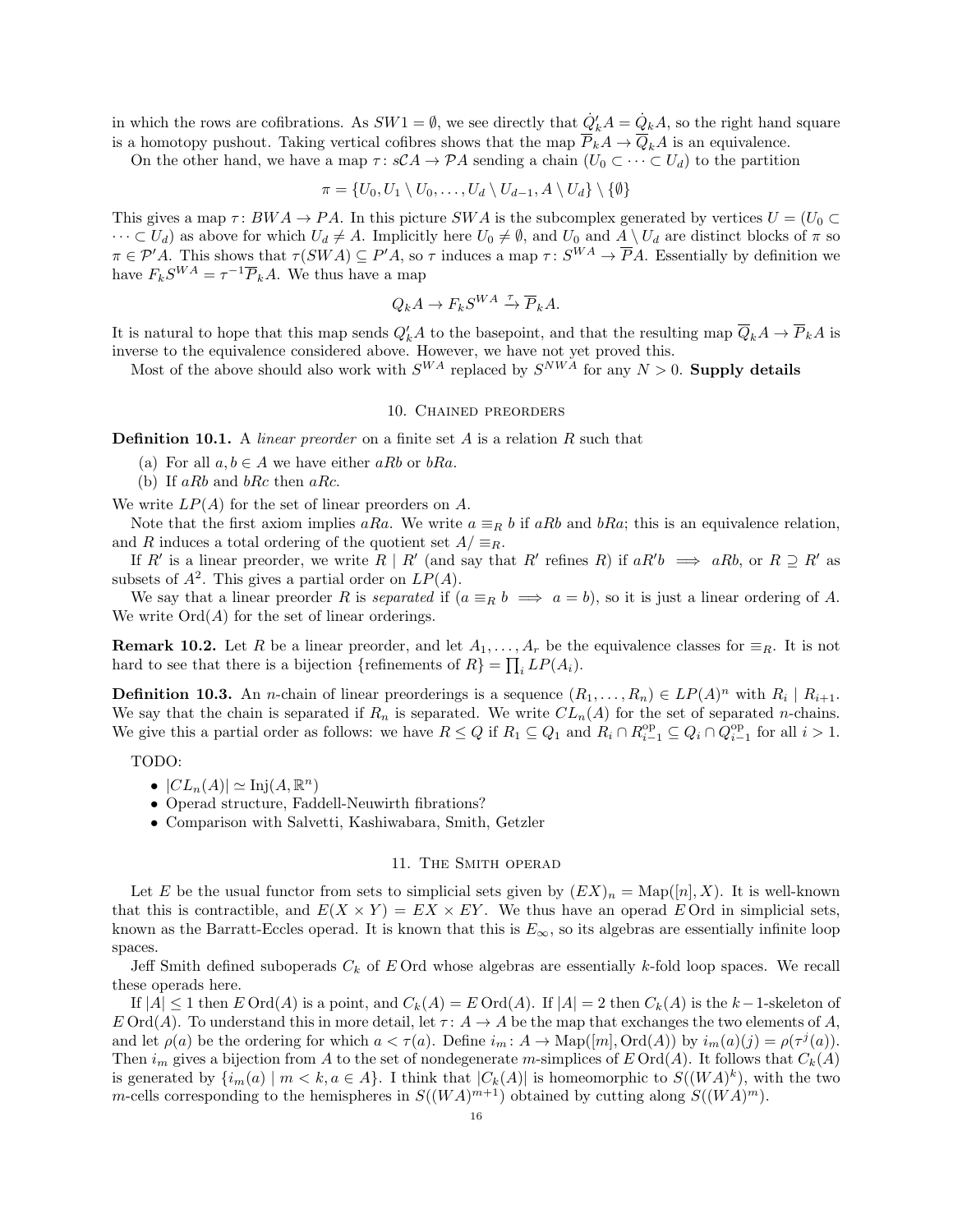in which the rows are cofibrations. As $SW1 = \emptyset$, we see directly that $\dot{Q}'_k A = \dot{Q}_k A$, so the right hand square is a homotopy pushout. Taking vertical cofibres shows that the map $\overline{P}_k A \to \overline{Q}_k A$ is an equivalence.

On the other hand, we have a map $\tau\colon s\mathcal{C}A \to \mathcal{P}A$ sending a chain $(U_0 \subset \dots \subset U_d)$ to the partition

$$\pi = \{U_0, U_1 \setminus U_0, \dots, U_d \setminus U_{d-1}, A \setminus U_d\} \setminus \{\emptyset\}$$

This gives a map $\tau\colon BWA \to PA$. In this picture $SWA$ is the subcomplex generated by vertices $U = (U_0 \subset \dots \subset U_d)$ as above for which $U_d \neq A$. Implicitly here $U_0 \neq \emptyset$, and $U_0$ and $A \setminus U_d$ are distinct blocks of $\pi$ so $\pi \in \mathcal{P}'A$. This shows that $\tau(SWA) \subseteq P'A$, so $\tau$ induces a map $\tau\colon S^{WA} \to \overline{P}A$. Essentially by definition we have $F_k S^{WA} = \tau^{-1}\overline{P}_k A$. We thus have a map

$$Q_k A \to F_k S^{WA} \xrightarrow{\tau} \overline{P}_k A.$$

It is natural to hope that this map sends $Q'_k A$ to the basepoint, and that the resulting map $\overline{Q}_k A \to \overline{P}_k A$ is inverse to the equivalence considered above. However, we have not yet proved this.

Most of the above should also work with $S^{WA}$ replaced by $S^{NWA}$ for any $N > 0$. **Supply details**

## 10. Chained preorders

**Definition 10.1.** A *linear preorder* on a finite set $A$ is a relation $R$ such that

(a) For all $a, b \in A$ we have either $aRb$ or $bRa$.
(b) If $aRb$ and $bRc$ then $aRc$.

We write $LP(A)$ for the set of linear preorders on $A$.

Note that the first axiom implies $aRa$. We write $a \equiv_R b$ if $aRb$ and $bRa$; this is an equivalence relation, and $R$ induces a total ordering of the quotient set $A/\equiv_R$.

If $R'$ is a linear preorder, we write $R \mid R'$ (and say that $R'$ refines $R$) if $aR'b \implies aRb$, or $R \supseteq R'$ as subsets of $A^2$. This gives a partial order on $LP(A)$.

We say that a linear preorder $R$ is *separated* if $(a \equiv_R b \implies a = b)$, so it is just a linear ordering of $A$. We write $\mathrm{Ord}(A)$ for the set of linear orderings.

**Remark 10.2.** Let $R$ be a linear preorder, and let $A_1, \dots, A_r$ be the equivalence classes for $\equiv_R$. It is not hard to see that there is a bijection $\{\text{refinements of } R\} = \prod_i LP(A_i)$.

**Definition 10.3.** An $n$-chain of linear preorderings is a sequence $(R_1, \dots, R_n) \in LP(A)^n$ with $R_i \mid R_{i+1}$. We say that the chain is separated if $R_n$ is separated. We write $CL_n(A)$ for the set of separated $n$-chains. We give this a partial order as follows: we have $R \leq Q$ if $R_1 \subseteq Q_1$ and $R_i \cap R_{i-1}^{\mathrm{op}} \subseteq Q_i \cap Q_{i-1}^{\mathrm{op}}$ for all $i > 1$.

TODO:

- $|CL_n(A)| \simeq \mathrm{Inj}(A, \mathbb{R}^n)$
- Operad structure, Faddell-Neuwirth fibrations?
- Comparison with Salvetti, Kashiwabara, Smith, Getzler

## 11. The Smith operad

Let $E$ be the usual functor from sets to simplicial sets given by $(EX)_n = \mathrm{Map}([n], X)$. It is well-known that this is contractible, and $E(X \times Y) = EX \times EY$. We thus have an operad $E\,\mathrm{Ord}$ in simplicial sets, known as the Barratt-Eccles operad. It is known that this is $E_\infty$, so its algebras are essentially infinite loop spaces.

Jeff Smith defined suboperads $C_k$ of $E\,\mathrm{Ord}$ whose algebras are essentially $k$-fold loop spaces. We recall these operads here.

If $|A| \leq 1$ then $E\,\mathrm{Ord}(A)$ is a point, and $C_k(A) = E\,\mathrm{Ord}(A)$. If $|A| = 2$ then $C_k(A)$ is the $k-1$-skeleton of $E\,\mathrm{Ord}(A)$. To understand this in more detail, let $\tau\colon A \to A$ be the map that exchanges the two elements of $A$, and let $\rho(a)$ be the ordering for which $a < \tau(a)$. Define $i_m\colon A \to \mathrm{Map}([m], \mathrm{Ord}(A))$ by $i_m(a)(j) = \rho(\tau^j(a))$. Then $i_m$ gives a bijection from $A$ to the set of nondegenerate $m$-simplices of $E\,\mathrm{Ord}(A)$. It follows that $C_k(A)$ is generated by $\{i_m(a) \mid m < k, a \in A\}$. I think that $|C_k(A)|$ is homeomorphic to $S((WA)^k)$, with the two $m$-cells corresponding to the hemispheres in $S((WA)^{m+1})$ obtained by cutting along $S((WA)^m)$.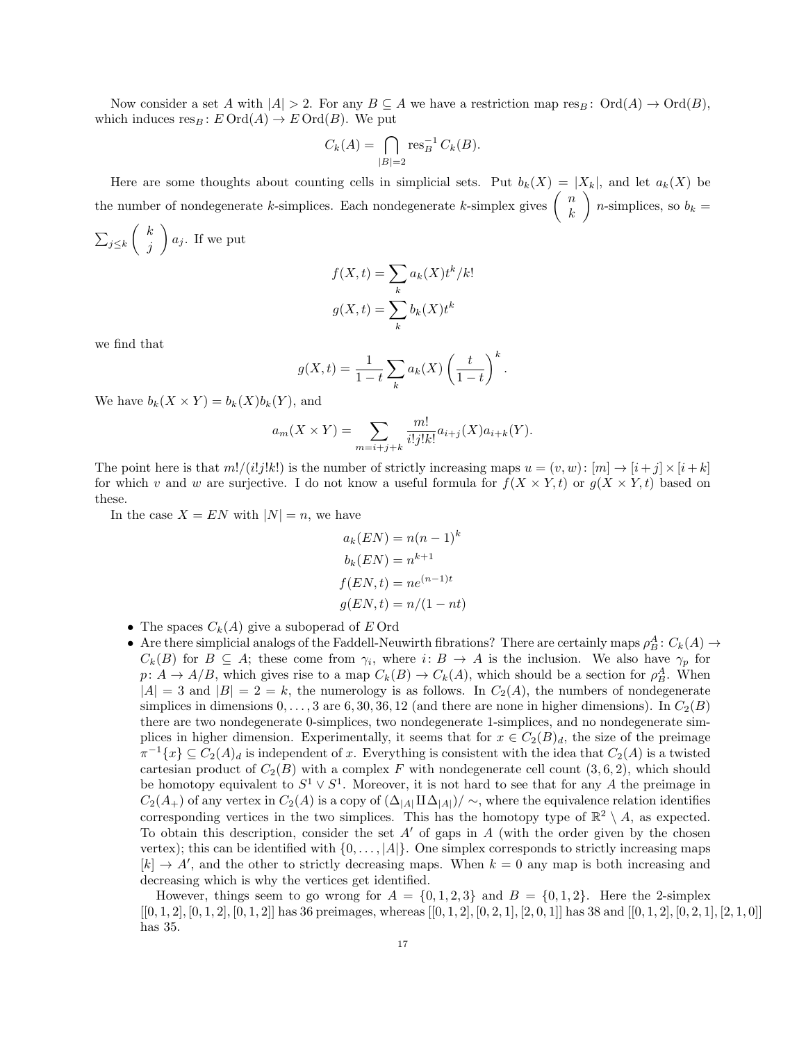Now consider a set $A$ with $|A| > 2$. For any $B \subseteq A$ we have a restriction map $\text{res}_B\colon \text{Ord}(A) \to \text{Ord}(B)$, which induces $\text{res}_B\colon E\,\text{Ord}(A) \to E\,\text{Ord}(B)$. We put

$$C_k(A) = \bigcap_{|B|=2} \text{res}_B^{-1} C_k(B).$$

Here are some thoughts about counting cells in simplicial sets. Put $b_k(X) = |X_k|$, and let $a_k(X)$ be the number of nondegenerate $k$-simplices. Each nondegenerate $k$-simplex gives $\begin{pmatrix} n \\ k \end{pmatrix}$ $n$-simplices, so $b_k = \sum_{j\leq k} \begin{pmatrix} k \\ j \end{pmatrix} a_j$. If we put

$$f(X,t) = \sum_k a_k(X) t^k/k!$$

$$g(X,t) = \sum_k b_k(X) t^k$$

we find that

$$g(X,t) = \frac{1}{1-t} \sum_k a_k(X) \left(\frac{t}{1-t}\right)^k.$$

We have $b_k(X \times Y) = b_k(X) b_k(Y)$, and

$$a_m(X \times Y) = \sum_{m=i+j+k} \frac{m!}{i!j!k!} a_{i+j}(X) a_{i+k}(Y).$$

The point here is that $m!/(i!j!k!)$ is the number of strictly increasing maps $u = (v,w)\colon [m] \to [i+j] \times [i+k]$ for which $v$ and $w$ are surjective. I do not know a useful formula for $f(X \times Y, t)$ or $g(X \times Y, t)$ based on these.

In the case $X = EN$ with $|N| = n$, we have

$$a_k(EN) = n(n-1)^k$$
$$b_k(EN) = n^{k+1}$$
$$f(EN,t) = ne^{(n-1)t}$$
$$g(EN,t) = n/(1-nt)$$

- The spaces $C_k(A)$ give a suboperad of $E\,\text{Ord}$
- Are there simplicial analogs of the Faddell-Neuwirth fibrations? There are certainly maps $\rho_B^A\colon C_k(A) \to C_k(B)$ for $B \subseteq A$; these come from $\gamma_i$, where $i\colon B \to A$ is the inclusion. We also have $\gamma_p$ for $p\colon A \to A/B$, which gives rise to a map $C_k(B) \to C_k(A)$, which should be a section for $\rho_B^A$. When $|A| = 3$ and $|B| = 2 = k$, the numerology is as follows. In $C_2(A)$, the numbers of nondegenerate simplices in dimensions $0,\ldots,3$ are $6, 30, 36, 12$ (and there are none in higher dimensions). In $C_2(B)$ there are two nondegenerate 0-simplices, two nondegenerate 1-simplices, and no nondegenerate simplices in higher dimension. Experimentally, it seems that for $x \in C_2(B)_d$, the size of the preimage $\pi^{-1}\{x\} \subseteq C_2(A)_d$ is independent of $x$. Everything is consistent with the idea that $C_2(A)$ is a twisted cartesian product of $C_2(B)$ with a complex $F$ with nondegenerate cell count $(3,6,2)$, which should be homotopy equivalent to $S^1 \vee S^1$. Moreover, it is not hard to see that for any $A$ the preimage in $C_2(A_+)$ of any vertex in $C_2(A)$ is a copy of $(\Delta_{|A|} \amalg \Delta_{|A|})/\sim$, where the equivalence relation identifies corresponding vertices in the two simplices. This has the homotopy type of $\mathbb{R}^2 \setminus A$, as expected. To obtain this description, consider the set $A'$ of gaps in $A$ (with the order given by the chosen vertex); this can be identified with $\{0,\ldots,|A|\}$. One simplex corresponds to strictly increasing maps $[k] \to A'$, and the other to strictly decreasing maps. When $k = 0$ any map is both increasing and decreasing which is why the vertices get identified.

However, things seem to go wrong for $A = \{0,1,2,3\}$ and $B = \{0,1,2\}$. Here the 2-simplex $[[0,1,2],[0,1,2],[0,1,2]]$ has 36 preimages, whereas $[[0,1,2],[0,2,1],[2,0,1]]$ has 38 and $[[0,1,2],[0,2,1],[2,1,0]]$ has 35.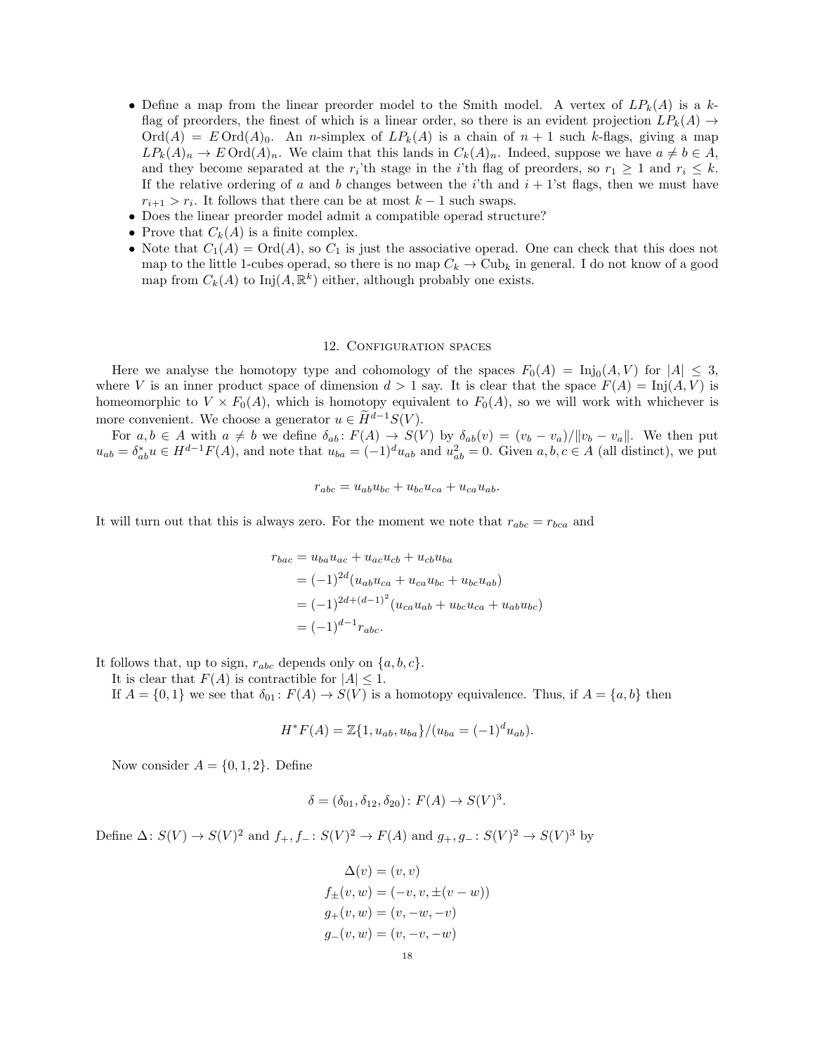- Define a map from the linear preorder model to the Smith model. A vertex of $LP_k(A)$ is a $k$-flag of preorders, the finest of which is a linear order, so there is an evident projection $LP_k(A) \to \mathrm{Ord}(A) = E\,\mathrm{Ord}(A)_0$. An $n$-simplex of $LP_k(A)$ is a chain of $n+1$ such $k$-flags, giving a map $LP_k(A)_n \to E\,\mathrm{Ord}(A)_n$. We claim that this lands in $C_k(A)_n$. Indeed, suppose we have $a \neq b \in A$, and they become separated at the $r_i$'th stage in the $i$'th flag of preorders, so $r_1 \geq 1$ and $r_i \leq k$. If the relative ordering of $a$ and $b$ changes between the $i$'th and $i+1$'st flags, then we must have $r_{i+1} > r_i$. It follows that there can be at most $k-1$ such swaps.
- Does the linear preorder model admit a compatible operad structure?
- Prove that $C_k(A)$ is a finite complex.
- Note that $C_1(A) = \mathrm{Ord}(A)$, so $C_1$ is just the associative operad. One can check that this does not map to the little 1-cubes operad, so there is no map $C_k \to \mathrm{Cub}_k$ in general. I do not know of a good map from $C_k(A)$ to $\mathrm{Inj}(A, \mathbb{R}^k)$ either, although probably one exists.

## 12. Configuration spaces

Here we analyse the homotopy type and cohomology of the spaces $F_0(A) = \mathrm{Inj}_0(A, V)$ for $|A| \leq 3$, where $V$ is an inner product space of dimension $d > 1$ say. It is clear that the space $F(A) = \mathrm{Inj}(A, V)$ is homeomorphic to $V \times F_0(A)$, which is homotopy equivalent to $F_0(A)$, so we will work with whichever is more convenient. We choose a generator $u \in \widetilde{H}^{d-1}S(V)$.

For $a, b \in A$ with $a \neq b$ we define $\delta_{ab} \colon F(A) \to S(V)$ by $\delta_{ab}(v) = (v_b - v_a)/\|v_b - v_a\|$. We then put $u_{ab} = \delta_{ab}^* u \in H^{d-1}F(A)$, and note that $u_{ba} = (-1)^d u_{ab}$ and $u_{ab}^2 = 0$. Given $a, b, c \in A$ (all distinct), we put

$$r_{abc} = u_{ab}u_{bc} + u_{bc}u_{ca} + u_{ca}u_{ab}.$$

It will turn out that this is always zero. For the moment we note that $r_{abc} = r_{bca}$ and

$$\begin{aligned}
r_{bac} &= u_{ba}u_{ac} + u_{ac}u_{cb} + u_{cb}u_{ba} \\
&= (-1)^{2d}(u_{ab}u_{ca} + u_{ca}u_{bc} + u_{bc}u_{ab}) \\
&= (-1)^{2d+(d-1)^2}(u_{ca}u_{ab} + u_{bc}u_{ca} + u_{ab}u_{bc}) \\
&= (-1)^{d-1} r_{abc}.
\end{aligned}$$

It follows that, up to sign, $r_{abc}$ depends only on $\{a, b, c\}$.

It is clear that $F(A)$ is contractible for $|A| \leq 1$.

If $A = \{0, 1\}$ we see that $\delta_{01} \colon F(A) \to S(V)$ is a homotopy equivalence. Thus, if $A = \{a, b\}$ then

$$H^*F(A) = \mathbb{Z}\{1, u_{ab}, u_{ba}\}/(u_{ba} = (-1)^d u_{ab}).$$

Now consider $A = \{0, 1, 2\}$. Define

$$\delta = (\delta_{01}, \delta_{12}, \delta_{20}) \colon F(A) \to S(V)^3.$$

Define $\Delta \colon S(V) \to S(V)^2$ and $f_+, f_- \colon S(V)^2 \to F(A)$ and $g_+, g_- \colon S(V)^2 \to S(V)^3$ by

$$\begin{aligned}
\Delta(v) &= (v, v) \\
f_\pm(v, w) &= (-v, v, \pm(v - w)) \\
g_+(v, w) &= (v, -w, -v) \\
g_-(v, w) &= (v, -v, -w)
\end{aligned}$$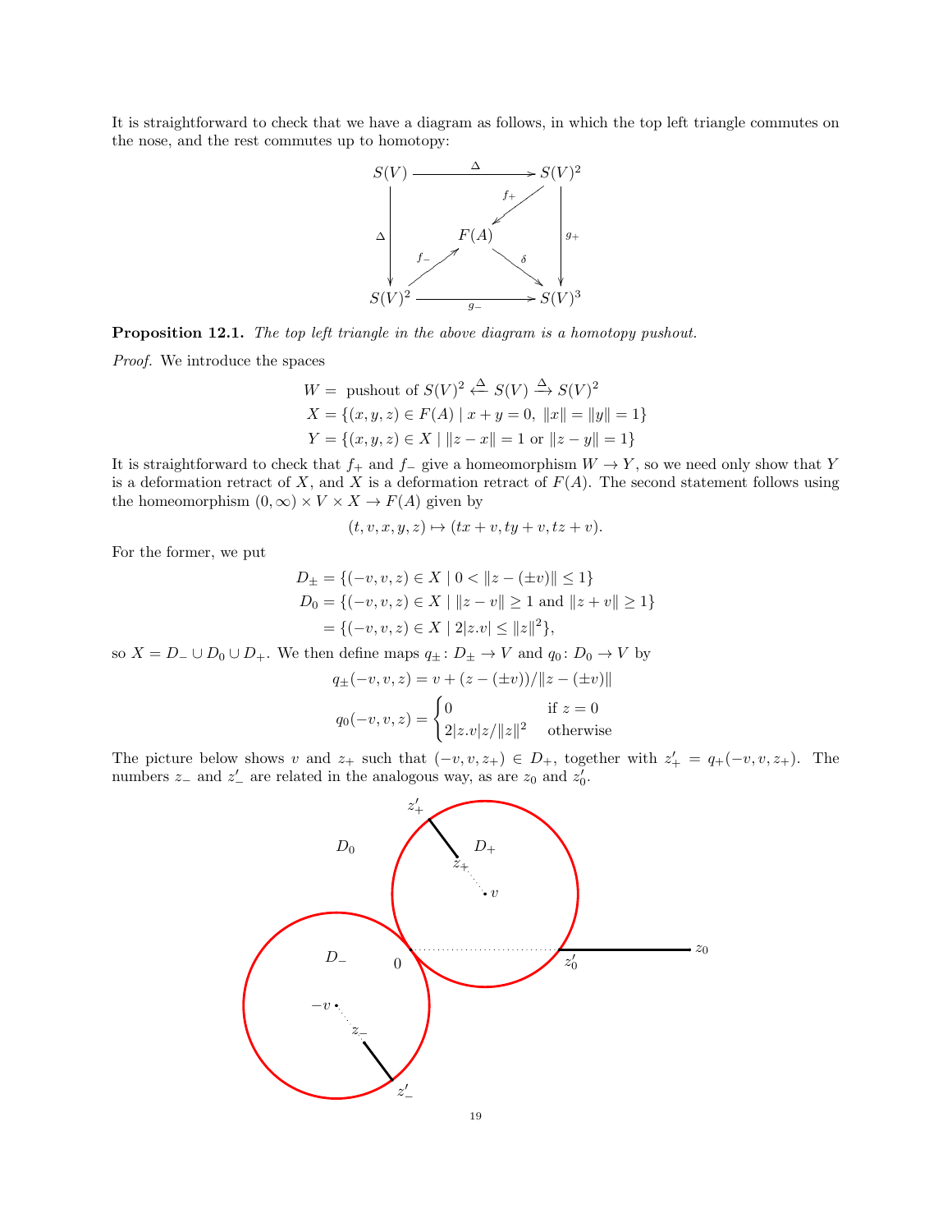It is straightforward to check that we have a diagram as follows, in which the top left triangle commutes on the nose, and the rest commutes up to homotopy:

$$\begin{array}{ccc}
S(V) & \xrightarrow{\Delta} & S(V)^2 \\
{\scriptstyle\Delta}\downarrow & \overset{f_+}{\swarrow} & \downarrow{\scriptstyle g_+} \\
 & F(A) & \\
 & \overset{f_-}{\nearrow} \quad \overset{\delta}{\searrow} & \\
S(V)^2 & \xrightarrow[g_-]{} & S(V)^3
\end{array}$$

**Proposition 12.1.** *The top left triangle in the above diagram is a homotopy pushout.*

*Proof.* We introduce the spaces

$$\begin{aligned}
W &= \text{ pushout of } S(V)^2 \xleftarrow{\Delta} S(V) \xrightarrow{\Delta} S(V)^2 \\
X &= \{(x,y,z) \in F(A) \mid x+y=0,\ \|x\| = \|y\| = 1\} \\
Y &= \{(x,y,z) \in X \mid \|z-x\| = 1 \text{ or } \|z-y\| = 1\}
\end{aligned}$$

It is straightforward to check that $f_+$ and $f_-$ give a homeomorphism $W \to Y$, so we need only show that $Y$ is a deformation retract of $X$, and $X$ is a deformation retract of $F(A)$. The second statement follows using the homeomorphism $(0,\infty) \times V \times X \to F(A)$ given by

$$(t,v,x,y,z) \mapsto (tx+v, ty+v, tz+v).$$

For the former, we put

$$\begin{aligned}
D_{\pm} &= \{(-v,v,z) \in X \mid 0 < \|z-(\pm v)\| \leq 1\} \\
D_0 &= \{(-v,v,z) \in X \mid \|z-v\| \geq 1 \text{ and } \|z+v\| \geq 1\} \\
&= \{(-v,v,z) \in X \mid 2|z.v| \leq \|z\|^2\},
\end{aligned}$$

so $X = D_- \cup D_0 \cup D_+$. We then define maps $q_{\pm} \colon D_{\pm} \to V$ and $q_0 \colon D_0 \to V$ by

$$q_{\pm}(-v,v,z) = v + (z-(\pm v))/\|z-(\pm v)\|$$

$$q_0(-v,v,z) = \begin{cases} 0 & \text{if } z=0 \\ 2|z.v|z/\|z\|^2 & \text{otherwise} \end{cases}$$

The picture below shows $v$ and $z_+$ such that $(-v,v,z_+) \in D_+$, together with $z'_+ = q_+(-v,v,z_+)$. The numbers $z_-$ and $z'_-$ are related in the analogous way, as are $z_0$ and $z'_0$.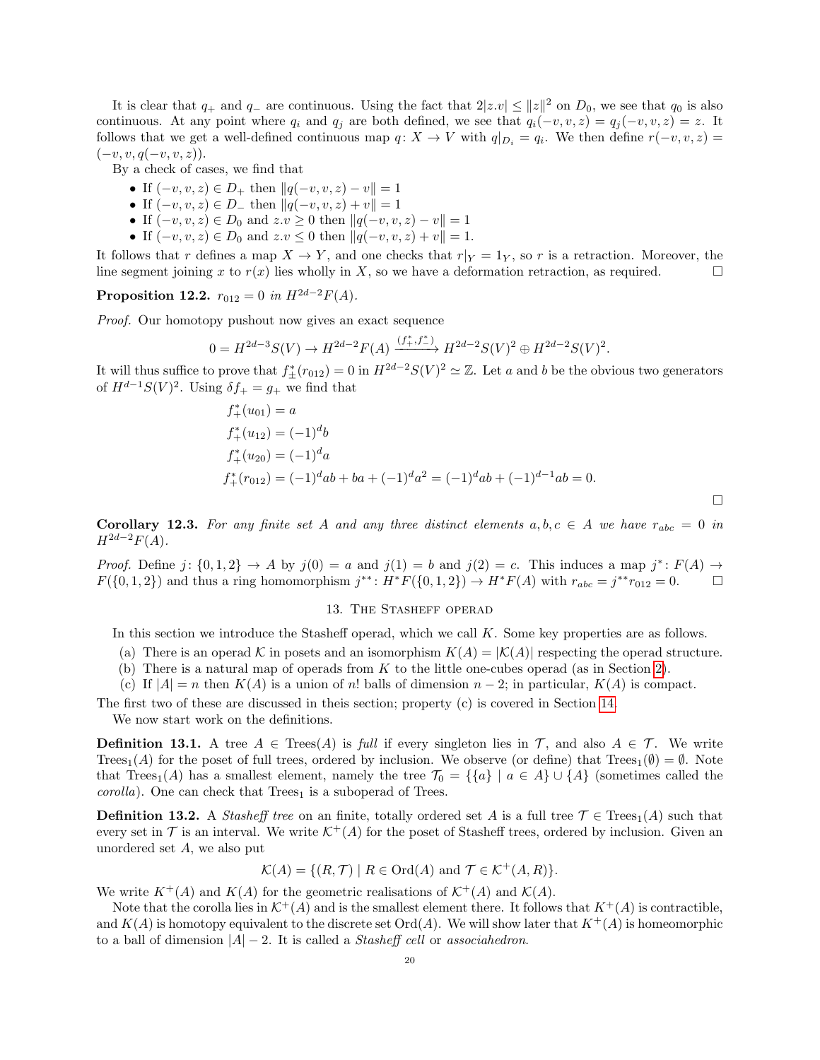It is clear that $q_+$ and $q_-$ are continuous. Using the fact that $2|z.v| \leq \|z\|^2$ on $D_0$, we see that $q_0$ is also continuous. At any point where $q_i$ and $q_j$ are both defined, we see that $q_i(-v,v,z) = q_j(-v,v,z) = z$. It follows that we get a well-defined continuous map $q\colon X \to V$ with $q|_{D_i} = q_i$. We then define $r(-v,v,z) = (-v,v,q(-v,v,z))$.

By a check of cases, we find that

- If $(-v,v,z) \in D_+$ then $\|q(-v,v,z) - v\| = 1$
- If $(-v,v,z) \in D_-$ then $\|q(-v,v,z) + v\| = 1$
- If $(-v,v,z) \in D_0$ and $z.v \geq 0$ then $\|q(-v,v,z) - v\| = 1$
- If $(-v,v,z) \in D_0$ and $z.v \leq 0$ then $\|q(-v,v,z) + v\| = 1$.

It follows that $r$ defines a map $X \to Y$, and one checks that $r|_Y = 1_Y$, so $r$ is a retraction. Moreover, the line segment joining $x$ to $r(x)$ lies wholly in $X$, so we have a deformation retraction, as required. □

**Proposition 12.2.** *$r_{012} = 0$ in $H^{2d-2}F(A)$.*

*Proof.* Our homotopy pushout now gives an exact sequence

$$0 = H^{2d-3}S(V) \to H^{2d-2}F(A) \xrightarrow{(f_+^*, f_-^*)} H^{2d-2}S(V)^2 \oplus H^{2d-2}S(V)^2.$$

It will thus suffice to prove that $f_\pm^*(r_{012}) = 0$ in $H^{2d-2}S(V)^2 \simeq \mathbb{Z}$. Let $a$ and $b$ be the obvious two generators of $H^{d-1}S(V)^2$. Using $\delta f_+ = g_+$ we find that

$$\begin{aligned}
f_+^*(u_{01}) &= a \\
f_+^*(u_{12}) &= (-1)^d b \\
f_+^*(u_{20}) &= (-1)^d a \\
f_+^*(r_{012}) &= (-1)^d ab + ba + (-1)^d a^2 = (-1)^d ab + (-1)^{d-1} ab = 0.
\end{aligned}$$

□

**Corollary 12.3.** *For any finite set $A$ and any three distinct elements $a, b, c \in A$ we have $r_{abc} = 0$ in $H^{2d-2}F(A)$.*

*Proof.* Define $j\colon \{0,1,2\} \to A$ by $j(0) = a$ and $j(1) = b$ and $j(2) = c$. This induces a map $j^*\colon F(A) \to F(\{0,1,2\})$ and thus a ring homomorphism $j^{**}\colon H^*F(\{0,1,2\}) \to H^*F(A)$ with $r_{abc} = j^{**}r_{012} = 0$. □

## 13. The Stasheff operad

In this section we introduce the Stasheff operad, which we call $K$. Some key properties are as follows.

(a) There is an operad $\mathcal{K}$ in posets and an isomorphism $K(A) = |\mathcal{K}(A)|$ respecting the operad structure.
(b) There is a natural map of operads from $K$ to the little one-cubes operad (as in Section 2).
(c) If $|A| = n$ then $K(A)$ is a union of $n!$ balls of dimension $n-2$; in particular, $K(A)$ is compact.

The first two of these are discussed in theis section; property (c) is covered in Section 14.

We now start work on the definitions.

**Definition 13.1.** A tree $A \in \mathrm{Trees}(A)$ is *full* if every singleton lies in $\mathcal{T}$, and also $A \in \mathcal{T}$. We write $\mathrm{Trees}_1(A)$ for the poset of full trees, ordered by inclusion. We observe (or define) that $\mathrm{Trees}_1(\emptyset) = \emptyset$. Note that $\mathrm{Trees}_1(A)$ has a smallest element, namely the tree $\mathcal{T}_0 = \{\{a\} \mid a \in A\} \cup \{A\}$ (sometimes called the *corolla*). One can check that $\mathrm{Trees}_1$ is a suboperad of Trees.

**Definition 13.2.** A *Stasheff tree* on an finite, totally ordered set $A$ is a full tree $\mathcal{T} \in \mathrm{Trees}_1(A)$ such that every set in $\mathcal{T}$ is an interval. We write $\mathcal{K}^+(A)$ for the poset of Stasheff trees, ordered by inclusion. Given an unordered set $A$, we also put

$$\mathcal{K}(A) = \{(R, \mathcal{T}) \mid R \in \mathrm{Ord}(A) \text{ and } \mathcal{T} \in \mathcal{K}^+(A, R)\}.$$

We write $K^+(A)$ and $K(A)$ for the geometric realisations of $\mathcal{K}^+(A)$ and $\mathcal{K}(A)$.

Note that the corolla lies in $\mathcal{K}^+(A)$ and is the smallest element there. It follows that $K^+(A)$ is contractible, and $K(A)$ is homotopy equivalent to the discrete set $\mathrm{Ord}(A)$. We will show later that $K^+(A)$ is homeomorphic to a ball of dimension $|A| - 2$. It is called a *Stasheff cell* or *associahedron*.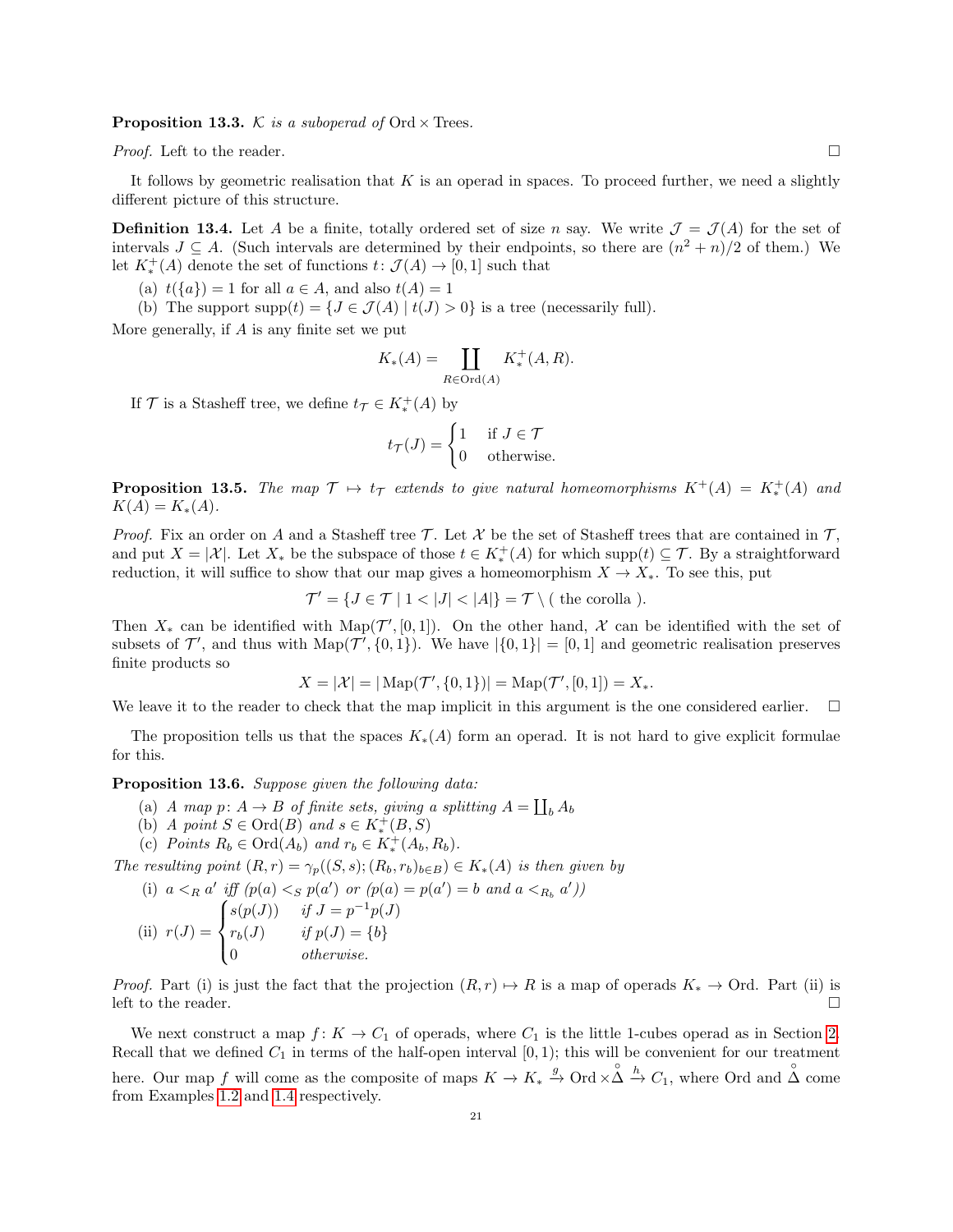**Proposition 13.3.** *$\mathcal{K}$ is a suboperad of* $\mathrm{Ord} \times \mathrm{Trees}$.

*Proof.* Left to the reader. □

It follows by geometric realisation that $K$ is an operad in spaces. To proceed further, we need a slightly different picture of this structure.

**Definition 13.4.** Let $A$ be a finite, totally ordered set of size $n$ say. We write $\mathcal{J} = \mathcal{J}(A)$ for the set of intervals $J \subseteq A$. (Such intervals are determined by their endpoints, so there are $(n^2+n)/2$ of them.) We let $K_*^+(A)$ denote the set of functions $t \colon \mathcal{J}(A) \to [0,1]$ such that

(a) $t(\{a\}) = 1$ for all $a \in A$, and also $t(A) = 1$
(b) The support $\mathrm{supp}(t) = \{J \in \mathcal{J}(A) \mid t(J) > 0\}$ is a tree (necessarily full).

More generally, if $A$ is any finite set we put

$$K_*(A) = \coprod_{R \in \mathrm{Ord}(A)} K_*^+(A, R).$$

If $\mathcal{T}$ is a Stasheff tree, we define $t_{\mathcal{T}} \in K_*^+(A)$ by

$$t_{\mathcal{T}}(J) = \begin{cases} 1 & \text{if } J \in \mathcal{T} \\ 0 & \text{otherwise.} \end{cases}$$

**Proposition 13.5.** *The map $\mathcal{T} \mapsto t_{\mathcal{T}}$ extends to give natural homeomorphisms $K^+(A) = K_*^+(A)$ and $K(A) = K_*(A)$.*

*Proof.* Fix an order on $A$ and a Stasheff tree $\mathcal{T}$. Let $\mathcal{X}$ be the set of Stasheff trees that are contained in $\mathcal{T}$, and put $X = |\mathcal{X}|$. Let $X_*$ be the subspace of those $t \in K_*^+(A)$ for which $\mathrm{supp}(t) \subseteq \mathcal{T}$. By a straightforward reduction, it will suffice to show that our map gives a homeomorphism $X \to X_*$. To see this, put

$$\mathcal{T}' = \{J \in \mathcal{T} \mid 1 < |J| < |A|\} = \mathcal{T} \setminus (\text{ the corolla }).$$

Then $X_*$ can be identified with $\mathrm{Map}(\mathcal{T}', [0,1])$. On the other hand, $\mathcal{X}$ can be identified with the set of subsets of $\mathcal{T}'$, and thus with $\mathrm{Map}(\mathcal{T}', \{0,1\})$. We have $|\{0,1\}| = [0,1]$ and geometric realisation preserves finite products so

$$X = |\mathcal{X}| = |\mathrm{Map}(\mathcal{T}', \{0,1\})| = \mathrm{Map}(\mathcal{T}', [0,1]) = X_*.$$

We leave it to the reader to check that the map implicit in this argument is the one considered earlier. □

The proposition tells us that the spaces $K_*(A)$ form an operad. It is not hard to give explicit formulae for this.

**Proposition 13.6.** *Suppose given the following data:*

(a) *A map $p \colon A \to B$ of finite sets, giving a splitting $A = \coprod_b A_b$*
(b) *A point $S \in \mathrm{Ord}(B)$ and $s \in K_*^+(B, S)$*
(c) *Points $R_b \in \mathrm{Ord}(A_b)$ and $r_b \in K_*^+(A_b, R_b)$.*

*The resulting point $(R, r) = \gamma_p((S,s); (R_b, r_b)_{b \in B}) \in K_*(A)$ is then given by*

(i) *$a <_R a'$ iff ($p(a) <_S p(a')$ or ($p(a) = p(a') = b$ and $a <_{R_b} a'$))*
(ii) $r(J) = \begin{cases} s(p(J)) & \text{if } J = p^{-1}p(J) \\ r_b(J) & \text{if } p(J) = \{b\} \\ 0 & \text{otherwise.} \end{cases}$

*Proof.* Part (i) is just the fact that the projection $(R, r) \mapsto R$ is a map of operads $K_* \to \mathrm{Ord}$. Part (ii) is left to the reader. □

We next construct a map $f \colon K \to C_1$ of operads, where $C_1$ is the little 1-cubes operad as in Section 2. Recall that we defined $C_1$ in terms of the half-open interval $[0,1)$; this will be convenient for our treatment here. Our map $f$ will come as the composite of maps $K \to K_* \xrightarrow{g} \mathrm{Ord} \times \mathring{\Delta} \xrightarrow{h} C_1$, where $\mathrm{Ord}$ and $\mathring{\Delta}$ come from Examples 1.2 and 1.4 respectively.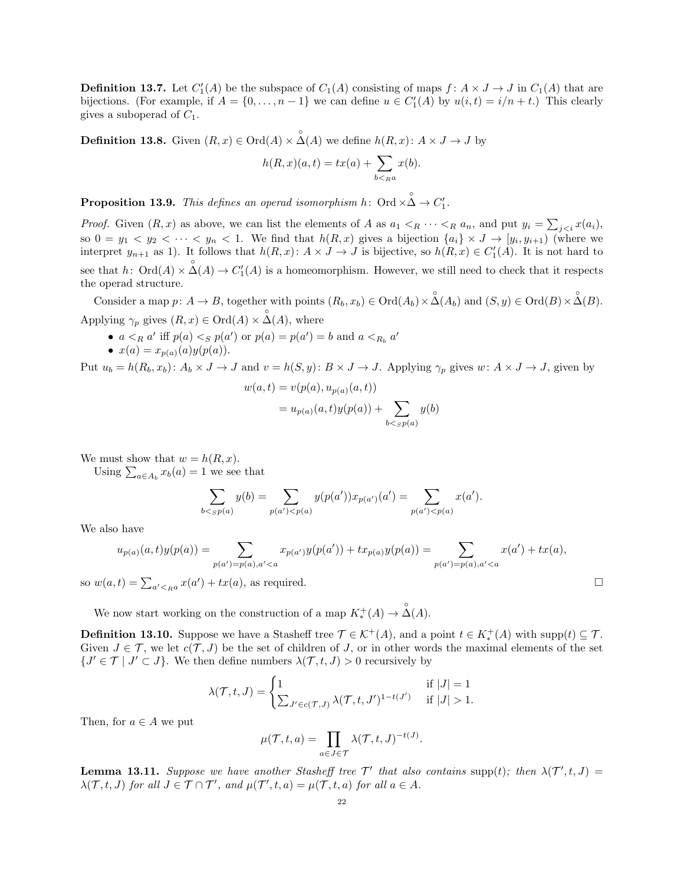**Definition 13.7.** Let $C_1'(A)$ be the subspace of $C_1(A)$ consisting of maps $f\colon A \times J \to J$ in $C_1(A)$ that are bijections. (For example, if $A = \{0, \ldots, n-1\}$ we can define $u \in C_1'(A)$ by $u(i,t) = i/n + t$.) This clearly gives a suboperad of $C_1$.

**Definition 13.8.** Given $(R, x) \in \mathrm{Ord}(A) \times \mathring{\Delta}(A)$ we define $h(R,x)\colon A \times J \to J$ by

$$h(R,x)(a,t) = tx(a) + \sum_{b <_R a} x(b).$$

**Proposition 13.9.** *This defines an operad isomorphism $h\colon \mathrm{Ord} \times \mathring{\Delta} \to C_1'$.*

*Proof.* Given $(R,x)$ as above, we can list the elements of $A$ as $a_1 <_R \cdots <_R a_n$, and put $y_i = \sum_{j<i} x(a_i)$, so $0 = y_1 < y_2 < \cdots < y_n < 1$. We find that $h(R,x)$ gives a bijection $\{a_i\} \times J \to [y_i, y_{i+1})$ (where we interpret $y_{n+1}$ as 1). It follows that $h(R,x)\colon A \times J \to J$ is bijective, so $h(R,x) \in C_1'(A)$. It is not hard to see that $h\colon \mathrm{Ord}(A) \times \mathring{\Delta}(A) \to C_1'(A)$ is a homeomorphism. However, we still need to check that it respects the operad structure.

Consider a map $p\colon A \to B$, together with points $(R_b, x_b) \in \mathrm{Ord}(A_b) \times \mathring{\Delta}(A_b)$ and $(S,y) \in \mathrm{Ord}(B) \times \mathring{\Delta}(B)$. Applying $\gamma_p$ gives $(R,x) \in \mathrm{Ord}(A) \times \mathring{\Delta}(A)$, where

- $a <_R a'$ iff $p(a) <_S p(a')$ or $p(a) = p(a') = b$ and $a <_{R_b} a'$
- $x(a) = x_{p(a)}(a) y(p(a))$.

Put $u_b = h(R_b, x_b)\colon A_b \times J \to J$ and $v = h(S,y)\colon B \times J \to J$. Applying $\gamma_p$ gives $w\colon A \times J \to J$, given by

$$\begin{aligned} w(a,t) &= v(p(a), u_{p(a)}(a,t)) \\ &= u_{p(a)}(a,t) y(p(a)) + \sum_{b <_S p(a)} y(b) \end{aligned}$$

We must show that $w = h(R,x)$.

Using $\sum_{a \in A_b} x_b(a) = 1$ we see that

$$\sum_{b <_S p(a)} y(b) = \sum_{p(a') < p(a)} y(p(a')) x_{p(a')}(a') = \sum_{p(a') < p(a)} x(a').$$

We also have

$$u_{p(a)}(a,t) y(p(a)) = \sum_{p(a') = p(a), a' < a} x_{p(a')} y(p(a')) + t x_{p(a)} y(p(a)) = \sum_{p(a') = p(a), a' < a} x(a') + tx(a),$$

so $w(a,t) = \sum_{a' <_R a} x(a') + tx(a)$, as required. $\square$

We now start working on the construction of a map $K_*^+(A) \to \mathring{\Delta}(A)$.

**Definition 13.10.** Suppose we have a Stasheff tree $\mathcal{T} \in \mathcal{K}^+(A)$, and a point $t \in K_*^+(A)$ with $\mathrm{supp}(t) \subseteq \mathcal{T}$. Given $J \in \mathcal{T}$, we let $c(\mathcal{T}, J)$ be the set of children of $J$, or in other words the maximal elements of the set $\{J' \in \mathcal{T} \mid J' \subset J\}$. We then define numbers $\lambda(\mathcal{T}, t, J) > 0$ recursively by

$$\lambda(\mathcal{T}, t, J) = \begin{cases} 1 & \text{if } |J| = 1 \\ \sum_{J' \in c(\mathcal{T}, J)} \lambda(\mathcal{T}, t, J')^{1 - t(J')} & \text{if } |J| > 1. \end{cases}$$

Then, for $a \in A$ we put

$$\mu(\mathcal{T}, t, a) = \prod_{a \in J \in \mathcal{T}} \lambda(\mathcal{T}, t, J)^{-t(J)}.$$

**Lemma 13.11.** *Suppose we have another Stasheff tree $\mathcal{T}'$ that also contains $\mathrm{supp}(t)$; then $\lambda(\mathcal{T}', t, J) = \lambda(\mathcal{T}, t, J)$ for all $J \in \mathcal{T} \cap \mathcal{T}'$, and $\mu(\mathcal{T}', t, a) = \mu(\mathcal{T}, t, a)$ for all $a \in A$.*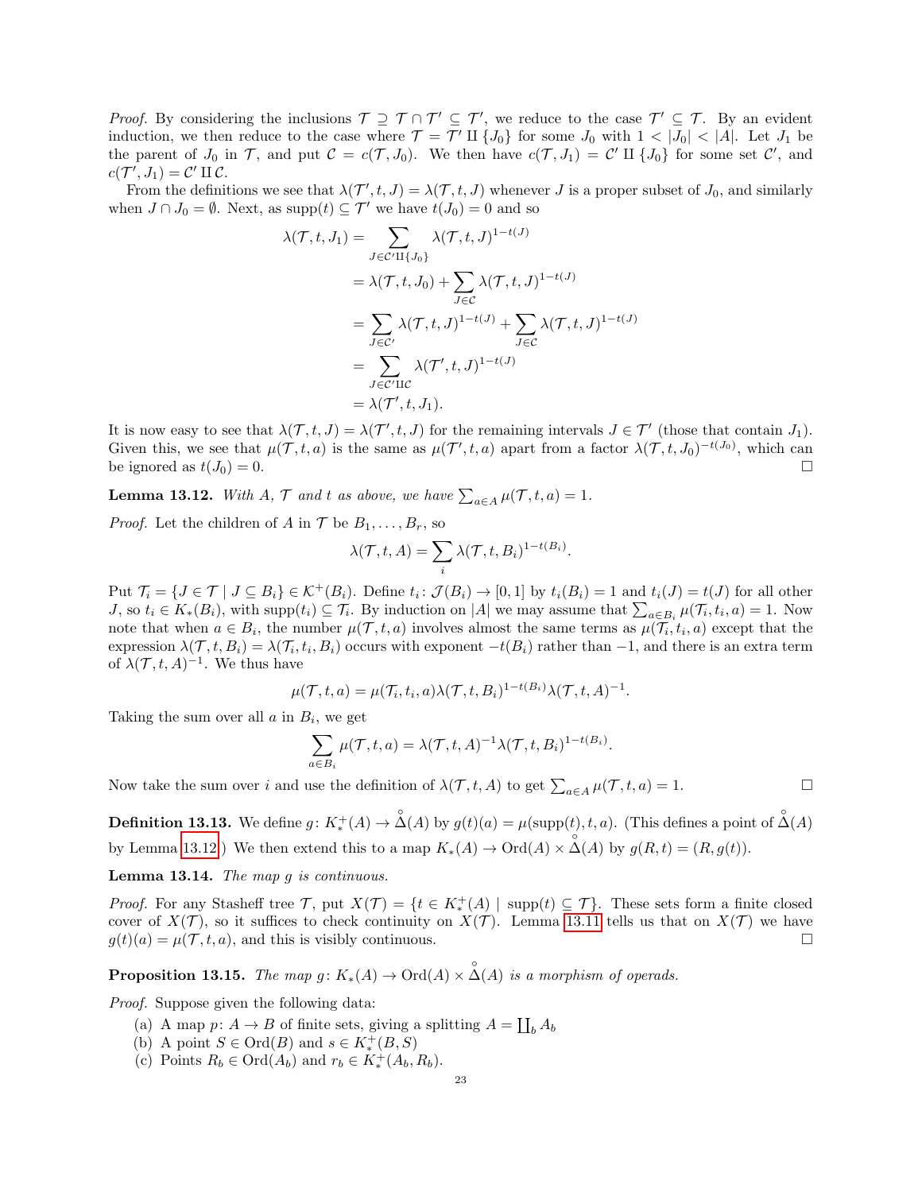*Proof.* By considering the inclusions $\mathcal{T} \supseteq \mathcal{T} \cap \mathcal{T}' \subseteq \mathcal{T}'$, we reduce to the case $\mathcal{T}' \subseteq \mathcal{T}$. By an evident induction, we then reduce to the case where $\mathcal{T} = \mathcal{T}' \amalg \{J_0\}$ for some $J_0$ with $1 < |J_0| < |A|$. Let $J_1$ be the parent of $J_0$ in $\mathcal{T}$, and put $\mathcal{C} = c(\mathcal{T}, J_0)$. We then have $c(\mathcal{T}, J_1) = \mathcal{C}' \amalg \{J_0\}$ for some set $\mathcal{C}'$, and $c(\mathcal{T}', J_1) = \mathcal{C}' \amalg \mathcal{C}$.

From the definitions we see that $\lambda(\mathcal{T}', t, J) = \lambda(\mathcal{T}, t, J)$ whenever $J$ is a proper subset of $J_0$, and similarly when $J \cap J_0 = \emptyset$. Next, as $\operatorname{supp}(t) \subseteq \mathcal{T}'$ we have $t(J_0) = 0$ and so

$$
\begin{aligned}
\lambda(\mathcal{T}, t, J_1) &= \sum_{J \in \mathcal{C}' \amalg \{J_0\}} \lambda(\mathcal{T}, t, J)^{1-t(J)} \\
&= \lambda(\mathcal{T}, t, J_0) + \sum_{J \in \mathcal{C}} \lambda(\mathcal{T}, t, J)^{1-t(J)} \\
&= \sum_{J \in \mathcal{C}'} \lambda(\mathcal{T}, t, J)^{1-t(J)} + \sum_{J \in \mathcal{C}} \lambda(\mathcal{T}, t, J)^{1-t(J)} \\
&= \sum_{J \in \mathcal{C}' \amalg \mathcal{C}} \lambda(\mathcal{T}', t, J)^{1-t(J)} \\
&= \lambda(\mathcal{T}', t, J_1).
\end{aligned}
$$

It is now easy to see that $\lambda(\mathcal{T}, t, J) = \lambda(\mathcal{T}', t, J)$ for the remaining intervals $J \in \mathcal{T}'$ (those that contain $J_1$). Given this, we see that $\mu(\mathcal{T}, t, a)$ is the same as $\mu(\mathcal{T}', t, a)$ apart from a factor $\lambda(\mathcal{T}, t, J_0)^{-t(J_0)}$, which can be ignored as $t(J_0) = 0$. $\square$

**Lemma 13.12.** *With $A$, $\mathcal{T}$ and $t$ as above, we have $\sum_{a \in A} \mu(\mathcal{T}, t, a) = 1$.*

*Proof.* Let the children of $A$ in $\mathcal{T}$ be $B_1, \ldots, B_r$, so

$$\lambda(\mathcal{T}, t, A) = \sum_i \lambda(\mathcal{T}, t, B_i)^{1-t(B_i)}.$$

Put $\mathcal{T}_i = \{J \in \mathcal{T} \mid J \subseteq B_i\} \in \mathcal{K}^+(B_i)$. Define $t_i \colon \mathcal{J}(B_i) \to [0,1]$ by $t_i(B_i) = 1$ and $t_i(J) = t(J)$ for all other $J$, so $t_i \in K_*(B_i)$, with $\operatorname{supp}(t_i) \subseteq \mathcal{T}_i$. By induction on $|A|$ we may assume that $\sum_{a \in B_i} \mu(\mathcal{T}_i, t_i, a) = 1$. Now note that when $a \in B_i$, the number $\mu(\mathcal{T}, t, a)$ involves almost the same terms as $\mu(\mathcal{T}_i, t_i, a)$ except that the expression $\lambda(\mathcal{T}, t, B_i) = \lambda(\mathcal{T}_i, t_i, B_i)$ occurs with exponent $-t(B_i)$ rather than $-1$, and there is an extra term of $\lambda(\mathcal{T}, t, A)^{-1}$. We thus have

$$\mu(\mathcal{T}, t, a) = \mu(\mathcal{T}_i, t_i, a) \lambda(\mathcal{T}, t, B_i)^{1-t(B_i)} \lambda(\mathcal{T}, t, A)^{-1}.$$

Taking the sum over all $a$ in $B_i$, we get

$$\sum_{a \in B_i} \mu(\mathcal{T}, t, a) = \lambda(\mathcal{T}, t, A)^{-1} \lambda(\mathcal{T}, t, B_i)^{1-t(B_i)}.$$

Now take the sum over $i$ and use the definition of $\lambda(\mathcal{T}, t, A)$ to get $\sum_{a \in A} \mu(\mathcal{T}, t, a) = 1$. $\square$

**Definition 13.13.** We define $g \colon K_*^+(A) \to \overset{\circ}{\Delta}(A)$ by $g(t)(a) = \mu(\operatorname{supp}(t), t, a)$. (This defines a point of $\overset{\circ}{\Delta}(A)$ by Lemma 13.12.) We then extend this to a map $K_*(A) \to \operatorname{Ord}(A) \times \overset{\circ}{\Delta}(A)$ by $g(R, t) = (R, g(t))$.

**Lemma 13.14.** *The map $g$ is continuous.*

*Proof.* For any Stasheff tree $\mathcal{T}$, put $X(\mathcal{T}) = \{t \in K_*^+(A) \mid \operatorname{supp}(t) \subseteq \mathcal{T}\}$. These sets form a finite closed cover of $X(\mathcal{T})$, so it suffices to check continuity on $X(\mathcal{T})$. Lemma 13.11 tells us that on $X(\mathcal{T})$ we have $g(t)(a) = \mu(\mathcal{T}, t, a)$, and this is visibly continuous. $\square$

**Proposition 13.15.** *The map $g \colon K_*(A) \to \operatorname{Ord}(A) \times \overset{\circ}{\Delta}(A)$ is a morphism of operads.*

*Proof.* Suppose given the following data:

(a) A map $p \colon A \to B$ of finite sets, giving a splitting $A = \coprod_b A_b$
(b) A point $S \in \operatorname{Ord}(B)$ and $s \in K_*^+(B, S)$
(c) Points $R_b \in \operatorname{Ord}(A_b)$ and $r_b \in K_*^+(A_b, R_b)$.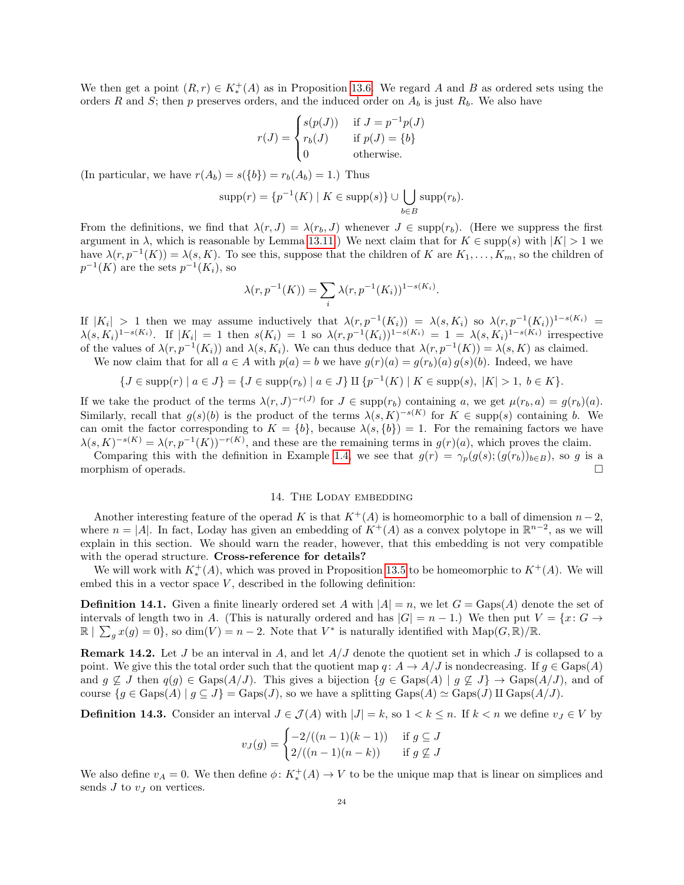We then get a point $(R, r) \in K^+_*(A)$ as in Proposition 13.6. We regard $A$ and $B$ as ordered sets using the orders $R$ and $S$; then $p$ preserves orders, and the induced order on $A_b$ is just $R_b$. We also have

$$r(J) = \begin{cases} s(p(J)) & \text{if } J = p^{-1}p(J) \\ r_b(J) & \text{if } p(J) = \{b\} \\ 0 & \text{otherwise.} \end{cases}$$

(In particular, we have $r(A_b) = s(\{b\}) = r_b(A_b) = 1$.) Thus

$$\text{supp}(r) = \{p^{-1}(K) \mid K \in \text{supp}(s)\} \cup \bigcup_{b \in B} \text{supp}(r_b).$$

From the definitions, we find that $\lambda(r, J) = \lambda(r_b, J)$ whenever $J \in \text{supp}(r_b)$. (Here we suppress the first argument in $\lambda$, which is reasonable by Lemma 13.11.) We next claim that for $K \in \text{supp}(s)$ with $|K| > 1$ we have $\lambda(r, p^{-1}(K)) = \lambda(s, K)$. To see this, suppose that the children of $K$ are $K_1, \ldots, K_m$, so the children of $p^{-1}(K)$ are the sets $p^{-1}(K_i)$, so

$$\lambda(r, p^{-1}(K)) = \sum_i \lambda(r, p^{-1}(K_i))^{1-s(K_i)}.$$

If $|K_i| > 1$ then we may assume inductively that $\lambda(r, p^{-1}(K_i)) = \lambda(s, K_i)$ so $\lambda(r, p^{-1}(K_i))^{1-s(K_i)} = \lambda(s, K_i)^{1-s(K_i)}$. If $|K_i| = 1$ then $s(K_i) = 1$ so $\lambda(r, p^{-1}(K_i))^{1-s(K_i)} = 1 = \lambda(s, K_i)^{1-s(K_i)}$ irrespective of the values of $\lambda(r, p^{-1}(K_i))$ and $\lambda(s, K_i)$. We can thus deduce that $\lambda(r, p^{-1}(K)) = \lambda(s, K)$ as claimed.

We now claim that for all $a \in A$ with $p(a) = b$ we have $g(r)(a) = g(r_b)(a)\, g(s)(b)$. Indeed, we have

$$\{J \in \text{supp}(r) \mid a \in J\} = \{J \in \text{supp}(r_b) \mid a \in J\} \amalg \{p^{-1}(K) \mid K \in \text{supp}(s),\ |K| > 1,\ b \in K\}.$$

If we take the product of the terms $\lambda(r, J)^{-r(J)}$ for $J \in \text{supp}(r_b)$ containing $a$, we get $\mu(r_b, a) = g(r_b)(a)$. Similarly, recall that $g(s)(b)$ is the product of the terms $\lambda(s, K)^{-s(K)}$ for $K \in \text{supp}(s)$ containing $b$. We can omit the factor corresponding to $K = \{b\}$, because $\lambda(s, \{b\}) = 1$. For the remaining factors we have $\lambda(s, K)^{-s(K)} = \lambda(r, p^{-1}(K))^{-r(K)}$, and these are the remaining terms in $g(r)(a)$, which proves the claim.

Comparing this with the definition in Example 1.4, we see that $g(r) = \gamma_p(g(s); (g(r_b))_{b \in B})$, so $g$ is a morphism of operads. $\square$

## 14. The Loday embedding

Another interesting feature of the operad $K$ is that $K^+(A)$ is homeomorphic to a ball of dimension $n - 2$, where $n = |A|$. In fact, Loday has given an embedding of $K^+(A)$ as a convex polytope in $\mathbb{R}^{n-2}$, as we will explain in this section. We should warn the reader, however, that this embedding is not very compatible with the operad structure. **Cross-reference for details?**

We will work with $K^+_*(A)$, which was proved in Proposition 13.5 to be homeomorphic to $K^+(A)$. We will embed this in a vector space $V$, described in the following definition:

**Definition 14.1.** Given a finite linearly ordered set $A$ with $|A| = n$, we let $G = \text{Gaps}(A)$ denote the set of intervals of length two in $A$. (This is naturally ordered and has $|G| = n - 1$.) We then put $V = \{x \colon G \to \mathbb{R} \mid \sum_g x(g) = 0\}$, so $\dim(V) = n - 2$. Note that $V^*$ is naturally identified with $\text{Map}(G, \mathbb{R})/\mathbb{R}$.

**Remark 14.2.** Let $J$ be an interval in $A$, and let $A/J$ denote the quotient set in which $J$ is collapsed to a point. We give this the total order such that the quotient map $q \colon A \to A/J$ is nondecreasing. If $g \in \text{Gaps}(A)$ and $g \not\subseteq J$ then $q(g) \in \text{Gaps}(A/J)$. This gives a bijection $\{g \in \text{Gaps}(A) \mid g \not\subseteq J\} \to \text{Gaps}(A/J)$, and of course $\{g \in \text{Gaps}(A) \mid g \subseteq J\} = \text{Gaps}(J)$, so we have a splitting $\text{Gaps}(A) \simeq \text{Gaps}(J) \amalg \text{Gaps}(A/J)$.

**Definition 14.3.** Consider an interval $J \in \mathcal{J}(A)$ with $|J| = k$, so $1 < k \leq n$. If $k < n$ we define $v_J \in V$ by

$$v_J(g) = \begin{cases} -2/((n-1)(k-1)) & \text{if } g \subseteq J \\ 2/((n-1)(n-k)) & \text{if } g \not\subseteq J \end{cases}$$

We also define $v_A = 0$. We then define $\phi \colon K^+_*(A) \to V$ to be the unique map that is linear on simplices and sends $J$ to $v_J$ on vertices.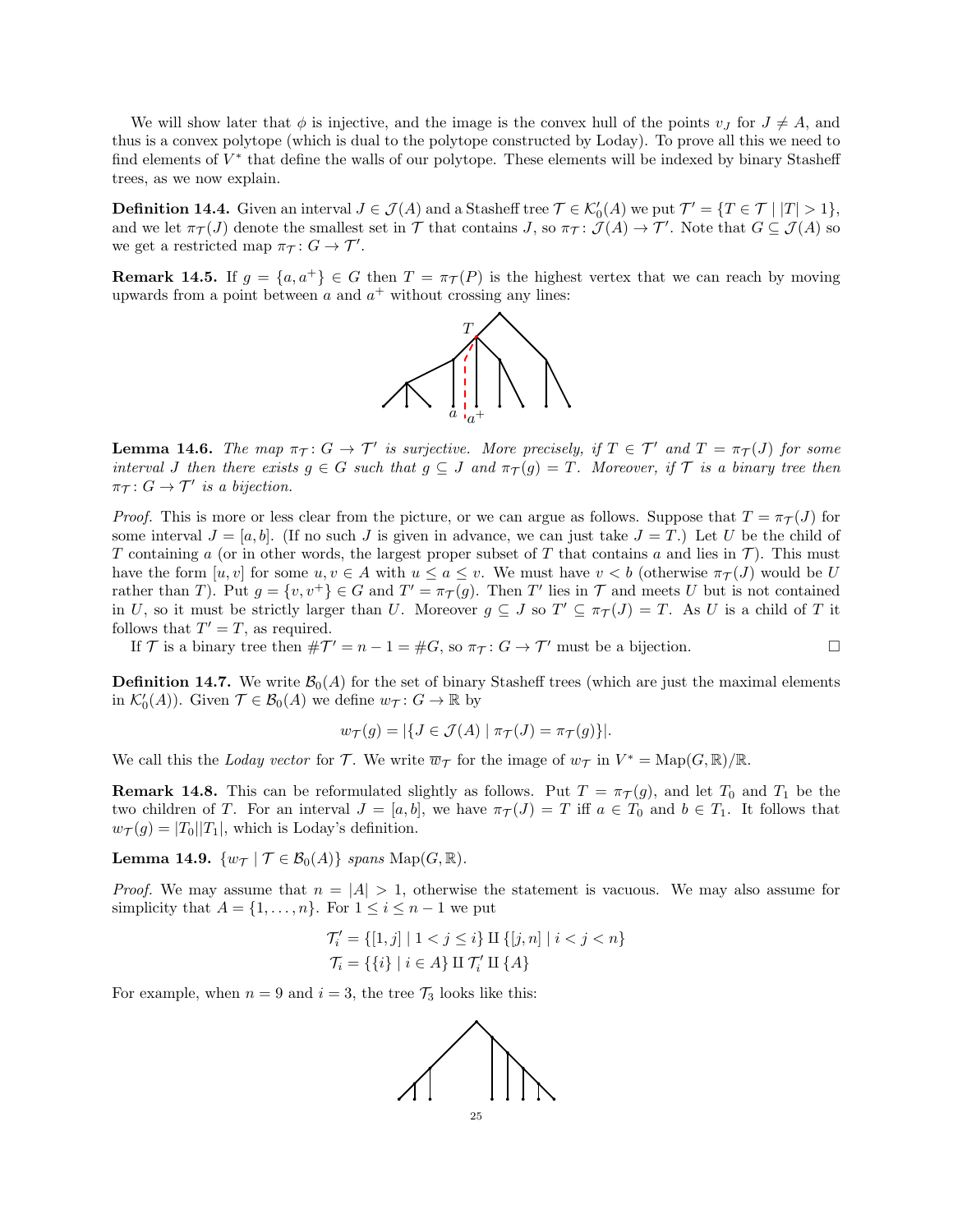We will show later that $\phi$ is injective, and the image is the convex hull of the points $v_J$ for $J \neq A$, and thus is a convex polytope (which is dual to the polytope constructed by Loday). To prove all this we need to find elements of $V^*$ that define the walls of our polytope. These elements will be indexed by binary Stasheff trees, as we now explain.

**Definition 14.4.** Given an interval $J \in \mathcal{J}(A)$ and a Stasheff tree $\mathcal{T} \in \mathcal{K}'_0(A)$ we put $\mathcal{T}' = \{T \in \mathcal{T} \mid |T| > 1\}$, and we let $\pi_{\mathcal{T}}(J)$ denote the smallest set in $\mathcal{T}$ that contains $J$, so $\pi_{\mathcal{T}} \colon \mathcal{J}(A) \to \mathcal{T}'$. Note that $G \subseteq \mathcal{J}(A)$ so we get a restricted map $\pi_{\mathcal{T}} \colon G \to \mathcal{T}'$.

**Remark 14.5.** If $g = \{a, a^+\} \in G$ then $T = \pi_{\mathcal{T}}(P)$ is the highest vertex that we can reach by moving upwards from a point between $a$ and $a^+$ without crossing any lines:

**Lemma 14.6.** *The map $\pi_{\mathcal{T}} \colon G \to \mathcal{T}'$ is surjective. More precisely, if $T \in \mathcal{T}'$ and $T = \pi_{\mathcal{T}}(J)$ for some interval $J$ then there exists $g \in G$ such that $g \subseteq J$ and $\pi_{\mathcal{T}}(g) = T$. Moreover, if $\mathcal{T}$ is a binary tree then $\pi_{\mathcal{T}} \colon G \to \mathcal{T}'$ is a bijection.*

*Proof.* This is more or less clear from the picture, or we can argue as follows. Suppose that $T = \pi_{\mathcal{T}}(J)$ for some interval $J = [a, b]$. (If no such $J$ is given in advance, we can just take $J = T$.) Let $U$ be the child of $T$ containing $a$ (or in other words, the largest proper subset of $T$ that contains $a$ and lies in $\mathcal{T}$). This must have the form $[u, v]$ for some $u, v \in A$ with $u \leq a \leq v$. We must have $v < b$ (otherwise $\pi_{\mathcal{T}}(J)$ would be $U$ rather than $T$). Put $g = \{v, v^+\} \in G$ and $T' = \pi_{\mathcal{T}}(g)$. Then $T'$ lies in $\mathcal{T}$ and meets $U$ but is not contained in $U$, so it must be strictly larger than $U$. Moreover $g \subseteq J$ so $T' \subseteq \pi_{\mathcal{T}}(J) = T$. As $U$ is a child of $T$ it follows that $T' = T$, as required.

If $\mathcal{T}$ is a binary tree then $\#\mathcal{T}' = n - 1 = \#G$, so $\pi_{\mathcal{T}} \colon G \to \mathcal{T}'$ must be a bijection. □

**Definition 14.7.** We write $\mathcal{B}_0(A)$ for the set of binary Stasheff trees (which are just the maximal elements in $\mathcal{K}'_0(A)$). Given $\mathcal{T} \in \mathcal{B}_0(A)$ we define $w_{\mathcal{T}} \colon G \to \mathbb{R}$ by

$$w_{\mathcal{T}}(g) = |\{J \in \mathcal{J}(A) \mid \pi_{\mathcal{T}}(J) = \pi_{\mathcal{T}}(g)\}|.$$

We call this the *Loday vector* for $\mathcal{T}$. We write $\overline{w}_{\mathcal{T}}$ for the image of $w_{\mathcal{T}}$ in $V^* = \mathrm{Map}(G, \mathbb{R})/\mathbb{R}$.

**Remark 14.8.** This can be reformulated slightly as follows. Put $T = \pi_{\mathcal{T}}(g)$, and let $T_0$ and $T_1$ be the two children of $T$. For an interval $J = [a, b]$, we have $\pi_{\mathcal{T}}(J) = T$ iff $a \in T_0$ and $b \in T_1$. It follows that $w_{\mathcal{T}}(g) = |T_0||T_1|$, which is Loday's definition.

**Lemma 14.9.** *$\{w_{\mathcal{T}} \mid \mathcal{T} \in \mathcal{B}_0(A)\}$ spans $\mathrm{Map}(G, \mathbb{R})$.*

*Proof.* We may assume that $n = |A| > 1$, otherwise the statement is vacuous. We may also assume for simplicity that $A = \{1, \ldots, n\}$. For $1 \leq i \leq n - 1$ we put

$$\mathcal{T}'_i = \{[1, j] \mid 1 < j \leq i\} \amalg \{[j, n] \mid i < j < n\}$$
$$\mathcal{T}_i = \{\{i\} \mid i \in A\} \amalg \mathcal{T}'_i \amalg \{A\}$$

For example, when $n = 9$ and $i = 3$, the tree $\mathcal{T}_3$ looks like this: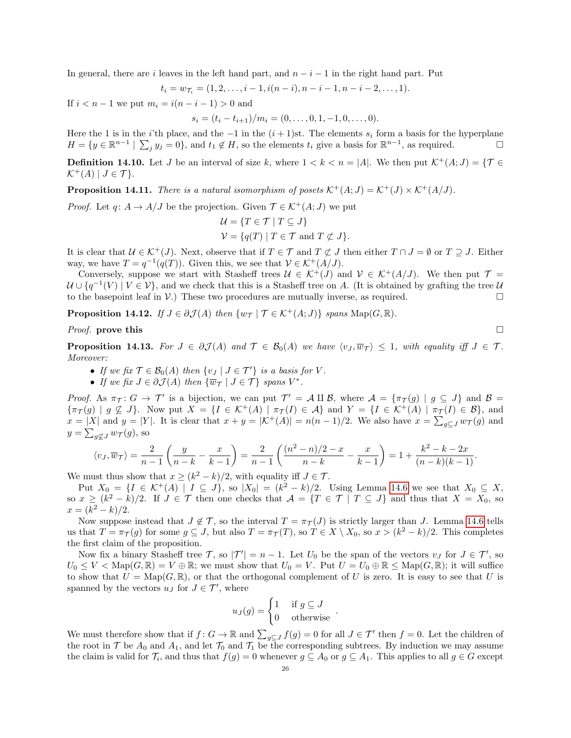In general, there are $i$ leaves in the left hand part, and $n-i-1$ in the right hand part. Put

$$t_i = w_{\mathcal{T}_i} = (1, 2, \dots, i-1, i(n-i), n-i-1, n-i-2, \dots, 1).$$

If $i < n-1$ we put $m_i = i(n-i-1) > 0$ and

$$s_i = (t_i - t_{i+1})/m_i = (0, \dots, 0, 1, -1, 0, \dots, 0).$$

Here the 1 is in the $i$'th place, and the $-1$ in the $(i+1)$st. The elements $s_i$ form a basis for the hyperplane $H = \{y \in \mathbb{R}^{n-1} \mid \sum_j y_j = 0\}$, and $t_1 \notin H$, so the elements $t_i$ give a basis for $\mathbb{R}^{n-1}$, as required. □

**Definition 14.10.** Let $J$ be an interval of size $k$, where $1 < k < n = |A|$. We then put $\mathcal{K}^+(A; J) = \{\mathcal{T} \in \mathcal{K}^+(A) \mid J \in \mathcal{T}\}$.

**Proposition 14.11.** *There is a natural isomorphism of posets $\mathcal{K}^+(A; J) = \mathcal{K}^+(J) \times \mathcal{K}^+(A/J)$.*

*Proof.* Let $q : A \to A/J$ be the projection. Given $\mathcal{T} \in \mathcal{K}^+(A; J)$ we put

$$\mathcal{U} = \{T \in \mathcal{T} \mid T \subseteq J\}$$
$$\mathcal{V} = \{q(T) \mid T \in \mathcal{T} \text{ and } T \not\subseteq J\}.$$

It is clear that $\mathcal{U} \in \mathcal{K}^+(J)$. Next, observe that if $T \in \mathcal{T}$ and $T \not\subseteq J$ then either $T \cap J = \emptyset$ or $T \supseteq J$. Either way, we have $T = q^{-1}(q(T))$. Given this, we see that $\mathcal{V} \in \mathcal{K}^+(A/J)$.

Conversely, suppose we start with Stasheff trees $\mathcal{U} \in \mathcal{K}^+(J)$ and $\mathcal{V} \in \mathcal{K}^+(A/J)$. We then put $\mathcal{T} = \mathcal{U} \cup \{q^{-1}(V) \mid V \in \mathcal{V}\}$, and we check that this is a Stasheff tree on $A$. (It is obtained by grafting the tree $\mathcal{U}$ to the basepoint leaf in $\mathcal{V}$.) These two procedures are mutually inverse, as required. □

**Proposition 14.12.** *If $J \in \partial\mathcal{J}(A)$ then $\{w_{\mathcal{T}} \mid \mathcal{T} \in \mathcal{K}^+(A; J)\}$ spans $\mathrm{Map}(G, \mathbb{R})$.*

*Proof.* **prove this** □

**Proposition 14.13.** *For $J \in \partial\mathcal{J}(A)$ and $\mathcal{T} \in \mathcal{B}_0(A)$ we have $\langle v_J, \overline{w}_{\mathcal{T}} \rangle \leq 1$, with equality iff $J \in \mathcal{T}$. Moreover:*

- *If we fix $\mathcal{T} \in \mathcal{B}_0(A)$ then $\{v_J \mid J \in \mathcal{T}'\}$ is a basis for $V$.*
- *If we fix $J \in \partial\mathcal{J}(A)$ then $\{\overline{w}_{\mathcal{T}} \mid J \in \mathcal{T}\}$ spans $V^*$.*

*Proof.* As $\pi_{\mathcal{T}} : G \to \mathcal{T}'$ is a bijection, we can put $\mathcal{T}' = \mathcal{A} \amalg \mathcal{B}$, where $\mathcal{A} = \{\pi_{\mathcal{T}}(g) \mid g \subseteq J\}$ and $\mathcal{B} = \{\pi_{\mathcal{T}}(g) \mid g \not\subseteq J\}$. Now put $X = \{I \in \mathcal{K}^+(A) \mid \pi_{\mathcal{T}}(I) \in \mathcal{A}\}$ and $Y = \{I \in \mathcal{K}^+(A) \mid \pi_{\mathcal{T}}(I) \in \mathcal{B}\}$, and $x = |X|$ and $y = |Y|$. It is clear that $x + y = |\mathcal{K}^+(A)| = n(n-1)/2$. We also have $x = \sum_{g \subseteq J} w_{\mathcal{T}}(g)$ and $y = \sum_{g \not\subseteq J} w_{\mathcal{T}}(g)$, so

$$\langle v_J, \overline{w}_{\mathcal{T}} \rangle = \frac{2}{n-1}\left(\frac{y}{n-k} - \frac{x}{k-1}\right) = \frac{2}{n-1}\left(\frac{(n^2-n)/2 - x}{n-k} - \frac{x}{k-1}\right) = 1 + \frac{k^2 - k - 2x}{(n-k)(k-1)}.$$

We must thus show that $x \geq (k^2 - k)/2$, with equality iff $J \in \mathcal{T}$.

Put $X_0 = \{I \in \mathcal{K}^+(A) \mid I \subseteq J\}$, so $|X_0| = (k^2 - k)/2$. Using Lemma 14.6 we see that $X_0 \subseteq X$, so $x \geq (k^2 - k)/2$. If $J \in \mathcal{T}$ then one checks that $\mathcal{A} = \{T \in \mathcal{T} \mid T \subseteq J\}$ and thus that $X = X_0$, so $x = (k^2 - k)/2$.

Now suppose instead that $J \notin \mathcal{T}$, so the interval $T = \pi_{\mathcal{T}}(J)$ is strictly larger than $J$. Lemma 14.6 tells us that $T = \pi_{\mathcal{T}}(g)$ for some $g \subseteq J$, but also $T = \pi_{\mathcal{T}}(T)$, so $T \in X \setminus X_0$, so $x > (k^2 - k)/2$. This completes the first claim of the proposition.

Now fix a binary Stasheff tree $\mathcal{T}$, so $|\mathcal{T}'| = n - 1$. Let $U_0$ be the span of the vectors $v_J$ for $J \in \mathcal{T}'$, so $U_0 \leq V < \mathrm{Map}(G, \mathbb{R}) = V \oplus \mathbb{R}$; we must show that $U_0 = V$. Put $U = U_0 \oplus \mathbb{R} \leq \mathrm{Map}(G, \mathbb{R})$; it will suffice to show that $U = \mathrm{Map}(G, \mathbb{R})$, or that the orthogonal complement of $U$ is zero. It is easy to see that $U$ is spanned by the vectors $u_J$ for $J \in \mathcal{T}'$, where

$$u_J(g) = \begin{cases} 1 & \text{if } g \subseteq J \\ 0 & \text{otherwise} \end{cases}.$$

We must therefore show that if $f : G \to \mathbb{R}$ and $\sum_{g \subseteq J} f(g) = 0$ for all $J \in \mathcal{T}'$ then $f = 0$. Let the children of the root in $\mathcal{T}$ be $A_0$ and $A_1$, and let $\mathcal{T}_0$ and $\mathcal{T}_1$ be the corresponding subtrees. By induction we may assume the claim is valid for $\mathcal{T}_i$, and thus that $f(g) = 0$ whenever $g \subseteq A_0$ or $g \subseteq A_1$. This applies to all $g \in G$ except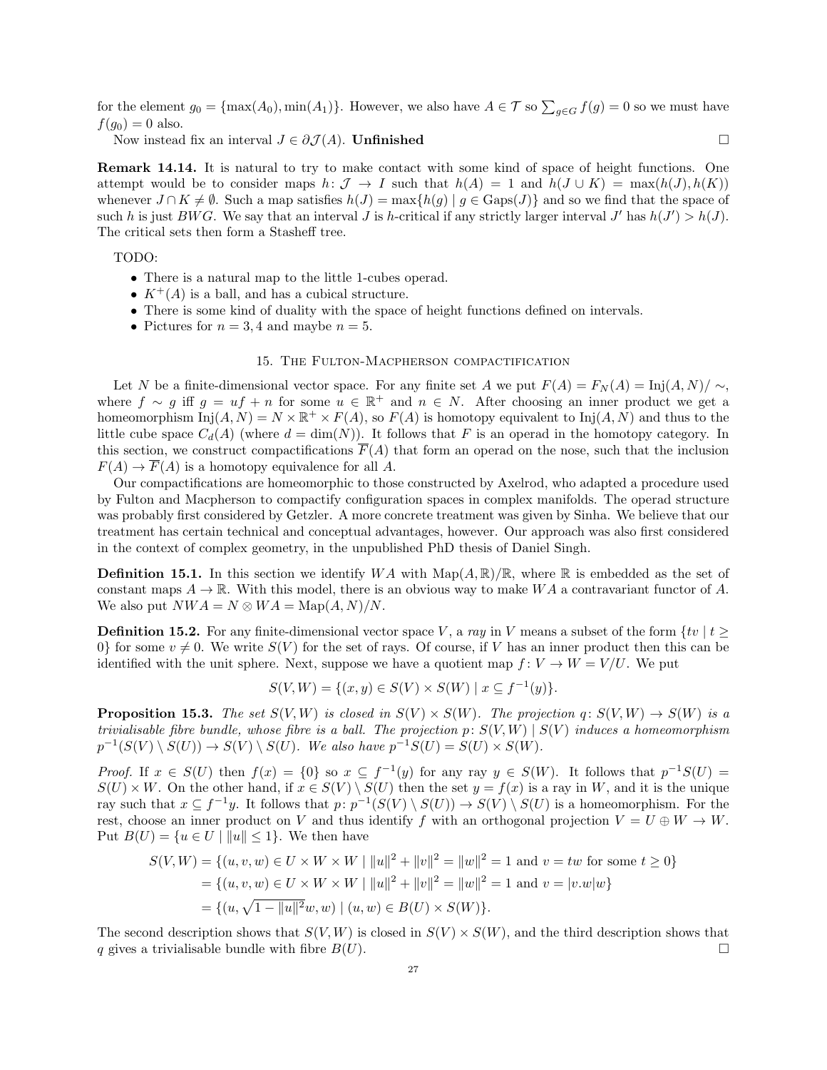for the element $g_0 = \{\max(A_0), \min(A_1)\}$. However, we also have $A \in \mathcal{T}$ so $\sum_{g \in G} f(g) = 0$ so we must have $f(g_0) = 0$ also.

Now instead fix an interval $J \in \partial\mathcal{J}(A)$. **Unfinished** □

**Remark 14.14.** It is natural to try to make contact with some kind of space of height functions. One attempt would be to consider maps $h \colon \mathcal{J} \to I$ such that $h(A) = 1$ and $h(J \cup K) = \max(h(J), h(K))$ whenever $J \cap K \neq \emptyset$. Such a map satisfies $h(J) = \max\{h(g) \mid g \in \mathrm{Gaps}(J)\}$ and so we find that the space of such $h$ is just $BWG$. We say that an interval $J$ is $h$-critical if any strictly larger interval $J'$ has $h(J') > h(J)$. The critical sets then form a Stasheff tree.

TODO:

- There is a natural map to the little 1-cubes operad.
- $K^+(A)$ is a ball, and has a cubical structure.
- There is some kind of duality with the space of height functions defined on intervals.
- Pictures for $n = 3, 4$ and maybe $n = 5$.

## 15. The Fulton-Macpherson compactification

Let $N$ be a finite-dimensional vector space. For any finite set $A$ we put $F(A) = F_N(A) = \mathrm{Inj}(A, N)/\sim$, where $f \sim g$ iff $g = uf + n$ for some $u \in \mathbb{R}^+$ and $n \in N$. After choosing an inner product we get a homeomorphism $\mathrm{Inj}(A, N) = N \times \mathbb{R}^+ \times F(A)$, so $F(A)$ is homotopy equivalent to $\mathrm{Inj}(A, N)$ and thus to the little cube space $C_d(A)$ (where $d = \dim(N)$). It follows that $F$ is an operad in the homotopy category. In this section, we construct compactifications $\overline{F}(A)$ that form an operad on the nose, such that the inclusion $F(A) \to \overline{F}(A)$ is a homotopy equivalence for all $A$.

Our compactifications are homeomorphic to those constructed by Axelrod, who adapted a procedure used by Fulton and Macpherson to compactify configuration spaces in complex manifolds. The operad structure was probably first considered by Getzler. A more concrete treatment was given by Sinha. We believe that our treatment has certain technical and conceptual advantages, however. Our approach was also first considered in the context of complex geometry, in the unpublished PhD thesis of Daniel Singh.

**Definition 15.1.** In this section we identify $WA$ with $\mathrm{Map}(A, \mathbb{R})/\mathbb{R}$, where $\mathbb{R}$ is embedded as the set of constant maps $A \to \mathbb{R}$. With this model, there is an obvious way to make $WA$ a contravariant functor of $A$. We also put $NWA = N \otimes WA = \mathrm{Map}(A, N)/N$.

**Definition 15.2.** For any finite-dimensional vector space $V$, a *ray* in $V$ means a subset of the form $\{tv \mid t \geq 0\}$ for some $v \neq 0$. We write $S(V)$ for the set of rays. Of course, if $V$ has an inner product then this can be identified with the unit sphere. Next, suppose we have a quotient map $f \colon V \to W = V/U$. We put

$$S(V, W) = \{(x, y) \in S(V) \times S(W) \mid x \subseteq f^{-1}(y)\}.$$

**Proposition 15.3.** *The set $S(V, W)$ is closed in $S(V) \times S(W)$. The projection $q \colon S(V, W) \to S(W)$ is a trivialisable fibre bundle, whose fibre is a ball. The projection $p \colon S(V, W) \mid S(V)$ induces a homeomorphism $p^{-1}(S(V) \setminus S(U)) \to S(V) \setminus S(U)$. We also have $p^{-1}S(U) = S(U) \times S(W)$.*

*Proof.* If $x \in S(U)$ then $f(x) = \{0\}$ so $x \subseteq f^{-1}(y)$ for any ray $y \in S(W)$. It follows that $p^{-1}S(U) = S(U) \times W$. On the other hand, if $x \in S(V) \setminus S(U)$ then the set $y = f(x)$ is a ray in $W$, and it is the unique ray such that $x \subseteq f^{-1}y$. It follows that $p \colon p^{-1}(S(V) \setminus S(U)) \to S(V) \setminus S(U)$ is a homeomorphism. For the rest, choose an inner product on $V$ and thus identify $f$ with an orthogonal projection $V = U \oplus W \to W$. Put $B(U) = \{u \in U \mid \|u\| \leq 1\}$. We then have

$$\begin{aligned}
S(V, W) &= \{(u, v, w) \in U \times W \times W \mid \|u\|^2 + \|v\|^2 = \|w\|^2 = 1 \text{ and } v = tw \text{ for some } t \geq 0\} \\
&= \{(u, v, w) \in U \times W \times W \mid \|u\|^2 + \|v\|^2 = \|w\|^2 = 1 \text{ and } v = |v.w|w\} \\
&= \{(u, \sqrt{1 - \|u\|^2}w, w) \mid (u, w) \in B(U) \times S(W)\}.
\end{aligned}$$

The second description shows that $S(V, W)$ is closed in $S(V) \times S(W)$, and the third description shows that $q$ gives a trivialisable bundle with fibre $B(U)$. □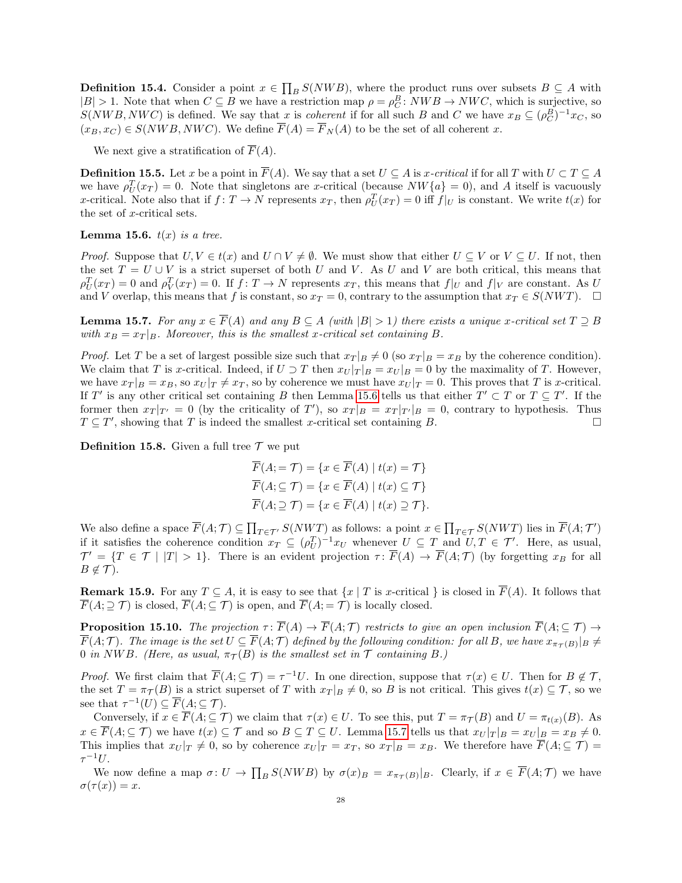**Definition 15.4.** Consider a point $x \in \prod_B S(NWB)$, where the product runs over subsets $B \subseteq A$ with $|B| > 1$. Note that when $C \subseteq B$ we have a restriction map $\rho = \rho^B_C \colon NWB \to NWC$, which is surjective, so $S(NWB, NWC)$ is defined. We say that $x$ is *coherent* if for all such $B$ and $C$ we have $x_B \subseteq (\rho^B_C)^{-1} x_C$, so $(x_B, x_C) \in S(NWB, NWC)$. We define $\overline{F}(A) = \overline{F}_N(A)$ to be the set of all coherent $x$.

We next give a stratification of $\overline{F}(A)$.

**Definition 15.5.** Let $x$ be a point in $\overline{F}(A)$. We say that a set $U \subseteq A$ is *$x$-critical* if for all $T$ with $U \subset T \subseteq A$ we have $\rho^T_U(x_T) = 0$. Note that singletons are $x$-critical (because $NW\{a\} = 0$), and $A$ itself is vacuously $x$-critical. Note also that if $f \colon T \to N$ represents $x_T$, then $\rho^T_U(x_T) = 0$ iff $f|_U$ is constant. We write $t(x)$ for the set of $x$-critical sets.

**Lemma 15.6.** *$t(x)$ is a tree.*

*Proof.* Suppose that $U, V \in t(x)$ and $U \cap V \neq \emptyset$. We must show that either $U \subseteq V$ or $V \subseteq U$. If not, then the set $T = U \cup V$ is a strict superset of both $U$ and $V$. As $U$ and $V$ are both critical, this means that $\rho^T_U(x_T) = 0$ and $\rho^T_V(x_T) = 0$. If $f \colon T \to N$ represents $x_T$, this means that $f|_U$ and $f|_V$ are constant. As $U$ and $V$ overlap, this means that $f$ is constant, so $x_T = 0$, contrary to the assumption that $x_T \in S(NWT)$. $\square$

**Lemma 15.7.** *For any $x \in \overline{F}(A)$ and any $B \subseteq A$ (with $|B| > 1$) there exists a unique $x$-critical set $T \supseteq B$ with $x_B = x_T|_B$. Moreover, this is the smallest $x$-critical set containing $B$.*

*Proof.* Let $T$ be a set of largest possible size such that $x_T|_B \neq 0$ (so $x_T|_B = x_B$ by the coherence condition). We claim that $T$ is $x$-critical. Indeed, if $U \supset T$ then $x_U|_T|_B = x_U|_B = 0$ by the maximality of $T$. However, we have $x_T|_B = x_B$, so $x_U|_T \neq x_T$, so by coherence we must have $x_U|_T = 0$. This proves that $T$ is $x$-critical. If $T'$ is any other critical set containing $B$ then Lemma 15.6 tells us that either $T' \subset T$ or $T \subseteq T'$. If the former then $x_T|_{T'} = 0$ (by the criticality of $T'$), so $x_T|_B = x_T|_{T'}|_B = 0$, contrary to hypothesis. Thus $T \subseteq T'$, showing that $T$ is indeed the smallest $x$-critical set containing $B$. $\square$

**Definition 15.8.** Given a full tree $\mathcal{T}$ we put

$$\overline{F}(A; = \mathcal{T}) = \{x \in \overline{F}(A) \mid t(x) = \mathcal{T}\}$$
$$\overline{F}(A; \subseteq \mathcal{T}) = \{x \in \overline{F}(A) \mid t(x) \subseteq \mathcal{T}\}$$
$$\overline{F}(A; \supseteq \mathcal{T}) = \{x \in \overline{F}(A) \mid t(x) \supseteq \mathcal{T}\}.$$

We also define a space $\overline{F}(A; \mathcal{T}) \subseteq \prod_{T \in \mathcal{T}'} S(NWT)$ as follows: a point $x \in \prod_{T \in \mathcal{T}} S(NWT)$ lies in $\overline{F}(A; \mathcal{T}')$ if it satisfies the coherence condition $x_T \subseteq (\rho^T_U)^{-1} x_U$ whenever $U \subseteq T$ and $U, T \in \mathcal{T}'$. Here, as usual, $\mathcal{T}' = \{T \in \mathcal{T} \mid |T| > 1\}$. There is an evident projection $\tau \colon \overline{F}(A) \to \overline{F}(A; \mathcal{T})$ (by forgetting $x_B$ for all $B \notin \mathcal{T}$).

**Remark 15.9.** For any $T \subseteq A$, it is easy to see that $\{x \mid T \text{ is } x\text{-critical}\}$ is closed in $\overline{F}(A)$. It follows that $\overline{F}(A; \supseteq \mathcal{T})$ is closed, $\overline{F}(A; \subseteq \mathcal{T})$ is open, and $\overline{F}(A; = \mathcal{T})$ is locally closed.

**Proposition 15.10.** *The projection $\tau \colon \overline{F}(A) \to \overline{F}(A; \mathcal{T})$ restricts to give an open inclusion $\overline{F}(A; \subseteq \mathcal{T}) \to \overline{F}(A; \mathcal{T})$. The image is the set $U \subseteq \overline{F}(A; \mathcal{T})$ defined by the following condition: for all $B$, we have $x_{\pi_\mathcal{T}(B)}|_B \neq 0$ in $NWB$. (Here, as usual, $\pi_\mathcal{T}(B)$ is the smallest set in $\mathcal{T}$ containing $B$.)*

*Proof.* We first claim that $\overline{F}(A; \subseteq \mathcal{T}) = \tau^{-1} U$. In one direction, suppose that $\tau(x) \in U$. Then for $B \notin \mathcal{T}$, the set $T = \pi_\mathcal{T}(B)$ is a strict superset of $T$ with $x_T|_B \neq 0$, so $B$ is not critical. This gives $t(x) \subseteq \mathcal{T}$, so we see that $\tau^{-1}(U) \subseteq \overline{F}(A; \subseteq \mathcal{T})$.

Conversely, if $x \in \overline{F}(A; \subseteq \mathcal{T})$ we claim that $\tau(x) \in U$. To see this, put $T = \pi_\mathcal{T}(B)$ and $U = \pi_{t(x)}(B)$. As $x \in \overline{F}(A; \subseteq \mathcal{T})$ we have $t(x) \subseteq \mathcal{T}$ and so $B \subseteq T \subseteq U$. Lemma 15.7 tells us that $x_U|_T|_B = x_U|_B = x_B \neq 0$. This implies that $x_U|_T \neq 0$, so by coherence $x_U|_T = x_T$, so $x_T|_B = x_B$. We therefore have $\overline{F}(A; \subseteq \mathcal{T}) = \tau^{-1} U$.

We now define a map $\sigma \colon U \to \prod_B S(NWB)$ by $\sigma(x)_B = x_{\pi_\mathcal{T}(B)}|_B$. Clearly, if $x \in \overline{F}(A; \mathcal{T})$ we have $\sigma(\tau(x)) = x$.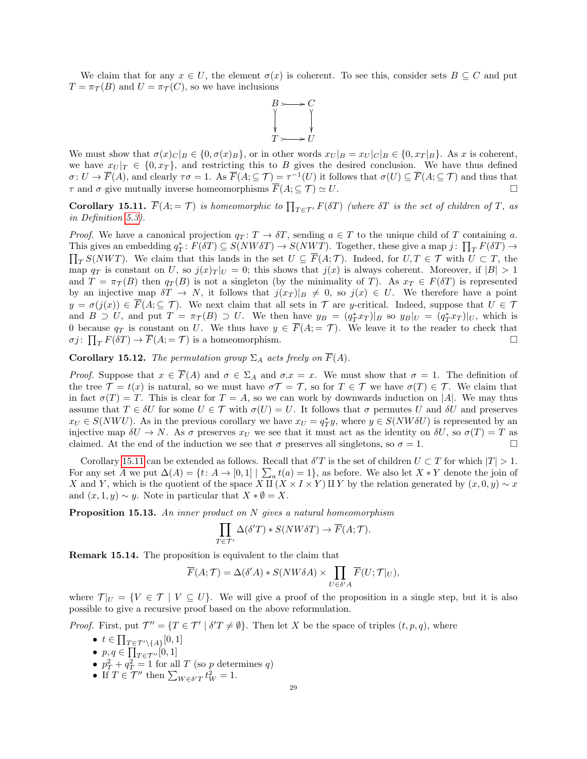We claim that for any $x \in U$, the element $\sigma(x)$ is coherent. To see this, consider sets $B \subseteq C$ and put $T = \pi_{\mathcal{T}}(B)$ and $U = \pi_{\mathcal{T}}(C)$, so we have inclusions

$$\begin{array}{ccc} B & \rightarrowtail & C \\ \downarrow & & \downarrow \\ T & \rightarrowtail & U \end{array}$$

We must show that $\sigma(x)_C|_B \in \{0, \sigma(x)_B\}$, or in other words $x_U|_B = x_U|_C|_B \in \{0, x_T|_B\}$. As $x$ is coherent, we have $x_U|_T \in \{0, x_T\}$, and restricting this to $B$ gives the desired conclusion. We have thus defined $\sigma\colon U \to \overline{F}(A)$, and clearly $\tau\sigma = 1$. As $\overline{F}(A; \subseteq \mathcal{T}) = \tau^{-1}(U)$ it follows that $\sigma(U) \subseteq \overline{F}(A; \subseteq \mathcal{T})$ and thus that $\tau$ and $\sigma$ give mutually inverse homeomorphisms $\overline{F}(A; \subseteq \mathcal{T}) \simeq U$. $\square$

**Corollary 15.11.** *$\overline{F}(A; = \mathcal{T})$ is homeomorphic to $\prod_{T \in \mathcal{T}'} F(\delta T)$ (where $\delta T$ is the set of children of $T$, as in Definition 5.3).*

*Proof.* We have a canonical projection $q_T\colon T \to \delta T$, sending $a \in T$ to the unique child of $T$ containing $a$. This gives an embedding $q_T^*\colon F(\delta T) \subseteq S(NW\delta T) \to S(NWT)$. Together, these give a map $j\colon \prod_T F(\delta T) \to \prod_T S(NWT)$. We claim that this lands in the set $U \subseteq \overline{F}(A; \mathcal{T})$. Indeed, for $U, T \in \mathcal{T}$ with $U \subset T$, the map $q_T$ is constant on $U$, so $j(x)_T|_U = 0$; this shows that $j(x)$ is always coherent. Moreover, if $|B| > 1$ and $T = \pi_{\mathcal{T}}(B)$ then $q_T(B)$ is not a singleton (by the minimality of $T$). As $x_T \in F(\delta T)$ is represented by an injective map $\delta T \to N$, it follows that $j(x_T)|_B \neq 0$, so $j(x) \in U$. We therefore have a point $y = \sigma(j(x)) \in \overline{F}(A; \subseteq \mathcal{T})$. We next claim that all sets in $\mathcal{T}$ are $y$-critical. Indeed, suppose that $U \in \mathcal{T}$ and $B \supset U$, and put $T = \pi_{\mathcal{T}}(B) \supset U$. We then have $y_B = (q_T^* x_T)|_B$ so $y_B|_U = (q_T^* x_T)|_U$, which is 0 because $q_T$ is constant on $U$. We thus have $y \in \overline{F}(A; = \mathcal{T})$. We leave it to the reader to check that $\sigma j\colon \prod_T F(\delta T) \to \overline{F}(A; = \mathcal{T})$ is a homeomorphism. $\square$

**Corollary 15.12.** *The permutation group $\Sigma_A$ acts freely on $\overline{F}(A)$.*

*Proof.* Suppose that $x \in \overline{F}(A)$ and $\sigma \in \Sigma_A$ and $\sigma.x = x$. We must show that $\sigma = 1$. The definition of the tree $\mathcal{T} = t(x)$ is natural, so we must have $\sigma\mathcal{T} = \mathcal{T}$, so for $T \in \mathcal{T}$ we have $\sigma(T) \in \mathcal{T}$. We claim that in fact $\sigma(T) = T$. This is clear for $T = A$, so we can work by downwards induction on $|A|$. We may thus assume that $T \in \delta U$ for some $U \in \mathcal{T}$ with $\sigma(U) = U$. It follows that $\sigma$ permutes $U$ and $\delta U$ and preserves $x_U \in S(NWU)$. As in the previous corollary we have $x_U = q_T^* y$, where $y \in S(NW\delta U)$ is represented by an injective map $\delta U \to N$. As $\sigma$ preserves $x_U$ we see that it must act as the identity on $\delta U$, so $\sigma(T) = T$ as claimed. At the end of the induction we see that $\sigma$ preserves all singletons, so $\sigma = 1$. $\square$

Corollary 15.11 can be extended as follows. Recall that $\delta' T$ is the set of children $U \subset T$ for which $|T| > 1$. For any set $A$ we put $\Delta(A) = \{t\colon A \to [0,1] \mid \sum_a t(a) = 1\}$, as before. We also let $X * Y$ denote the join of $X$ and $Y$, which is the quotient of the space $X \amalg (X \times I \times Y) \amalg Y$ by the relation generated by $(x, 0, y) \sim x$ and $(x, 1, y) \sim y$. Note in particular that $X * \emptyset = X$.

**Proposition 15.13.** *An inner product on $N$ gives a natural homeomorphism*

$$\prod_{T \in \mathcal{T}'} \Delta(\delta' T) * S(NW\delta T) \to \overline{F}(A; \mathcal{T}).$$

**Remark 15.14.** The proposition is equivalent to the claim that

$$\overline{F}(A; \mathcal{T}) = \Delta(\delta' A) * S(NW\delta A) \times \prod_{U \in \delta' A} \overline{F}(U; \mathcal{T}|_U),$$

where $\mathcal{T}|_U = \{V \in \mathcal{T} \mid V \subseteq U\}$. We will give a proof of the proposition in a single step, but it is also possible to give a recursive proof based on the above reformulation.

*Proof.* First, put $\mathcal{T}'' = \{T \in \mathcal{T}' \mid \delta' T \neq \emptyset\}$. Then let $X$ be the space of triples $(t, p, q)$, where

- $t \in \prod_{T \in \mathcal{T}' \setminus \{A\}} [0,1]$
- $p, q \in \prod_{T \in \mathcal{T}''} [0,1]$
- $p_T^2 + q_T^2 = 1$ for all $T$ (so $p$ determines $q$)
- If $T \in \mathcal{T}''$ then $\sum_{W \in \delta' T} t_W^2 = 1$.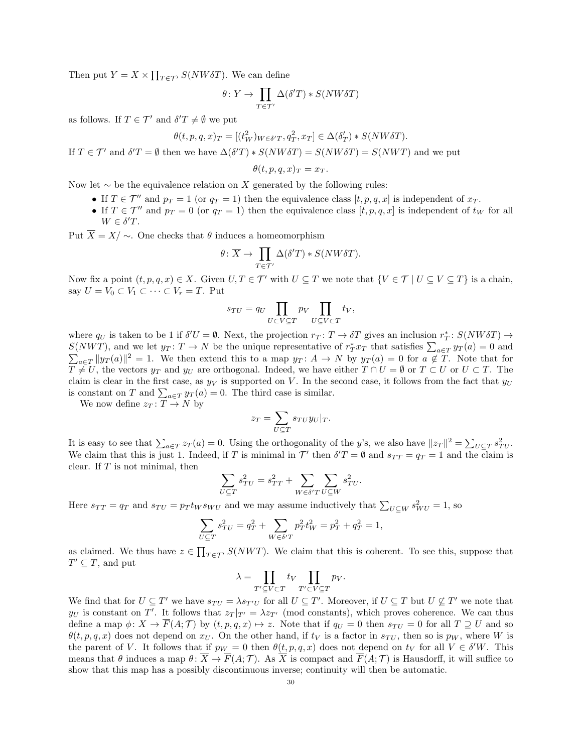Then put $Y = X \times \prod_{T \in \mathcal{T}'} S(NW\delta T)$. We can define

$$\theta \colon Y \to \prod_{T \in \mathcal{T}'} \Delta(\delta' T) * S(NW\delta T)$$

as follows. If $T \in \mathcal{T}'$ and $\delta' T \neq \emptyset$ we put

$$\theta(t, p, q, x)_T = [(t_W^2)_{W \in \delta' T}, q_T^2, x_T] \in \Delta(\delta'_T) * S(NW\delta T).$$

If $T \in \mathcal{T}'$ and $\delta' T = \emptyset$ then we have $\Delta(\delta' T) * S(NW\delta T) = S(NW\delta T) = S(NWT)$ and we put

$$\theta(t, p, q, x)_T = x_T.$$

Now let $\sim$ be the equivalence relation on $X$ generated by the following rules:

- If $T \in \mathcal{T}''$ and $p_T = 1$ (or $q_T = 1$) then the equivalence class $[t, p, q, x]$ is independent of $x_T$.
- If $T \in \mathcal{T}''$ and $p_T = 0$ (or $q_T = 1$) then the equivalence class $[t, p, q, x]$ is independent of $t_W$ for all $W \in \delta' T$.

Put $\overline{X} = X/\sim$. One checks that $\theta$ induces a homeomorphism

$$\theta \colon \overline{X} \to \prod_{T \in \mathcal{T}'} \Delta(\delta' T) * S(NW\delta T).$$

Now fix a point $(t, p, q, x) \in X$. Given $U, T \in \mathcal{T}'$ with $U \subseteq T$ we note that $\{V \in \mathcal{T} \mid U \subseteq V \subseteq T\}$ is a chain, say $U = V_0 \subset V_1 \subset \cdots \subset V_r = T$. Put

$$s_{TU} = q_U \prod_{U \subset V \subseteq T} p_V \prod_{U \subseteq V \subset T} t_V,$$

where $q_U$ is taken to be 1 if $\delta' U = \emptyset$. Next, the projection $r_T \colon T \to \delta T$ gives an inclusion $r_T^* \colon S(NW\delta T) \to S(NWT)$, and we let $y_T \colon T \to N$ be the unique representative of $r_T^* x_T$ that satisfies $\sum_{a \in T} y_T(a) = 0$ and $\sum_{a \in T} \|y_T(a)\|^2 = 1$. We then extend this to a map $y_T \colon A \to N$ by $y_T(a) = 0$ for $a \notin T$. Note that for $T \neq U$, the vectors $y_T$ and $y_U$ are orthogonal. Indeed, we have either $T \cap U = \emptyset$ or $T \subset U$ or $U \subset T$. The claim is clear in the first case, as $y_V$ is supported on $V$. In the second case, it follows from the fact that $y_U$ is constant on $T$ and $\sum_{a \in T} y_T(a) = 0$. The third case is similar.

We now define $z_T \colon T \to N$ by

$$z_T = \sum_{U \subseteq T} s_{TU} y_U|_T.$$

It is easy to see that $\sum_{a \in T} z_T(a) = 0$. Using the orthogonality of the $y$'s, we also have $\|z_T\|^2 = \sum_{U \subseteq T} s_{TU}^2$. We claim that this is just 1. Indeed, if $T$ is minimal in $\mathcal{T}'$ then $\delta' T = \emptyset$ and $s_{TT} = q_T = 1$ and the claim is clear. If $T$ is not minimal, then

$$\sum_{U \subseteq T} s_{TU}^2 = s_{TT}^2 + \sum_{W \in \delta' T} \sum_{U \subseteq W} s_{TU}^2.$$

Here $s_{TT} = q_T$ and $s_{TU} = p_T t_W s_{WU}$ and we may assume inductively that $\sum_{U \subseteq W} s_{WU}^2 = 1$, so

$$\sum_{U \subseteq T} s_{TU}^2 = q_T^2 + \sum_{W \in \delta' T} p_T^2 t_W^2 = p_T^2 + q_T^2 = 1,$$

as claimed. We thus have $z \in \prod_{T \in \mathcal{T}'} S(NWT)$. We claim that this is coherent. To see this, suppose that $T' \subseteq T$, and put

$$\lambda = \prod_{T' \subseteq V \subset T} t_V \prod_{T' \subset V \subseteq T} p_V.$$

We find that for $U \subseteq T'$ we have $s_{TU} = \lambda s_{T'U}$ for all $U \subseteq T'$. Moreover, if $U \subseteq T$ but $U \not\subseteq T'$ we note that $y_U$ is constant on $T'$. It follows that $z_T|_{T'} = \lambda z_{T'}$ (mod constants), which proves coherence. We can thus define a map $\phi \colon X \to \overline{F}(A; \mathcal{T})$ by $(t, p, q, x) \mapsto z$. Note that if $q_U = 0$ then $s_{TU} = 0$ for all $T \supseteq U$ and so $\theta(t, p, q, x)$ does not depend on $x_U$. On the other hand, if $t_V$ is a factor in $s_{TU}$, then so is $p_W$, where $W$ is the parent of $V$. It follows that if $p_W = 0$ then $\theta(t, p, q, x)$ does not depend on $t_V$ for all $V \in \delta' W$. This means that $\theta$ induces a map $\theta \colon \overline{X} \to \overline{F}(A; \mathcal{T})$. As $\overline{X}$ is compact and $\overline{F}(A; \mathcal{T})$ is Hausdorff, it will suffice to show that this map has a possibly discontinuous inverse; continuity will then be automatic.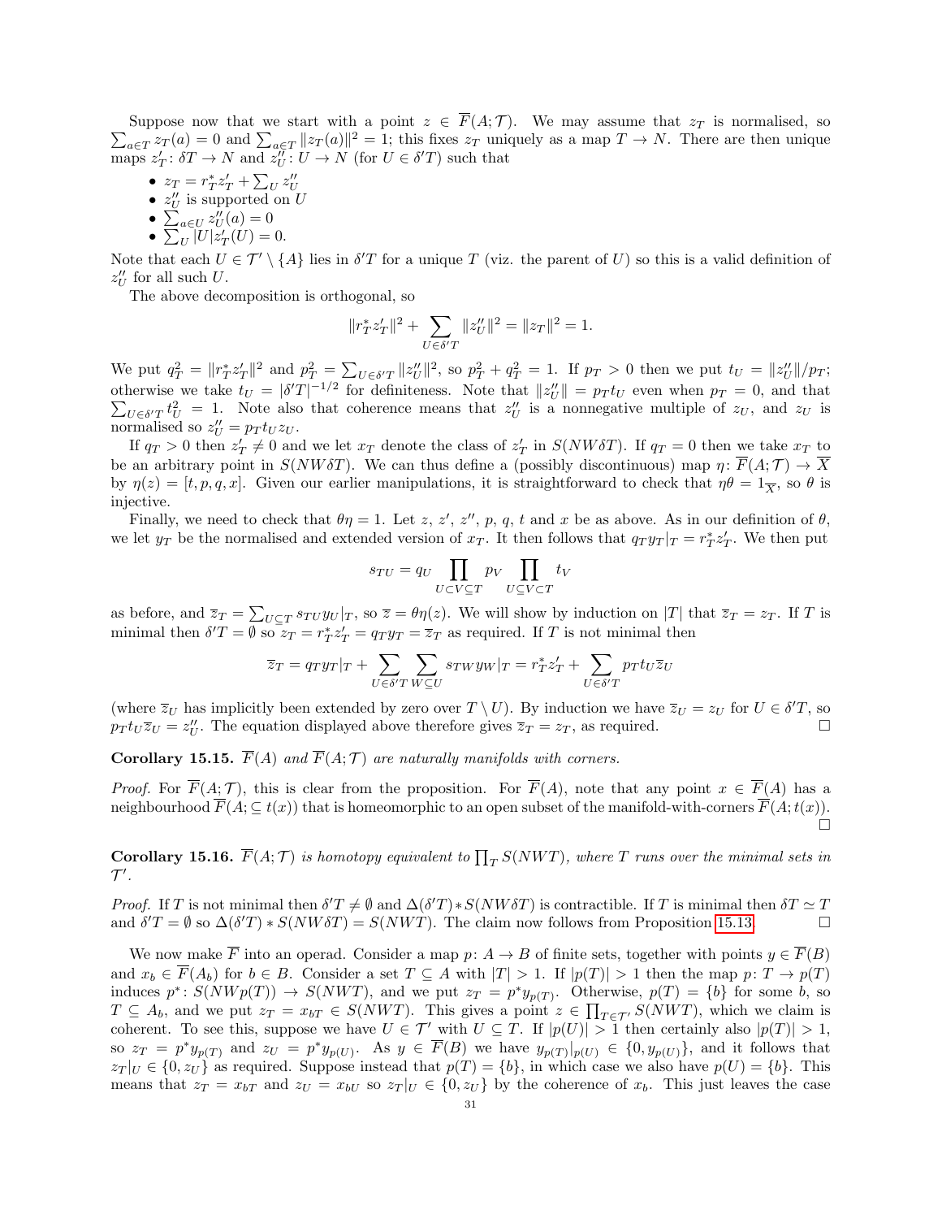Suppose now that we start with a point $z \in \overline{F}(A;\mathcal{T})$. We may assume that $z_T$ is normalised, so $\sum_{a\in T} z_T(a) = 0$ and $\sum_{a\in T} \|z_T(a)\|^2 = 1$; this fixes $z_T$ uniquely as a map $T \to N$. There are then unique maps $z'_T \colon \delta T \to N$ and $z''_U \colon U \to N$ (for $U \in \delta' T$) such that

- $z_T = r_T^* z'_T + \sum_U z''_U$
- $z''_U$ is supported on $U$
- $\sum_{a\in U} z''_U(a) = 0$
- $\sum_U |U| z'_T(U) = 0$.

Note that each $U \in \mathcal{T}' \setminus \{A\}$ lies in $\delta' T$ for a unique $T$ (viz. the parent of $U$) so this is a valid definition of $z''_U$ for all such $U$.

The above decomposition is orthogonal, so

$$\|r_T^* z'_T\|^2 + \sum_{U\in\delta' T} \|z''_U\|^2 = \|z_T\|^2 = 1.$$

We put $q_T^2 = \|r_T^* z'_T\|^2$ and $p_T^2 = \sum_{U\in\delta' T} \|z''_U\|^2$, so $p_T^2 + q_T^2 = 1$. If $p_T > 0$ then we put $t_U = \|z''_U\|/p_T$; otherwise we take $t_U = |\delta' T|^{-1/2}$ for definiteness. Note that $\|z''_U\| = p_T t_U$ even when $p_T = 0$, and that $\sum_{U\in\delta' T} t_U^2 = 1$. Note also that coherence means that $z''_U$ is a nonnegative multiple of $z_U$, and $z_U$ is normalised so $z''_U = p_T t_U z_U$.

If $q_T > 0$ then $z'_T \neq 0$ and we let $x_T$ denote the class of $z'_T$ in $S(NW\delta T)$. If $q_T = 0$ then we take $x_T$ to be an arbitrary point in $S(NW\delta T)$. We can thus define a (possibly discontinuous) map $\eta \colon \overline{F}(A;\mathcal{T}) \to \overline{X}$ by $\eta(z) = [t,p,q,x]$. Given our earlier manipulations, it is straightforward to check that $\eta\theta = 1_{\overline{X}}$, so $\theta$ is injective.

Finally, we need to check that $\theta\eta = 1$. Let $z$, $z'$, $z''$, $p$, $q$, $t$ and $x$ be as above. As in our definition of $\theta$, we let $y_T$ be the normalised and extended version of $x_T$. It then follows that $q_T y_T|_T = r_T^* z'_T$. We then put

$$s_{TU} = q_U \prod_{U\subset V\subseteq T} p_V \prod_{U\subseteq V\subset T} t_V$$

as before, and $\overline{z}_T = \sum_{U\subseteq T} s_{TU} y_U|_T$, so $\overline{z} = \theta\eta(z)$. We will show by induction on $|T|$ that $\overline{z}_T = z_T$. If $T$ is minimal then $\delta' T = \emptyset$ so $z_T = r_T^* z'_T = q_T y_T = \overline{z}_T$ as required. If $T$ is not minimal then

$$\overline{z}_T = q_T y_T|_T + \sum_{U\in\delta' T} \sum_{W\subseteq U} s_{TW} y_W|_T = r_T^* z'_T + \sum_{U\in\delta' T} p_T t_U \overline{z}_U$$

(where $\overline{z}_U$ has implicitly been extended by zero over $T \setminus U$). By induction we have $\overline{z}_U = z_U$ for $U \in \delta' T$, so $p_T t_U \overline{z}_U = z''_U$. The equation displayed above therefore gives $\overline{z}_T = z_T$, as required. □

**Corollary 15.15.** *$\overline{F}(A)$ and $\overline{F}(A;\mathcal{T})$ are naturally manifolds with corners.*

*Proof.* For $\overline{F}(A;\mathcal{T})$, this is clear from the proposition. For $\overline{F}(A)$, note that any point $x \in \overline{F}(A)$ has a neighbourhood $\overline{F}(A;\subseteq t(x))$ that is homeomorphic to an open subset of the manifold-with-corners $\overline{F}(A;t(x))$. □

**Corollary 15.16.** *$\overline{F}(A;\mathcal{T})$ is homotopy equivalent to $\prod_T S(NWT)$, where $T$ runs over the minimal sets in $\mathcal{T}'$.*

*Proof.* If $T$ is not minimal then $\delta' T \neq \emptyset$ and $\Delta(\delta' T) * S(NW\delta T)$ is contractible. If $T$ is minimal then $\delta T \simeq T$ and $\delta' T = \emptyset$ so $\Delta(\delta' T) * S(NW\delta T) = S(NWT)$. The claim now follows from Proposition 15.13. □

We now make $\overline{F}$ into an operad. Consider a map $p \colon A \to B$ of finite sets, together with points $y \in \overline{F}(B)$ and $x_b \in \overline{F}(A_b)$ for $b \in B$. Consider a set $T \subseteq A$ with $|T| > 1$. If $|p(T)| > 1$ then the map $p \colon T \to p(T)$ induces $p^* \colon S(NWp(T)) \to S(NWT)$, and we put $z_T = p^* y_{p(T)}$. Otherwise, $p(T) = \{b\}$ for some $b$, so $T \subseteq A_b$, and we put $z_T = x_{bT} \in S(NWT)$. This gives a point $z \in \prod_{T\in\mathcal{T}'} S(NWT)$, which we claim is coherent. To see this, suppose we have $U \in \mathcal{T}'$ with $U \subseteq T$. If $|p(U)| > 1$ then certainly also $|p(T)| > 1$, so $z_T = p^* y_{p(T)}$ and $z_U = p^* y_{p(U)}$. As $y \in \overline{F}(B)$ we have $y_{p(T)}|_{p(U)} \in \{0, y_{p(U)}\}$, and it follows that $z_T|_U \in \{0, z_U\}$ as required. Suppose instead that $p(T) = \{b\}$, in which case we also have $p(U) = \{b\}$. This means that $z_T = x_{bT}$ and $z_U = x_{bU}$ so $z_T|_U \in \{0, z_U\}$ by the coherence of $x_b$. This just leaves the case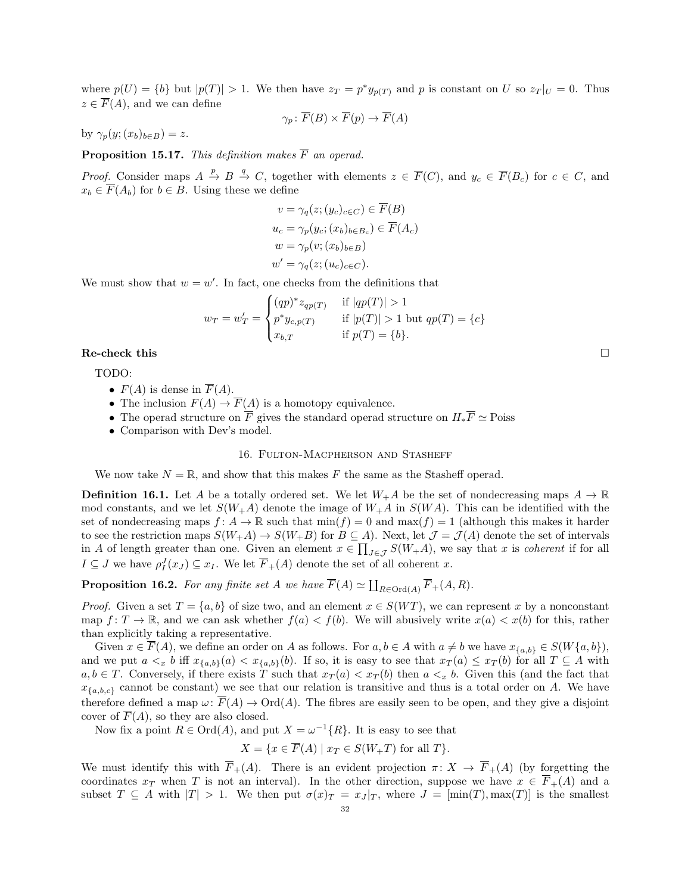where $p(U) = \{b\}$ but $|p(T)| > 1$. We then have $z_T = p^* y_{p(T)}$ and $p$ is constant on $U$ so $z_T|_U = 0$. Thus $z \in \overline{F}(A)$, and we can define

$$\gamma_p \colon \overline{F}(B) \times \overline{F}(p) \to \overline{F}(A)$$

by $\gamma_p(y; (x_b)_{b \in B}) = z$.

**Proposition 15.17.** *This definition makes $\overline{F}$ an operad.*

*Proof.* Consider maps $A \xrightarrow{p} B \xrightarrow{q} C$, together with elements $z \in \overline{F}(C)$, and $y_c \in \overline{F}(B_c)$ for $c \in C$, and $x_b \in \overline{F}(A_b)$ for $b \in B$. Using these we define

$$\begin{aligned} v &= \gamma_q(z; (y_c)_{c \in C}) \in \overline{F}(B) \\ u_c &= \gamma_p(y_c; (x_b)_{b \in B_c}) \in \overline{F}(A_c) \\ w &= \gamma_p(v; (x_b)_{b \in B}) \\ w' &= \gamma_q(z; (u_c)_{c \in C}). \end{aligned}$$

We must show that $w = w'$. In fact, one checks from the definitions that

$$w_T = w'_T = \begin{cases} (qp)^* z_{qp(T)} & \text{if } |qp(T)| > 1 \\ p^* y_{c,p(T)} & \text{if } |p(T)| > 1 \text{ but } qp(T) = \{c\} \\ x_{b,T} & \text{if } p(T) = \{b\}. \end{cases}$$

**Re-check this** □

TODO:

- $F(A)$ is dense in $\overline{F}(A)$.
- The inclusion $F(A) \to \overline{F}(A)$ is a homotopy equivalence.
- The operad structure on $\overline{F}$ gives the standard operad structure on $H_*\overline{F} \simeq \text{Poiss}$
- Comparison with Dev's model.

## 16. Fulton-Macpherson and Stasheff

We now take $N = \mathbb{R}$, and show that this makes $F$ the same as the Stasheff operad.

**Definition 16.1.** Let $A$ be a totally ordered set. We let $W_+A$ be the set of nondecreasing maps $A \to \mathbb{R}$ mod constants, and we let $S(W_+A)$ denote the image of $W_+A$ in $S(WA)$. This can be identified with the set of nondecreasing maps $f \colon A \to \mathbb{R}$ such that $\min(f) = 0$ and $\max(f) = 1$ (although this makes it harder to see the restriction maps $S(W_+A) \to S(W_+B)$ for $B \subseteq A$). Next, let $\mathcal{J} = \mathcal{J}(A)$ denote the set of intervals in $A$ of length greater than one. Given an element $x \in \prod_{J \in \mathcal{J}} S(W_+A)$, we say that $x$ is *coherent* if for all $I \subseteq J$ we have $\rho^J_I(x_J) \subseteq x_I$. We let $\overline{F}_+(A)$ denote the set of all coherent $x$.

**Proposition 16.2.** *For any finite set $A$ we have $\overline{F}(A) \simeq \coprod_{R \in \text{Ord}(A)} \overline{F}_+(A, R)$.*

*Proof.* Given a set $T = \{a, b\}$ of size two, and an element $x \in S(WT)$, we can represent $x$ by a nonconstant map $f \colon T \to \mathbb{R}$, and we can ask whether $f(a) < f(b)$. We will abusively write $x(a) < x(b)$ for this, rather than explicitly taking a representative.

Given $x \in \overline{F}(A)$, we define an order on $A$ as follows. For $a, b \in A$ with $a \neq b$ we have $x_{\{a,b\}} \in S(W\{a, b\})$, and we put $a <_x b$ iff $x_{\{a,b\}}(a) < x_{\{a,b\}}(b)$. If so, it is easy to see that $x_T(a) \leq x_T(b)$ for all $T \subseteq A$ with $a, b \in T$. Conversely, if there exists $T$ such that $x_T(a) < x_T(b)$ then $a <_x b$. Given this (and the fact that $x_{\{a,b,c\}}$ cannot be constant) we see that our relation is transitive and thus is a total order on $A$. We have therefore defined a map $\omega \colon \overline{F}(A) \to \text{Ord}(A)$. The fibres are easily seen to be open, and they give a disjoint cover of $\overline{F}(A)$, so they are also closed.

Now fix a point $R \in \text{Ord}(A)$, and put $X = \omega^{-1}\{R\}$. It is easy to see that

$$X = \{x \in \overline{F}(A) \mid x_T \in S(W_+T) \text{ for all } T\}.$$

We must identify this with $\overline{F}_+(A)$. There is an evident projection $\pi \colon X \to \overline{F}_+(A)$ (by forgetting the coordinates $x_T$ when $T$ is not an interval). In the other direction, suppose we have $x \in \overline{F}_+(A)$ and a subset $T \subseteq A$ with $|T| > 1$. We then put $\sigma(x)_T = x_J|_T$, where $J = [\min(T), \max(T)]$ is the smallest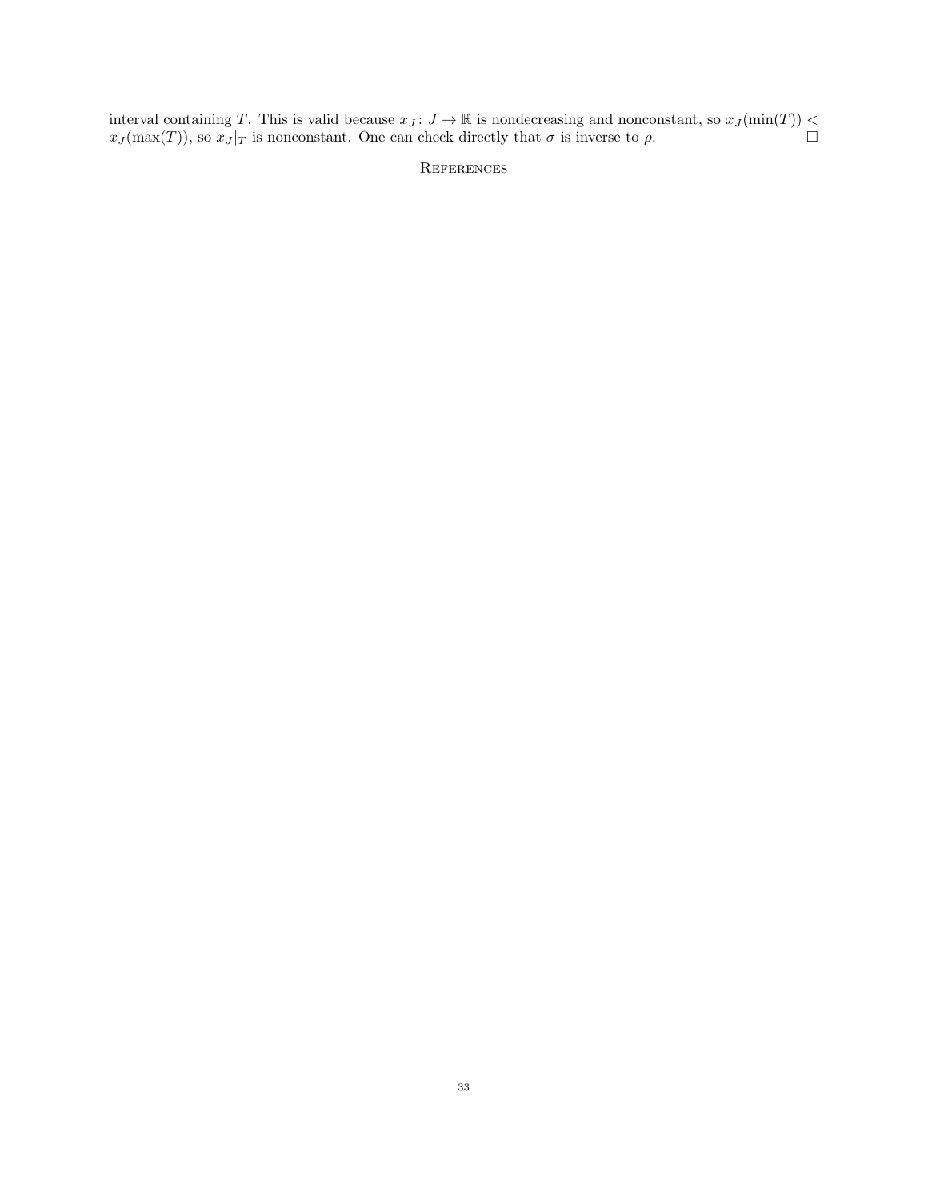interval containing $T$. This is valid because $x_J \colon J \to \mathbb{R}$ is nondecreasing and nonconstant, so $x_J(\min(T)) < x_J(\max(T))$, so $x_J|_T$ is nonconstant. One can check directly that $\sigma$ is inverse to $\rho$. $\square$

## References